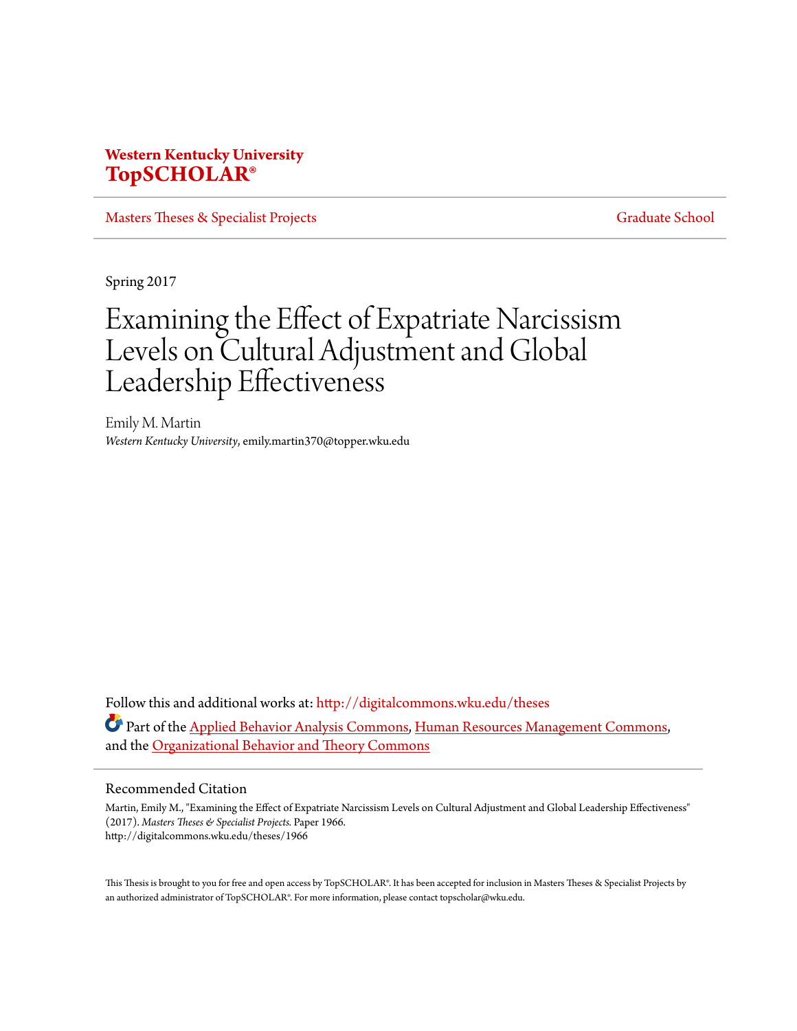**Western Kentucky University**
**TopSCHOLAR®**

Masters Theses & Specialist Projects | Graduate School

Spring 2017

# Examining the Effect of Expatriate Narcissism Levels on Cultural Adjustment and Global Leadership Effectiveness

Emily M. Martin
*Western Kentucky University*, emily.martin370@topper.wku.edu

Follow this and additional works at: http://digitalcommons.wku.edu/theses

Part of the Applied Behavior Analysis Commons, Human Resources Management Commons, and the Organizational Behavior and Theory Commons

## Recommended Citation

Martin, Emily M., "Examining the Effect of Expatriate Narcissism Levels on Cultural Adjustment and Global Leadership Effectiveness" (2017). *Masters Theses & Specialist Projects.* Paper 1966.
http://digitalcommons.wku.edu/theses/1966

This Thesis is brought to you for free and open access by TopSCHOLAR®. It has been accepted for inclusion in Masters Theses & Specialist Projects by an authorized administrator of TopSCHOLAR®. For more information, please contact topscholar@wku.edu.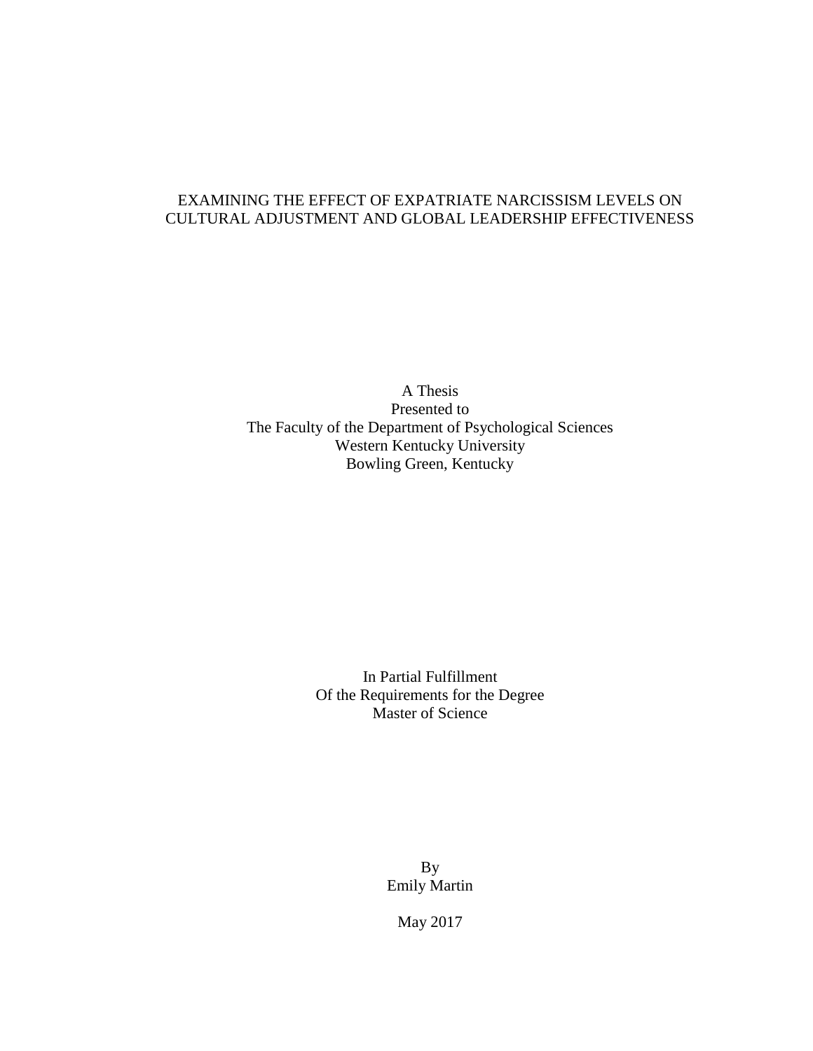# EXAMINING THE EFFECT OF EXPATRIATE NARCISSISM LEVELS ON CULTURAL ADJUSTMENT AND GLOBAL LEADERSHIP EFFECTIVENESS

A Thesis
Presented to
The Faculty of the Department of Psychological Sciences
Western Kentucky University
Bowling Green, Kentucky

In Partial Fulfillment
Of the Requirements for the Degree
Master of Science

By
Emily Martin

May 2017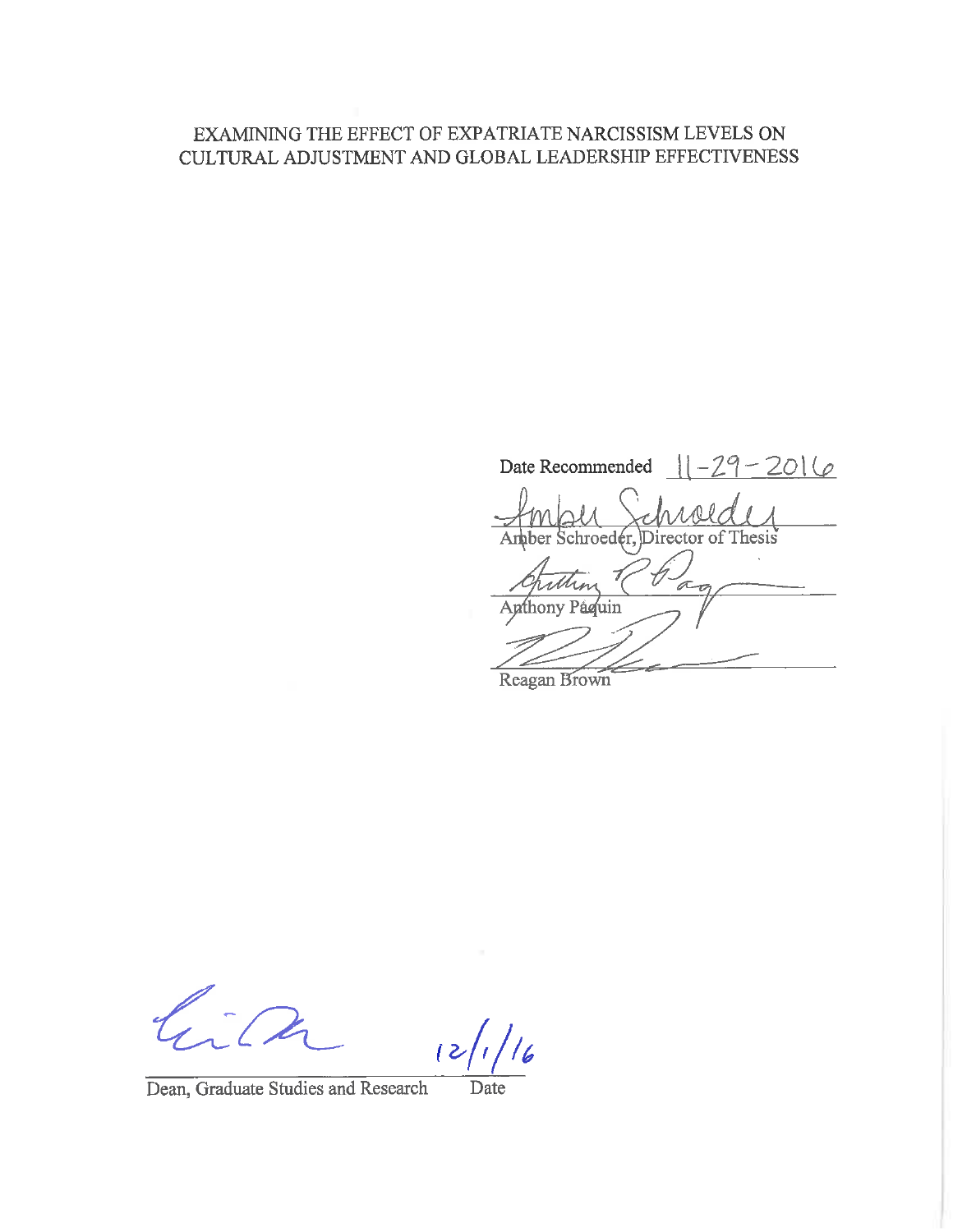EXAMINING THE EFFECT OF EXPATRIATE NARCISSISM LEVELS ON CULTURAL ADJUSTMENT AND GLOBAL LEADERSHIP EFFECTIVENESS

Date Recommended 11-29-2016

Amber Schroeder, Director of Thesis

Anthony Paquin

Reagan Brown

Dean, Graduate Studies and Research    12/1/16
Date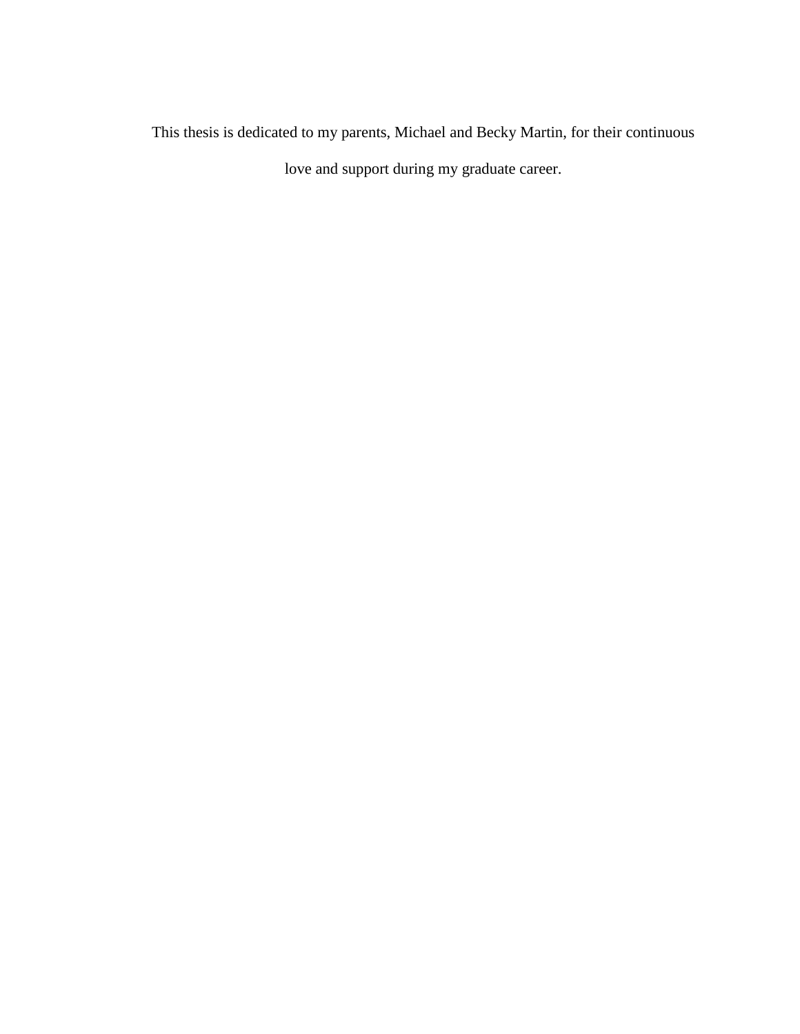This thesis is dedicated to my parents, Michael and Becky Martin, for their continuous love and support during my graduate career.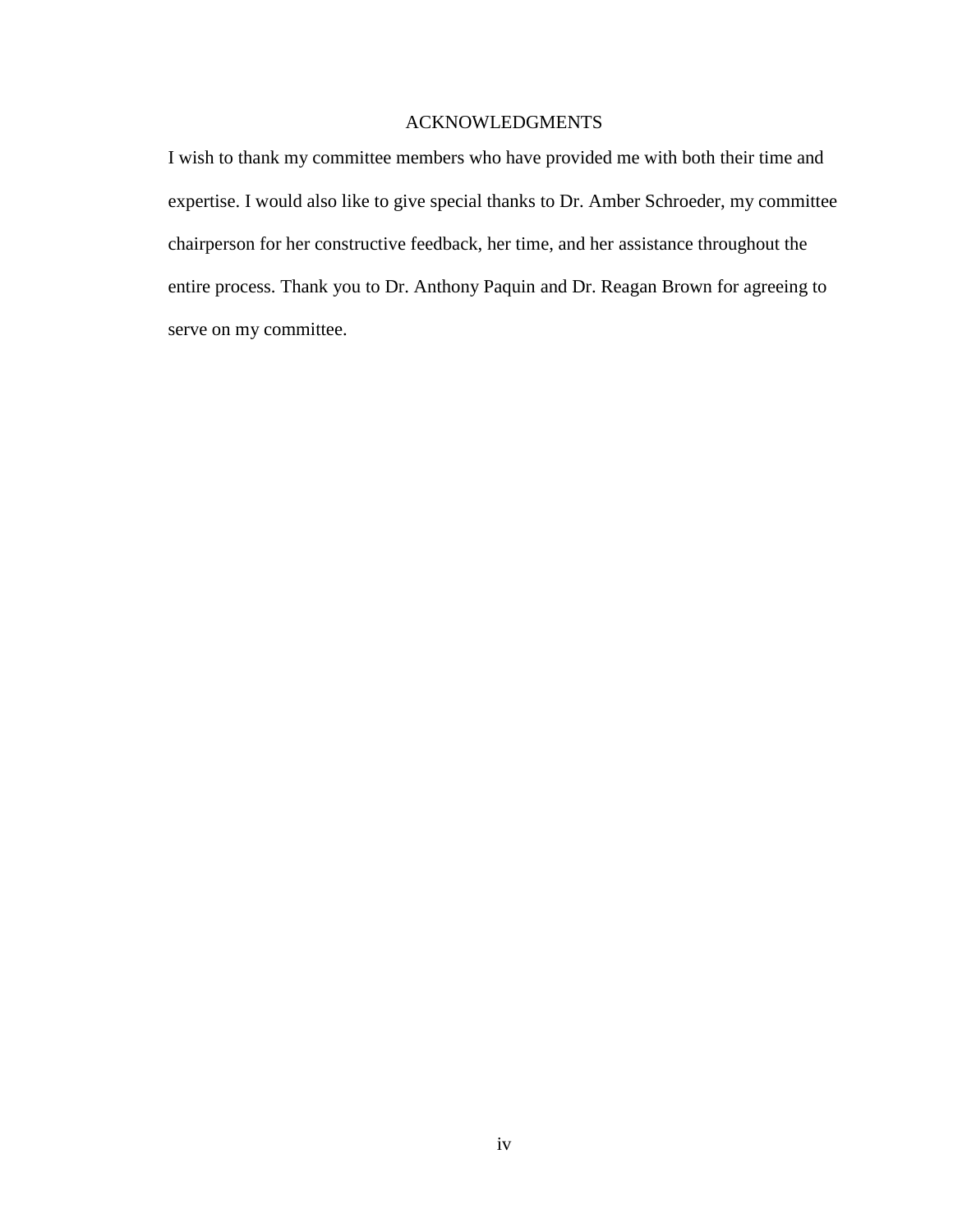# ACKNOWLEDGMENTS

I wish to thank my committee members who have provided me with both their time and expertise. I would also like to give special thanks to Dr. Amber Schroeder, my committee chairperson for her constructive feedback, her time, and her assistance throughout the entire process. Thank you to Dr. Anthony Paquin and Dr. Reagan Brown for agreeing to serve on my committee.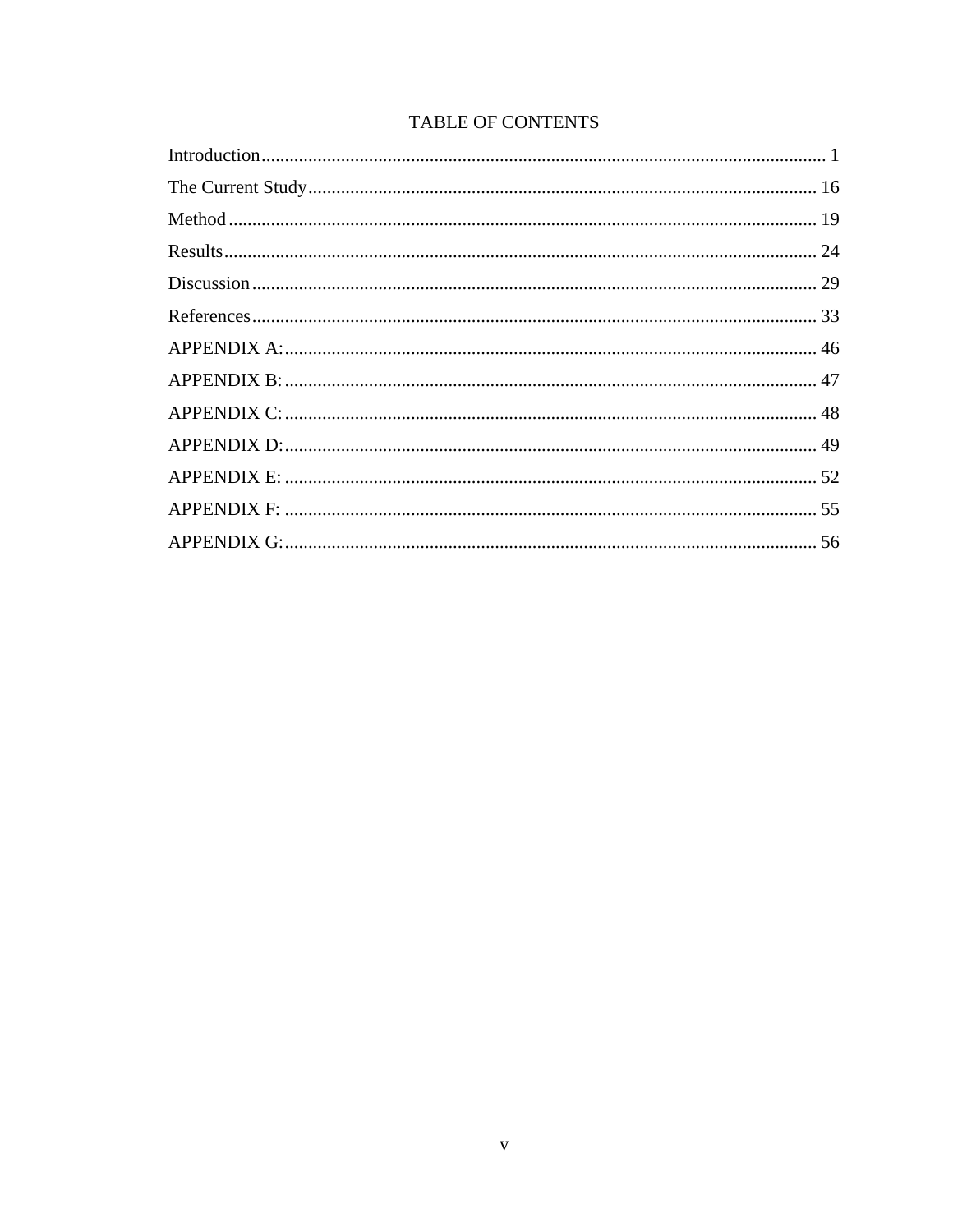# TABLE OF CONTENTS

Introduction........................................................................................................................ 1

The Current Study............................................................................................................ 16

Method ............................................................................................................................. 19

Results.............................................................................................................................. 24

Discussion ........................................................................................................................ 29

References ........................................................................................................................ 33

APPENDIX A:................................................................................................................. 46

APPENDIX B:................................................................................................................. 47

APPENDIX C:................................................................................................................. 48

APPENDIX D:................................................................................................................. 49

APPENDIX E: ................................................................................................................. 52

APPENDIX F: ................................................................................................................. 55

APPENDIX G:................................................................................................................. 56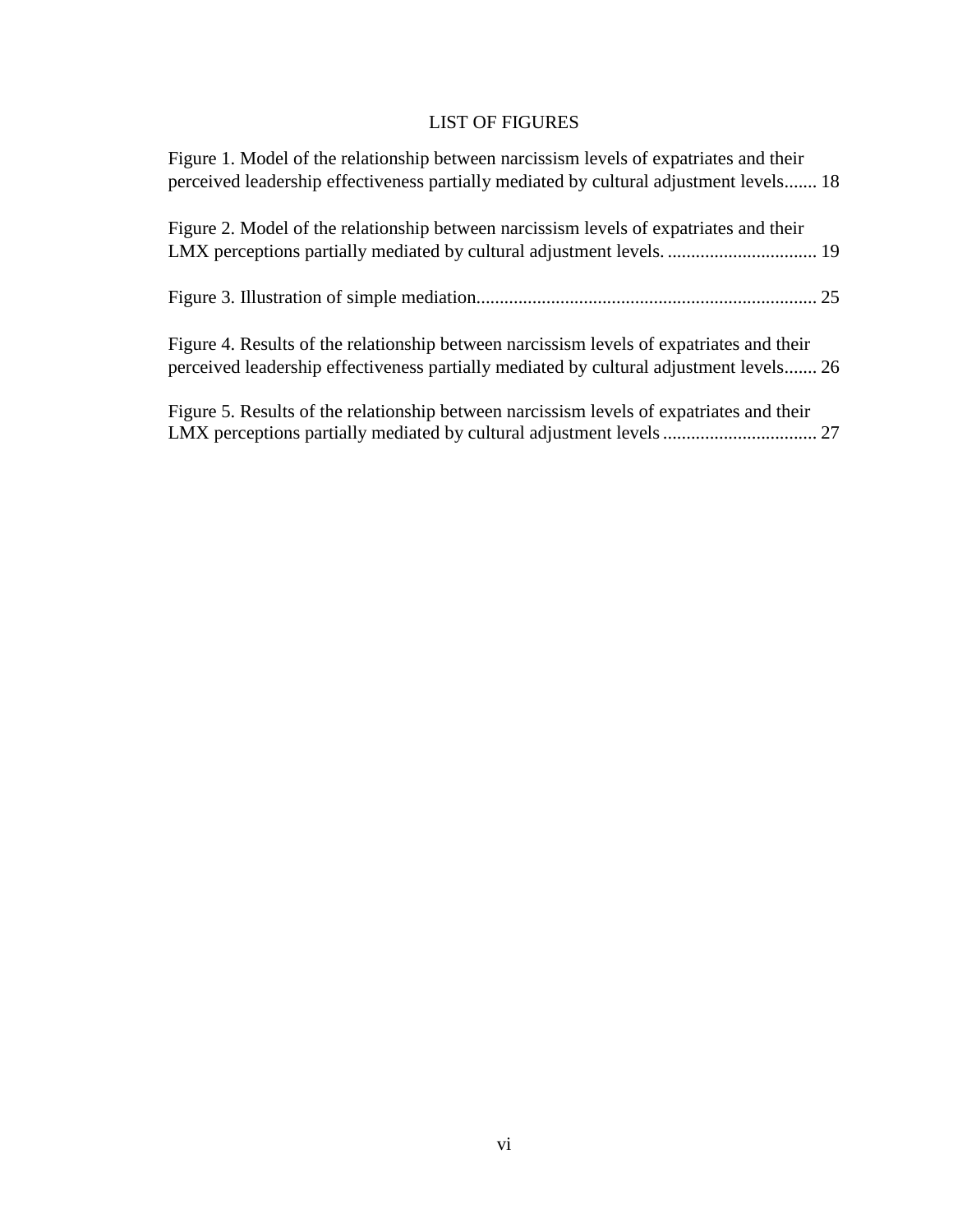# LIST OF FIGURES

Figure 1. Model of the relationship between narcissism levels of expatriates and their perceived leadership effectiveness partially mediated by cultural adjustment levels....... 18

Figure 2. Model of the relationship between narcissism levels of expatriates and their LMX perceptions partially mediated by cultural adjustment levels. ................................ 19

Figure 3. Illustration of simple mediation........................................................................ 25

Figure 4. Results of the relationship between narcissism levels of expatriates and their perceived leadership effectiveness partially mediated by cultural adjustment levels....... 26

Figure 5. Results of the relationship between narcissism levels of expatriates and their LMX perceptions partially mediated by cultural adjustment levels ................................ 27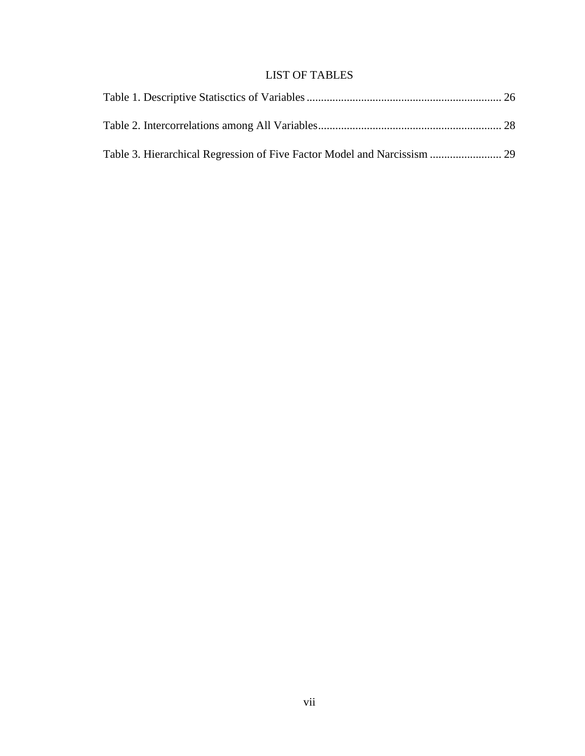# LIST OF TABLES

Table 1. Descriptive Statisctics of Variables .................................................................... 26

Table 2. Intercorrelations among All Variables ................................................................ 28

Table 3. Hierarchical Regression of Five Factor Model and Narcissism ......................... 29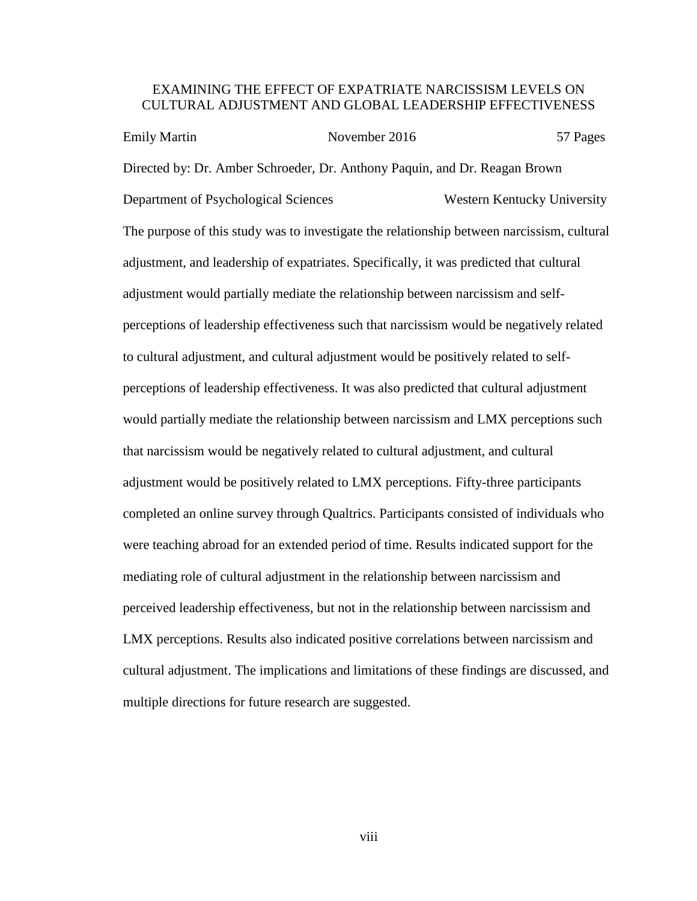EXAMINING THE EFFECT OF EXPATRIATE NARCISSISM LEVELS ON CULTURAL ADJUSTMENT AND GLOBAL LEADERSHIP EFFECTIVENESS

Emily Martin November 2016 57 Pages

Directed by: Dr. Amber Schroeder, Dr. Anthony Paquin, and Dr. Reagan Brown

Department of Psychological Sciences Western Kentucky University

The purpose of this study was to investigate the relationship between narcissism, cultural adjustment, and leadership of expatriates. Specifically, it was predicted that cultural adjustment would partially mediate the relationship between narcissism and self-perceptions of leadership effectiveness such that narcissism would be negatively related to cultural adjustment, and cultural adjustment would be positively related to self-perceptions of leadership effectiveness. It was also predicted that cultural adjustment would partially mediate the relationship between narcissism and LMX perceptions such that narcissism would be negatively related to cultural adjustment, and cultural adjustment would be positively related to LMX perceptions. Fifty-three participants completed an online survey through Qualtrics. Participants consisted of individuals who were teaching abroad for an extended period of time. Results indicated support for the mediating role of cultural adjustment in the relationship between narcissism and perceived leadership effectiveness, but not in the relationship between narcissism and LMX perceptions. Results also indicated positive correlations between narcissism and cultural adjustment. The implications and limitations of these findings are discussed, and multiple directions for future research are suggested.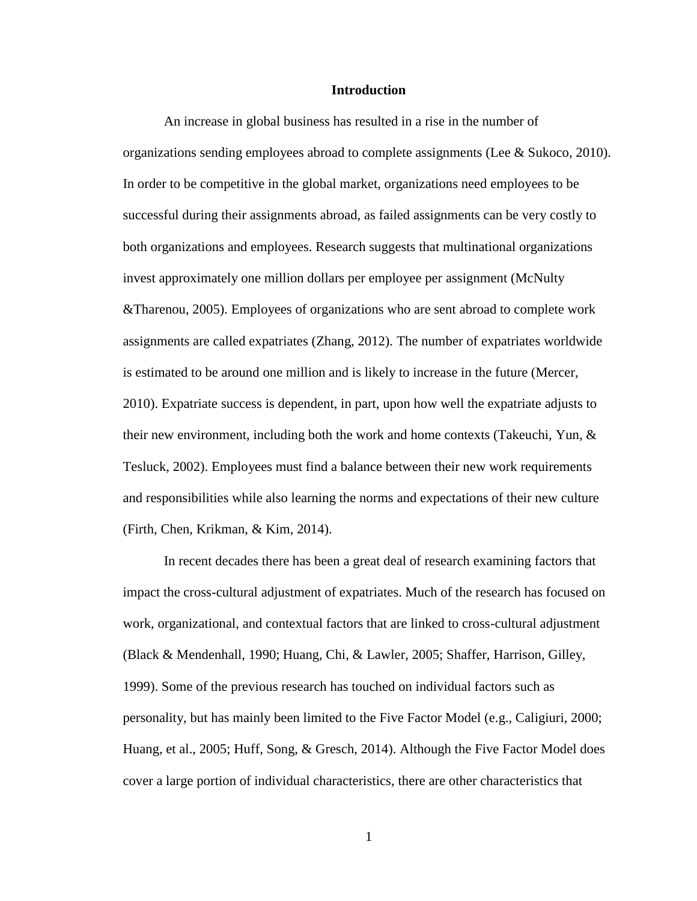# Introduction

An increase in global business has resulted in a rise in the number of organizations sending employees abroad to complete assignments (Lee & Sukoco, 2010). In order to be competitive in the global market, organizations need employees to be successful during their assignments abroad, as failed assignments can be very costly to both organizations and employees. Research suggests that multinational organizations invest approximately one million dollars per employee per assignment (McNulty &Tharenou, 2005). Employees of organizations who are sent abroad to complete work assignments are called expatriates (Zhang, 2012). The number of expatriates worldwide is estimated to be around one million and is likely to increase in the future (Mercer, 2010). Expatriate success is dependent, in part, upon how well the expatriate adjusts to their new environment, including both the work and home contexts (Takeuchi, Yun, & Tesluck, 2002). Employees must find a balance between their new work requirements and responsibilities while also learning the norms and expectations of their new culture (Firth, Chen, Krikman, & Kim, 2014).

In recent decades there has been a great deal of research examining factors that impact the cross-cultural adjustment of expatriates. Much of the research has focused on work, organizational, and contextual factors that are linked to cross-cultural adjustment (Black & Mendenhall, 1990; Huang, Chi, & Lawler, 2005; Shaffer, Harrison, Gilley, 1999). Some of the previous research has touched on individual factors such as personality, but has mainly been limited to the Five Factor Model (e.g., Caligiuri, 2000; Huang, et al., 2005; Huff, Song, & Gresch, 2014). Although the Five Factor Model does cover a large portion of individual characteristics, there are other characteristics that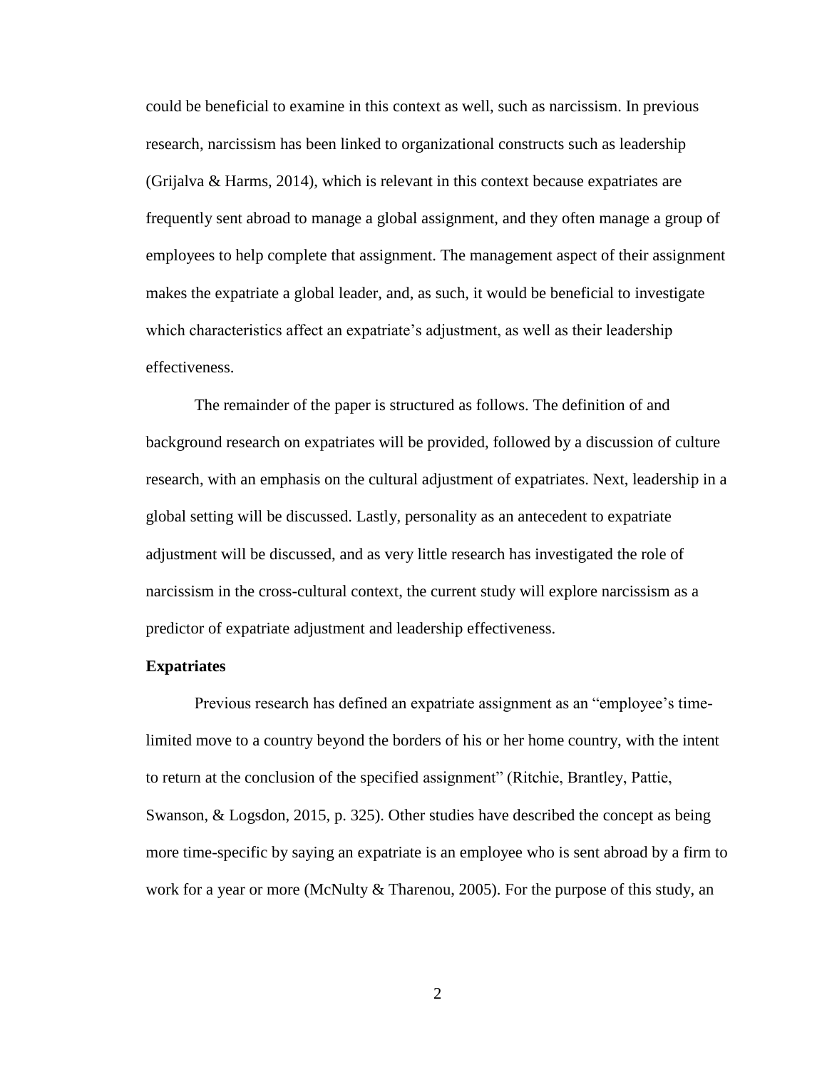could be beneficial to examine in this context as well, such as narcissism. In previous research, narcissism has been linked to organizational constructs such as leadership (Grijalva & Harms, 2014), which is relevant in this context because expatriates are frequently sent abroad to manage a global assignment, and they often manage a group of employees to help complete that assignment. The management aspect of their assignment makes the expatriate a global leader, and, as such, it would be beneficial to investigate which characteristics affect an expatriate's adjustment, as well as their leadership effectiveness.

The remainder of the paper is structured as follows. The definition of and background research on expatriates will be provided, followed by a discussion of culture research, with an emphasis on the cultural adjustment of expatriates. Next, leadership in a global setting will be discussed. Lastly, personality as an antecedent to expatriate adjustment will be discussed, and as very little research has investigated the role of narcissism in the cross-cultural context, the current study will explore narcissism as a predictor of expatriate adjustment and leadership effectiveness.

**Expatriates**

Previous research has defined an expatriate assignment as an "employee's time-limited move to a country beyond the borders of his or her home country, with the intent to return at the conclusion of the specified assignment" (Ritchie, Brantley, Pattie, Swanson, & Logsdon, 2015, p. 325). Other studies have described the concept as being more time-specific by saying an expatriate is an employee who is sent abroad by a firm to work for a year or more (McNulty & Tharenou, 2005). For the purpose of this study, an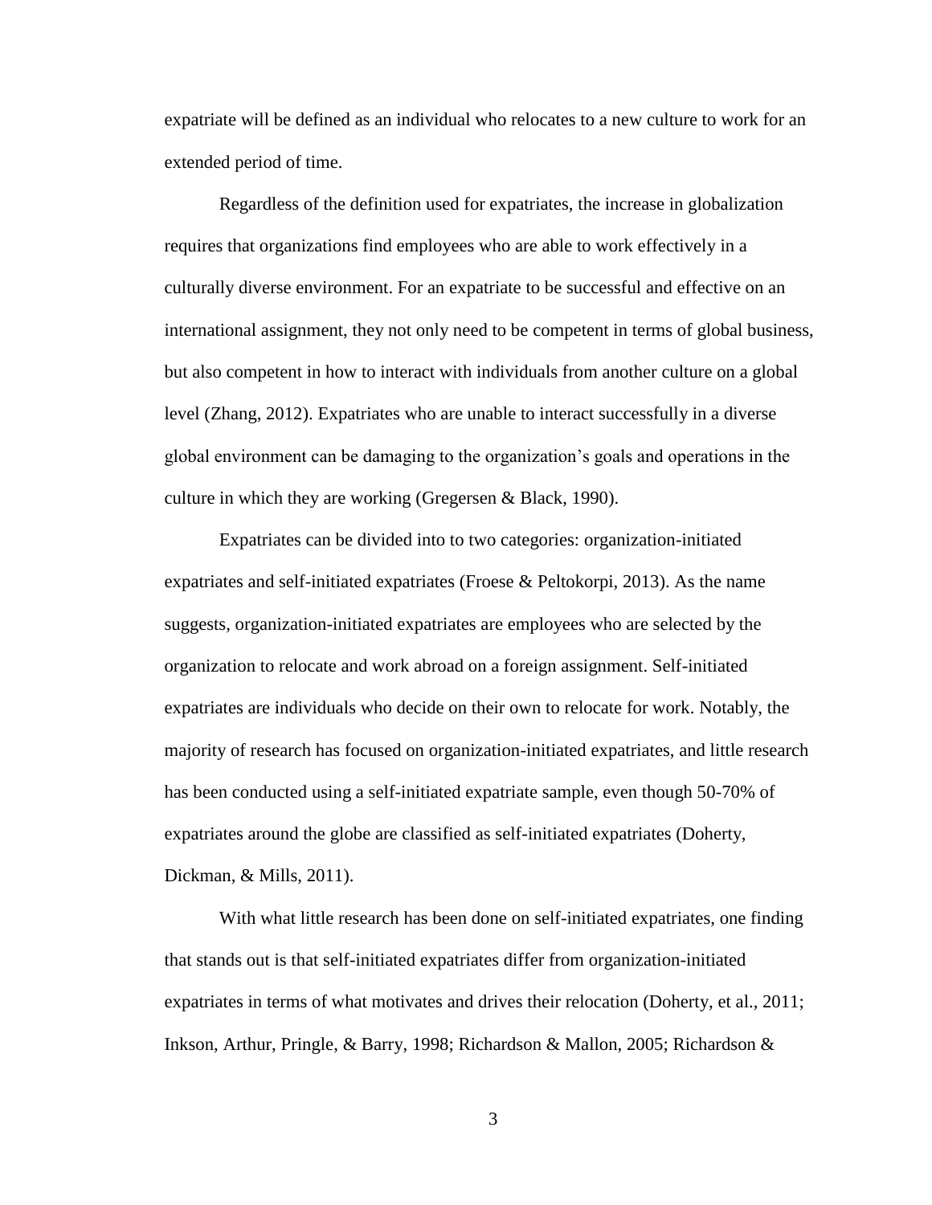expatriate will be defined as an individual who relocates to a new culture to work for an extended period of time.

Regardless of the definition used for expatriates, the increase in globalization requires that organizations find employees who are able to work effectively in a culturally diverse environment. For an expatriate to be successful and effective on an international assignment, they not only need to be competent in terms of global business, but also competent in how to interact with individuals from another culture on a global level (Zhang, 2012). Expatriates who are unable to interact successfully in a diverse global environment can be damaging to the organization's goals and operations in the culture in which they are working (Gregersen & Black, 1990).

Expatriates can be divided into to two categories: organization-initiated expatriates and self-initiated expatriates (Froese & Peltokorpi, 2013). As the name suggests, organization-initiated expatriates are employees who are selected by the organization to relocate and work abroad on a foreign assignment. Self-initiated expatriates are individuals who decide on their own to relocate for work. Notably, the majority of research has focused on organization-initiated expatriates, and little research has been conducted using a self-initiated expatriate sample, even though 50-70% of expatriates around the globe are classified as self-initiated expatriates (Doherty, Dickman, & Mills, 2011).

With what little research has been done on self-initiated expatriates, one finding that stands out is that self-initiated expatriates differ from organization-initiated expatriates in terms of what motivates and drives their relocation (Doherty, et al., 2011; Inkson, Arthur, Pringle, & Barry, 1998; Richardson & Mallon, 2005; Richardson &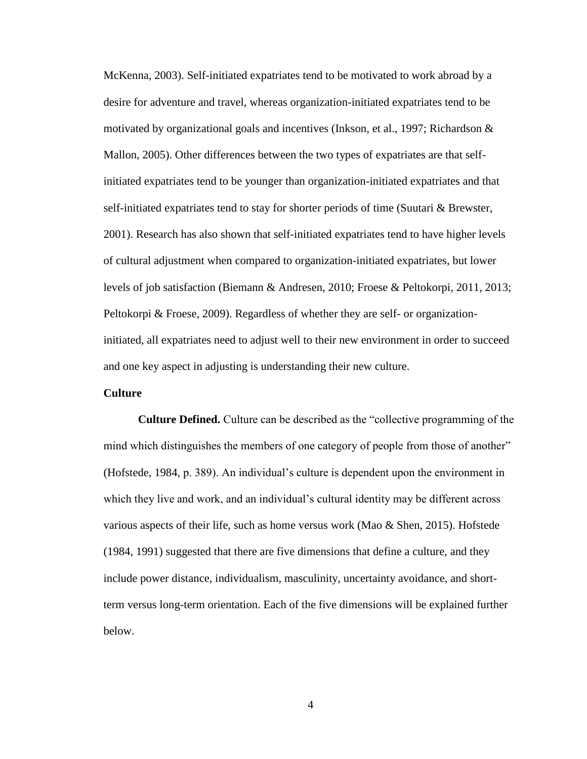McKenna, 2003). Self-initiated expatriates tend to be motivated to work abroad by a desire for adventure and travel, whereas organization-initiated expatriates tend to be motivated by organizational goals and incentives (Inkson, et al., 1997; Richardson & Mallon, 2005). Other differences between the two types of expatriates are that self-initiated expatriates tend to be younger than organization-initiated expatriates and that self-initiated expatriates tend to stay for shorter periods of time (Suutari & Brewster, 2001). Research has also shown that self-initiated expatriates tend to have higher levels of cultural adjustment when compared to organization-initiated expatriates, but lower levels of job satisfaction (Biemann & Andresen, 2010; Froese & Peltokorpi, 2011, 2013; Peltokorpi & Froese, 2009). Regardless of whether they are self- or organization-initiated, all expatriates need to adjust well to their new environment in order to succeed and one key aspect in adjusting is understanding their new culture.

## Culture

**Culture Defined.** Culture can be described as the "collective programming of the mind which distinguishes the members of one category of people from those of another" (Hofstede, 1984, p. 389). An individual's culture is dependent upon the environment in which they live and work, and an individual's cultural identity may be different across various aspects of their life, such as home versus work (Mao & Shen, 2015). Hofstede (1984, 1991) suggested that there are five dimensions that define a culture, and they include power distance, individualism, masculinity, uncertainty avoidance, and short-term versus long-term orientation. Each of the five dimensions will be explained further below.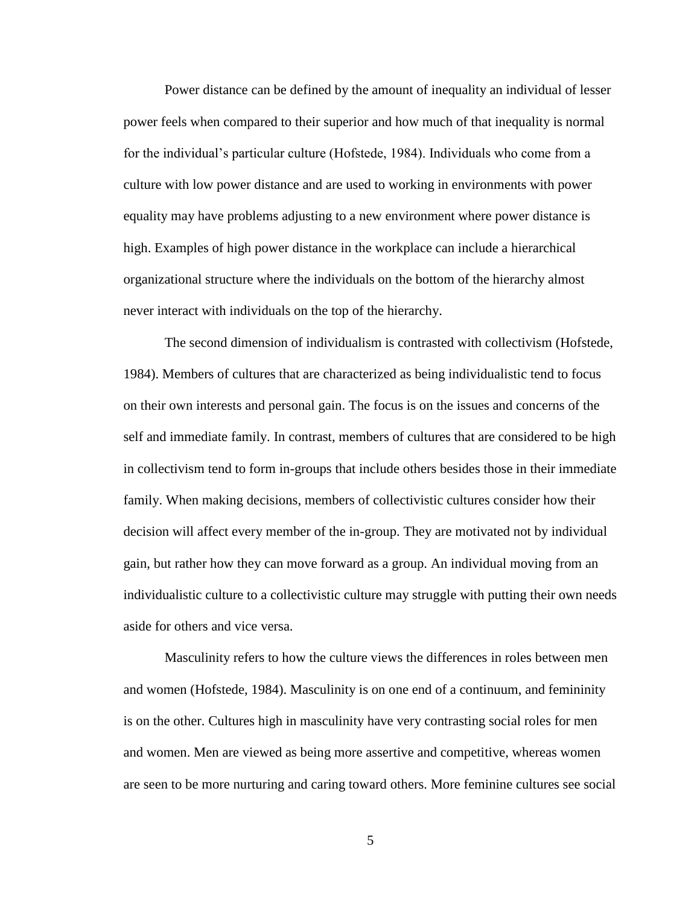Power distance can be defined by the amount of inequality an individual of lesser power feels when compared to their superior and how much of that inequality is normal for the individual's particular culture (Hofstede, 1984). Individuals who come from a culture with low power distance and are used to working in environments with power equality may have problems adjusting to a new environment where power distance is high. Examples of high power distance in the workplace can include a hierarchical organizational structure where the individuals on the bottom of the hierarchy almost never interact with individuals on the top of the hierarchy.

The second dimension of individualism is contrasted with collectivism (Hofstede, 1984). Members of cultures that are characterized as being individualistic tend to focus on their own interests and personal gain. The focus is on the issues and concerns of the self and immediate family. In contrast, members of cultures that are considered to be high in collectivism tend to form in-groups that include others besides those in their immediate family. When making decisions, members of collectivistic cultures consider how their decision will affect every member of the in-group. They are motivated not by individual gain, but rather how they can move forward as a group. An individual moving from an individualistic culture to a collectivistic culture may struggle with putting their own needs aside for others and vice versa.

Masculinity refers to how the culture views the differences in roles between men and women (Hofstede, 1984). Masculinity is on one end of a continuum, and femininity is on the other. Cultures high in masculinity have very contrasting social roles for men and women. Men are viewed as being more assertive and competitive, whereas women are seen to be more nurturing and caring toward others. More feminine cultures see social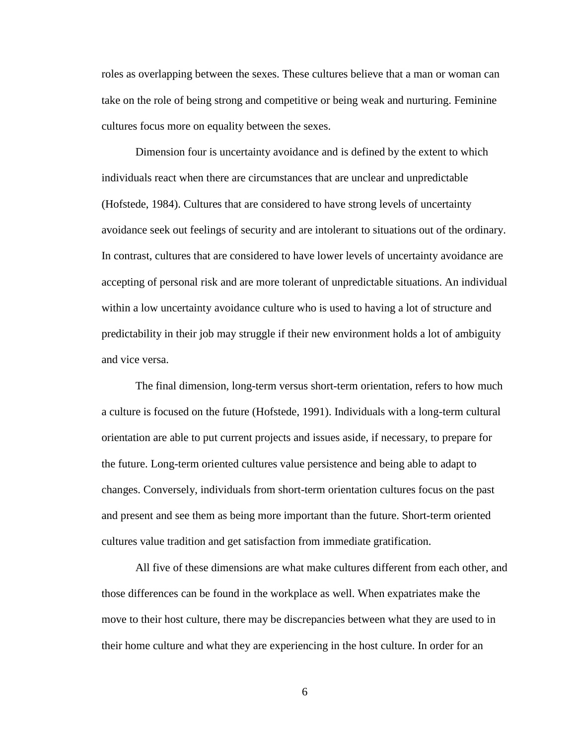roles as overlapping between the sexes. These cultures believe that a man or woman can take on the role of being strong and competitive or being weak and nurturing. Feminine cultures focus more on equality between the sexes.

Dimension four is uncertainty avoidance and is defined by the extent to which individuals react when there are circumstances that are unclear and unpredictable (Hofstede, 1984). Cultures that are considered to have strong levels of uncertainty avoidance seek out feelings of security and are intolerant to situations out of the ordinary. In contrast, cultures that are considered to have lower levels of uncertainty avoidance are accepting of personal risk and are more tolerant of unpredictable situations. An individual within a low uncertainty avoidance culture who is used to having a lot of structure and predictability in their job may struggle if their new environment holds a lot of ambiguity and vice versa.

The final dimension, long-term versus short-term orientation, refers to how much a culture is focused on the future (Hofstede, 1991). Individuals with a long-term cultural orientation are able to put current projects and issues aside, if necessary, to prepare for the future. Long-term oriented cultures value persistence and being able to adapt to changes. Conversely, individuals from short-term orientation cultures focus on the past and present and see them as being more important than the future. Short-term oriented cultures value tradition and get satisfaction from immediate gratification.

All five of these dimensions are what make cultures different from each other, and those differences can be found in the workplace as well. When expatriates make the move to their host culture, there may be discrepancies between what they are used to in their home culture and what they are experiencing in the host culture. In order for an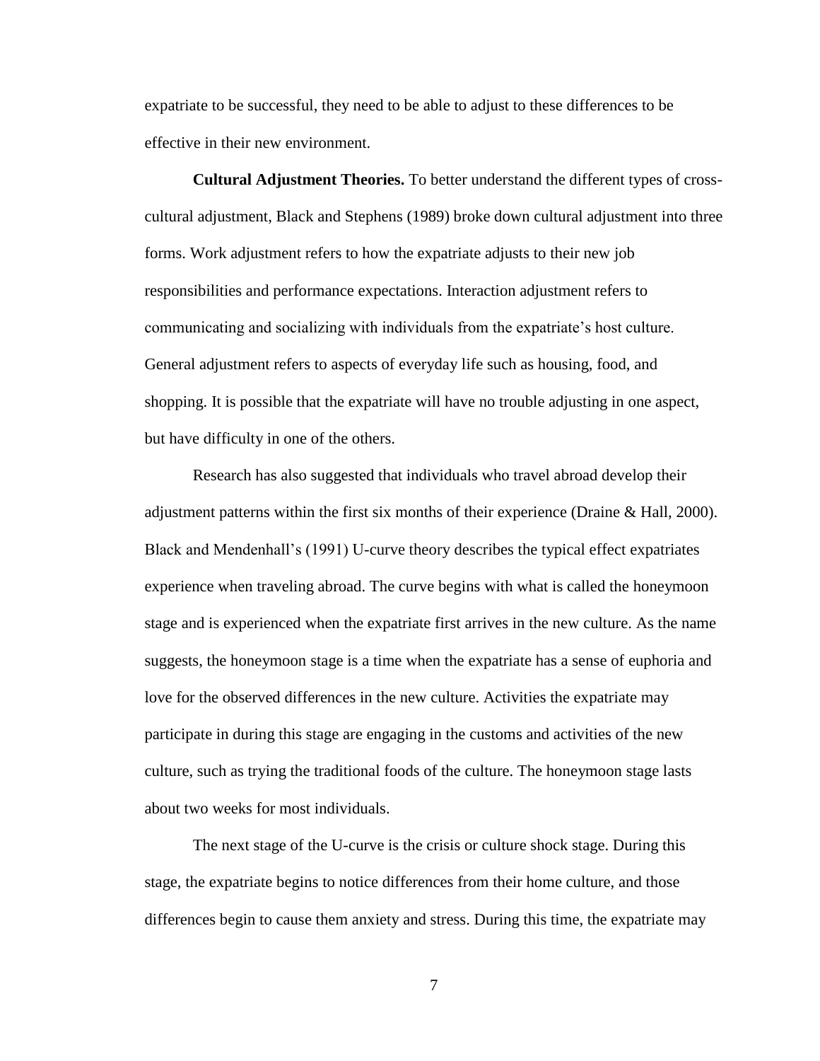expatriate to be successful, they need to be able to adjust to these differences to be effective in their new environment.

**Cultural Adjustment Theories.** To better understand the different types of cross-cultural adjustment, Black and Stephens (1989) broke down cultural adjustment into three forms. Work adjustment refers to how the expatriate adjusts to their new job responsibilities and performance expectations. Interaction adjustment refers to communicating and socializing with individuals from the expatriate's host culture. General adjustment refers to aspects of everyday life such as housing, food, and shopping. It is possible that the expatriate will have no trouble adjusting in one aspect, but have difficulty in one of the others.

Research has also suggested that individuals who travel abroad develop their adjustment patterns within the first six months of their experience (Draine & Hall, 2000). Black and Mendenhall's (1991) U-curve theory describes the typical effect expatriates experience when traveling abroad. The curve begins with what is called the honeymoon stage and is experienced when the expatriate first arrives in the new culture. As the name suggests, the honeymoon stage is a time when the expatriate has a sense of euphoria and love for the observed differences in the new culture. Activities the expatriate may participate in during this stage are engaging in the customs and activities of the new culture, such as trying the traditional foods of the culture. The honeymoon stage lasts about two weeks for most individuals.

The next stage of the U-curve is the crisis or culture shock stage. During this stage, the expatriate begins to notice differences from their home culture, and those differences begin to cause them anxiety and stress. During this time, the expatriate may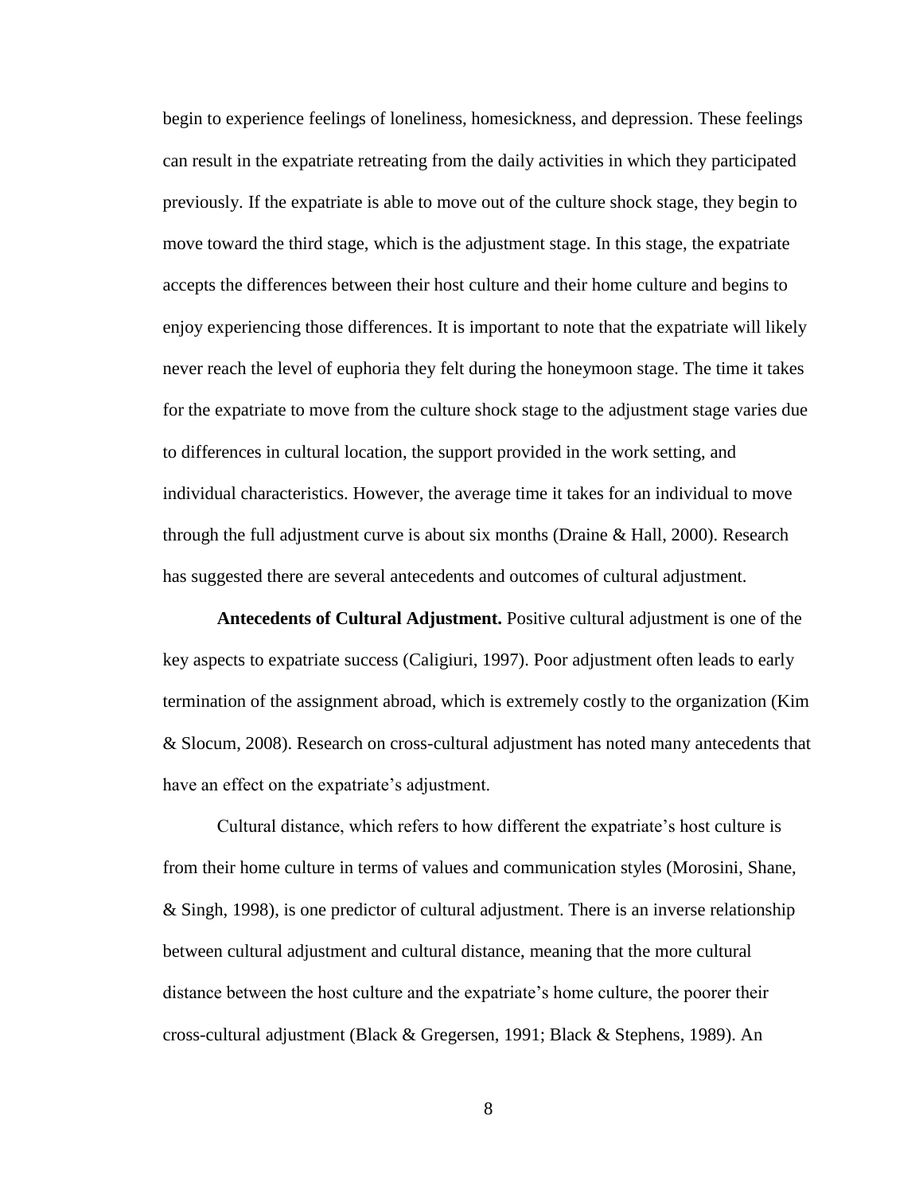begin to experience feelings of loneliness, homesickness, and depression. These feelings can result in the expatriate retreating from the daily activities in which they participated previously. If the expatriate is able to move out of the culture shock stage, they begin to move toward the third stage, which is the adjustment stage. In this stage, the expatriate accepts the differences between their host culture and their home culture and begins to enjoy experiencing those differences. It is important to note that the expatriate will likely never reach the level of euphoria they felt during the honeymoon stage. The time it takes for the expatriate to move from the culture shock stage to the adjustment stage varies due to differences in cultural location, the support provided in the work setting, and individual characteristics. However, the average time it takes for an individual to move through the full adjustment curve is about six months (Draine & Hall, 2000). Research has suggested there are several antecedents and outcomes of cultural adjustment.

**Antecedents of Cultural Adjustment.** Positive cultural adjustment is one of the key aspects to expatriate success (Caligiuri, 1997). Poor adjustment often leads to early termination of the assignment abroad, which is extremely costly to the organization (Kim & Slocum, 2008). Research on cross-cultural adjustment has noted many antecedents that have an effect on the expatriate's adjustment.

Cultural distance, which refers to how different the expatriate's host culture is from their home culture in terms of values and communication styles (Morosini, Shane, & Singh, 1998), is one predictor of cultural adjustment. There is an inverse relationship between cultural adjustment and cultural distance, meaning that the more cultural distance between the host culture and the expatriate's home culture, the poorer their cross-cultural adjustment (Black & Gregersen, 1991; Black & Stephens, 1989). An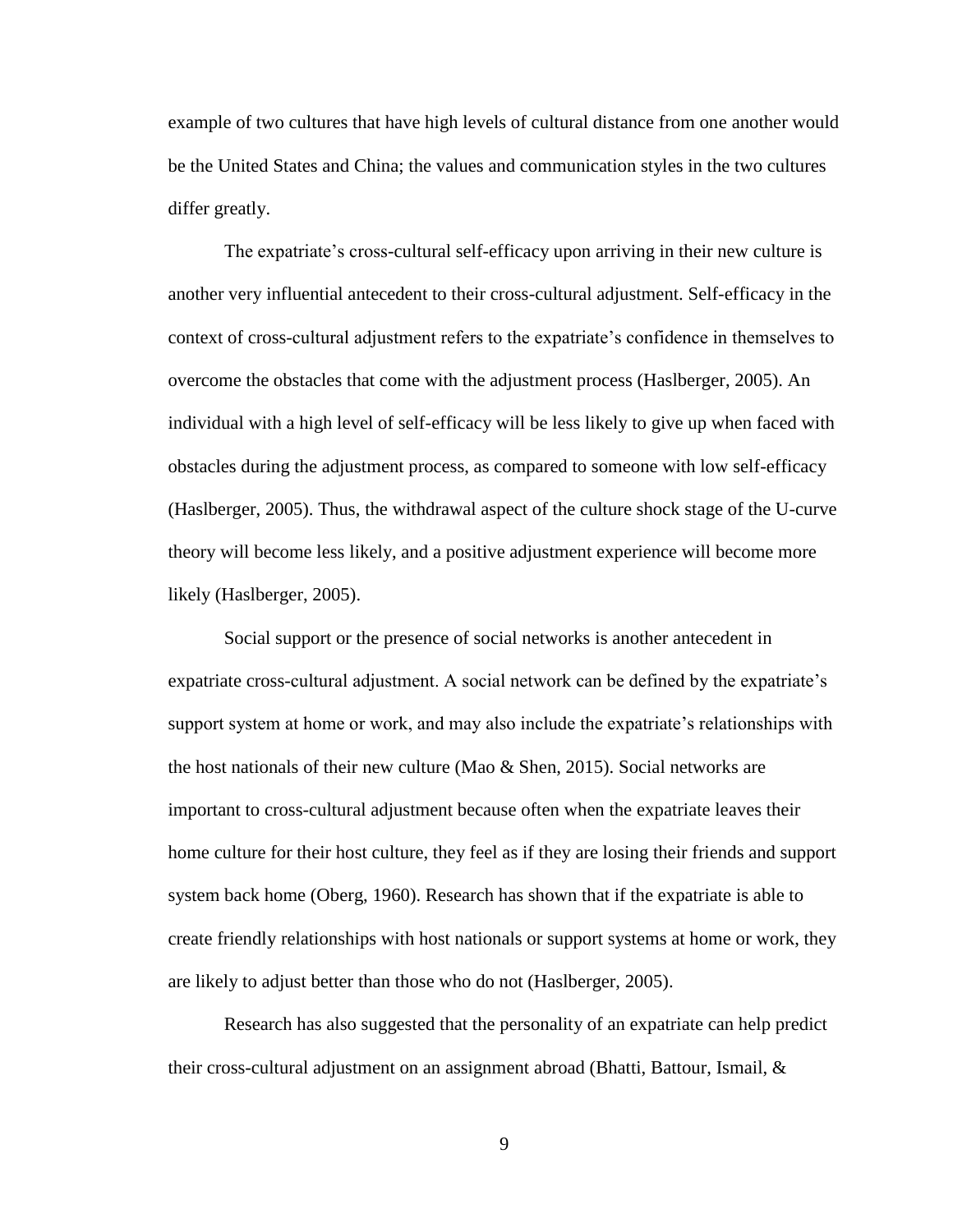example of two cultures that have high levels of cultural distance from one another would be the United States and China; the values and communication styles in the two cultures differ greatly.

The expatriate's cross-cultural self-efficacy upon arriving in their new culture is another very influential antecedent to their cross-cultural adjustment. Self-efficacy in the context of cross-cultural adjustment refers to the expatriate's confidence in themselves to overcome the obstacles that come with the adjustment process (Haslberger, 2005). An individual with a high level of self-efficacy will be less likely to give up when faced with obstacles during the adjustment process, as compared to someone with low self-efficacy (Haslberger, 2005). Thus, the withdrawal aspect of the culture shock stage of the U-curve theory will become less likely, and a positive adjustment experience will become more likely (Haslberger, 2005).

Social support or the presence of social networks is another antecedent in expatriate cross-cultural adjustment. A social network can be defined by the expatriate's support system at home or work, and may also include the expatriate's relationships with the host nationals of their new culture (Mao & Shen, 2015). Social networks are important to cross-cultural adjustment because often when the expatriate leaves their home culture for their host culture, they feel as if they are losing their friends and support system back home (Oberg, 1960). Research has shown that if the expatriate is able to create friendly relationships with host nationals or support systems at home or work, they are likely to adjust better than those who do not (Haslberger, 2005).

Research has also suggested that the personality of an expatriate can help predict their cross-cultural adjustment on an assignment abroad (Bhatti, Battour, Ismail, &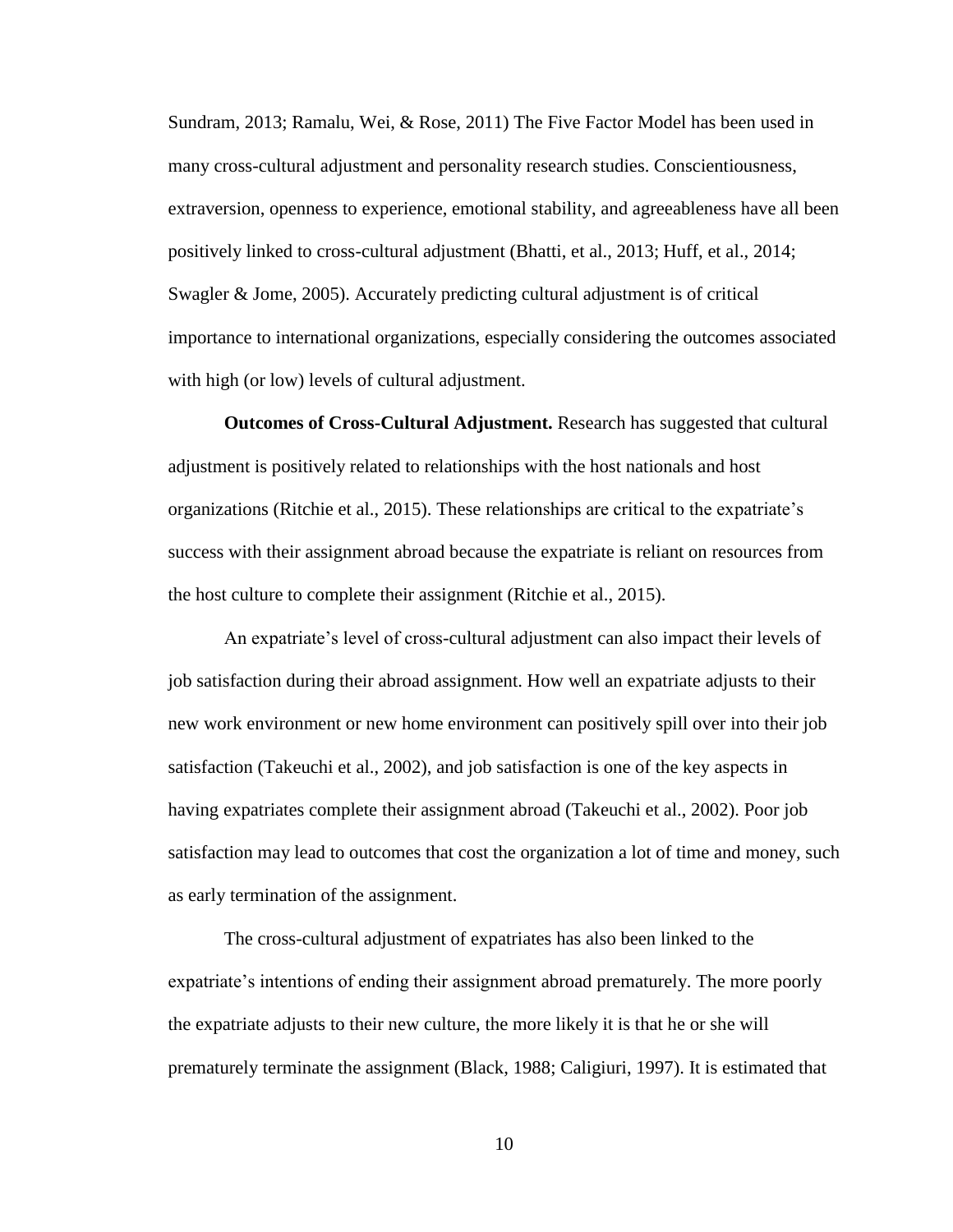Sundram, 2013; Ramalu, Wei, & Rose, 2011) The Five Factor Model has been used in many cross-cultural adjustment and personality research studies. Conscientiousness, extraversion, openness to experience, emotional stability, and agreeableness have all been positively linked to cross-cultural adjustment (Bhatti, et al., 2013; Huff, et al., 2014; Swagler & Jome, 2005). Accurately predicting cultural adjustment is of critical importance to international organizations, especially considering the outcomes associated with high (or low) levels of cultural adjustment.

**Outcomes of Cross-Cultural Adjustment.** Research has suggested that cultural adjustment is positively related to relationships with the host nationals and host organizations (Ritchie et al., 2015). These relationships are critical to the expatriate's success with their assignment abroad because the expatriate is reliant on resources from the host culture to complete their assignment (Ritchie et al., 2015).

An expatriate's level of cross-cultural adjustment can also impact their levels of job satisfaction during their abroad assignment. How well an expatriate adjusts to their new work environment or new home environment can positively spill over into their job satisfaction (Takeuchi et al., 2002), and job satisfaction is one of the key aspects in having expatriates complete their assignment abroad (Takeuchi et al., 2002). Poor job satisfaction may lead to outcomes that cost the organization a lot of time and money, such as early termination of the assignment.

The cross-cultural adjustment of expatriates has also been linked to the expatriate's intentions of ending their assignment abroad prematurely. The more poorly the expatriate adjusts to their new culture, the more likely it is that he or she will prematurely terminate the assignment (Black, 1988; Caligiuri, 1997). It is estimated that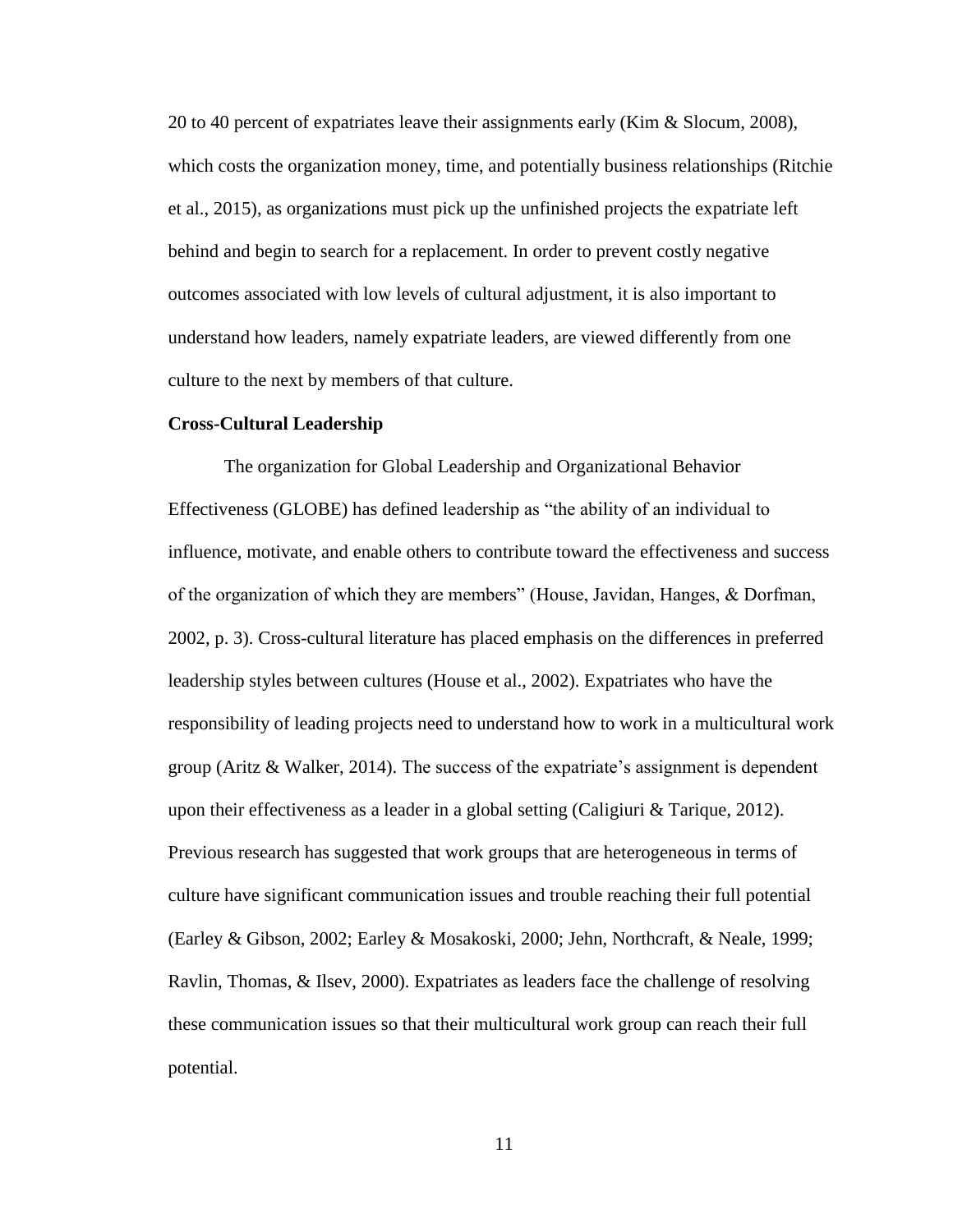20 to 40 percent of expatriates leave their assignments early (Kim & Slocum, 2008), which costs the organization money, time, and potentially business relationships (Ritchie et al., 2015), as organizations must pick up the unfinished projects the expatriate left behind and begin to search for a replacement. In order to prevent costly negative outcomes associated with low levels of cultural adjustment, it is also important to understand how leaders, namely expatriate leaders, are viewed differently from one culture to the next by members of that culture.

**Cross-Cultural Leadership**

The organization for Global Leadership and Organizational Behavior Effectiveness (GLOBE) has defined leadership as "the ability of an individual to influence, motivate, and enable others to contribute toward the effectiveness and success of the organization of which they are members" (House, Javidan, Hanges, & Dorfman, 2002, p. 3). Cross-cultural literature has placed emphasis on the differences in preferred leadership styles between cultures (House et al., 2002). Expatriates who have the responsibility of leading projects need to understand how to work in a multicultural work group (Aritz & Walker, 2014). The success of the expatriate's assignment is dependent upon their effectiveness as a leader in a global setting (Caligiuri & Tarique, 2012). Previous research has suggested that work groups that are heterogeneous in terms of culture have significant communication issues and trouble reaching their full potential (Earley & Gibson, 2002; Earley & Mosakoski, 2000; Jehn, Northcraft, & Neale, 1999; Ravlin, Thomas, & Ilsev, 2000). Expatriates as leaders face the challenge of resolving these communication issues so that their multicultural work group can reach their full potential.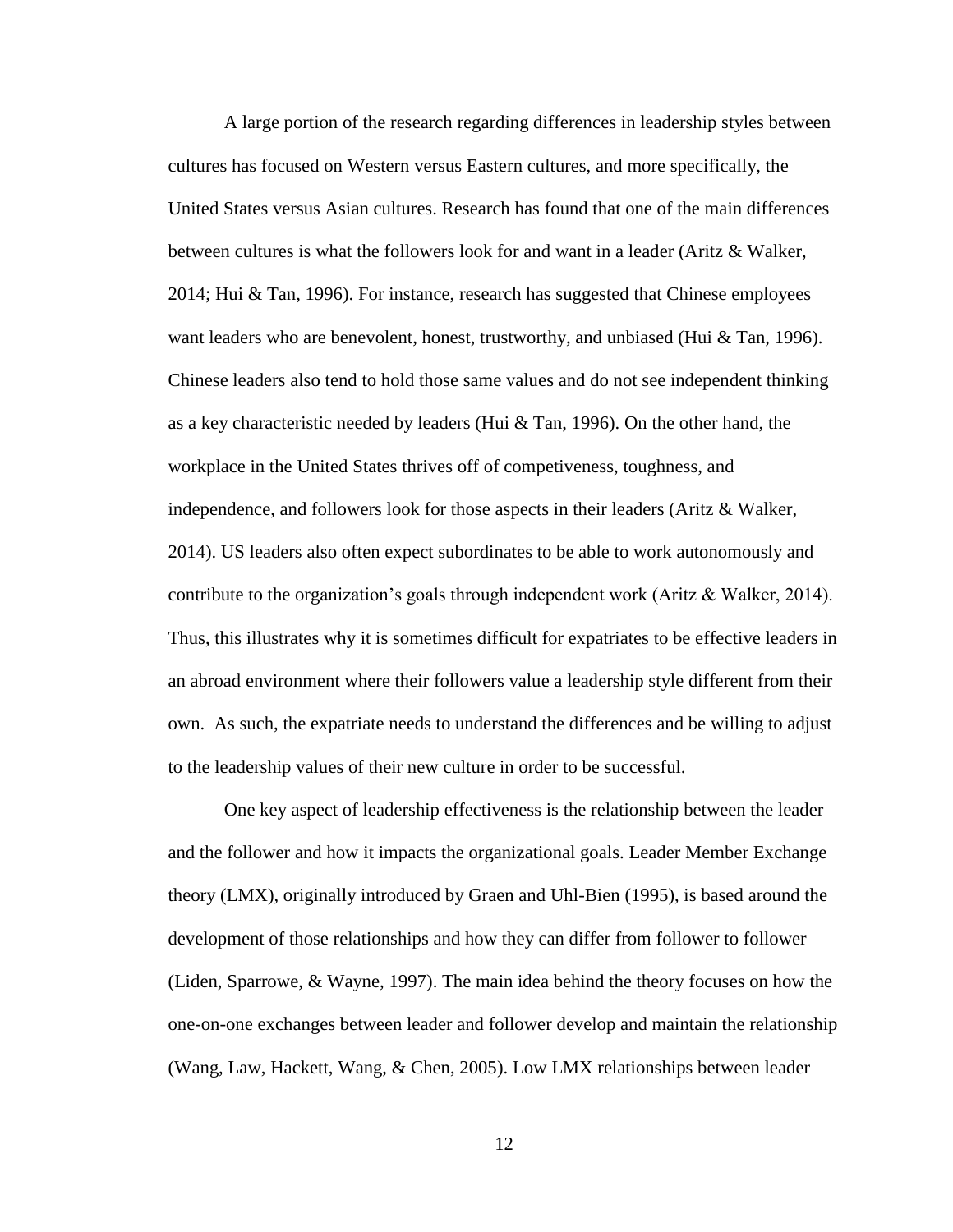A large portion of the research regarding differences in leadership styles between cultures has focused on Western versus Eastern cultures, and more specifically, the United States versus Asian cultures. Research has found that one of the main differences between cultures is what the followers look for and want in a leader (Aritz & Walker, 2014; Hui & Tan, 1996). For instance, research has suggested that Chinese employees want leaders who are benevolent, honest, trustworthy, and unbiased (Hui & Tan, 1996). Chinese leaders also tend to hold those same values and do not see independent thinking as a key characteristic needed by leaders (Hui & Tan, 1996). On the other hand, the workplace in the United States thrives off of competiveness, toughness, and independence, and followers look for those aspects in their leaders (Aritz & Walker, 2014). US leaders also often expect subordinates to be able to work autonomously and contribute to the organization's goals through independent work (Aritz & Walker, 2014). Thus, this illustrates why it is sometimes difficult for expatriates to be effective leaders in an abroad environment where their followers value a leadership style different from their own. As such, the expatriate needs to understand the differences and be willing to adjust to the leadership values of their new culture in order to be successful.

One key aspect of leadership effectiveness is the relationship between the leader and the follower and how it impacts the organizational goals. Leader Member Exchange theory (LMX), originally introduced by Graen and Uhl-Bien (1995), is based around the development of those relationships and how they can differ from follower to follower (Liden, Sparrowe, & Wayne, 1997). The main idea behind the theory focuses on how the one-on-one exchanges between leader and follower develop and maintain the relationship (Wang, Law, Hackett, Wang, & Chen, 2005). Low LMX relationships between leader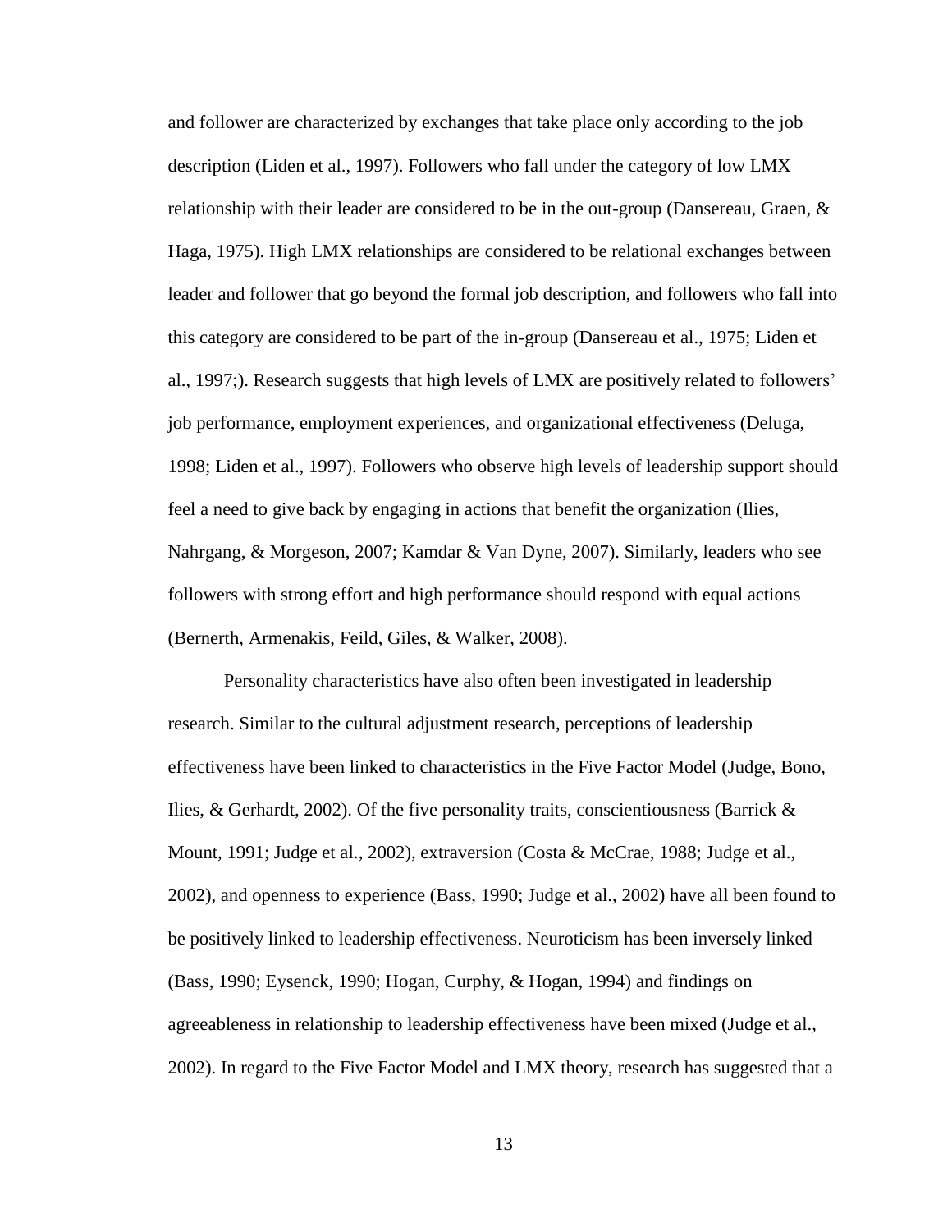and follower are characterized by exchanges that take place only according to the job description (Liden et al., 1997). Followers who fall under the category of low LMX relationship with their leader are considered to be in the out-group (Dansereau, Graen, & Haga, 1975). High LMX relationships are considered to be relational exchanges between leader and follower that go beyond the formal job description, and followers who fall into this category are considered to be part of the in-group (Dansereau et al., 1975; Liden et al., 1997;). Research suggests that high levels of LMX are positively related to followers' job performance, employment experiences, and organizational effectiveness (Deluga, 1998; Liden et al., 1997). Followers who observe high levels of leadership support should feel a need to give back by engaging in actions that benefit the organization (Ilies, Nahrgang, & Morgeson, 2007; Kamdar & Van Dyne, 2007). Similarly, leaders who see followers with strong effort and high performance should respond with equal actions (Bernerth, Armenakis, Feild, Giles, & Walker, 2008).

Personality characteristics have also often been investigated in leadership research. Similar to the cultural adjustment research, perceptions of leadership effectiveness have been linked to characteristics in the Five Factor Model (Judge, Bono, Ilies, & Gerhardt, 2002). Of the five personality traits, conscientiousness (Barrick & Mount, 1991; Judge et al., 2002), extraversion (Costa & McCrae, 1988; Judge et al., 2002), and openness to experience (Bass, 1990; Judge et al., 2002) have all been found to be positively linked to leadership effectiveness. Neuroticism has been inversely linked (Bass, 1990; Eysenck, 1990; Hogan, Curphy, & Hogan, 1994) and findings on agreeableness in relationship to leadership effectiveness have been mixed (Judge et al., 2002). In regard to the Five Factor Model and LMX theory, research has suggested that a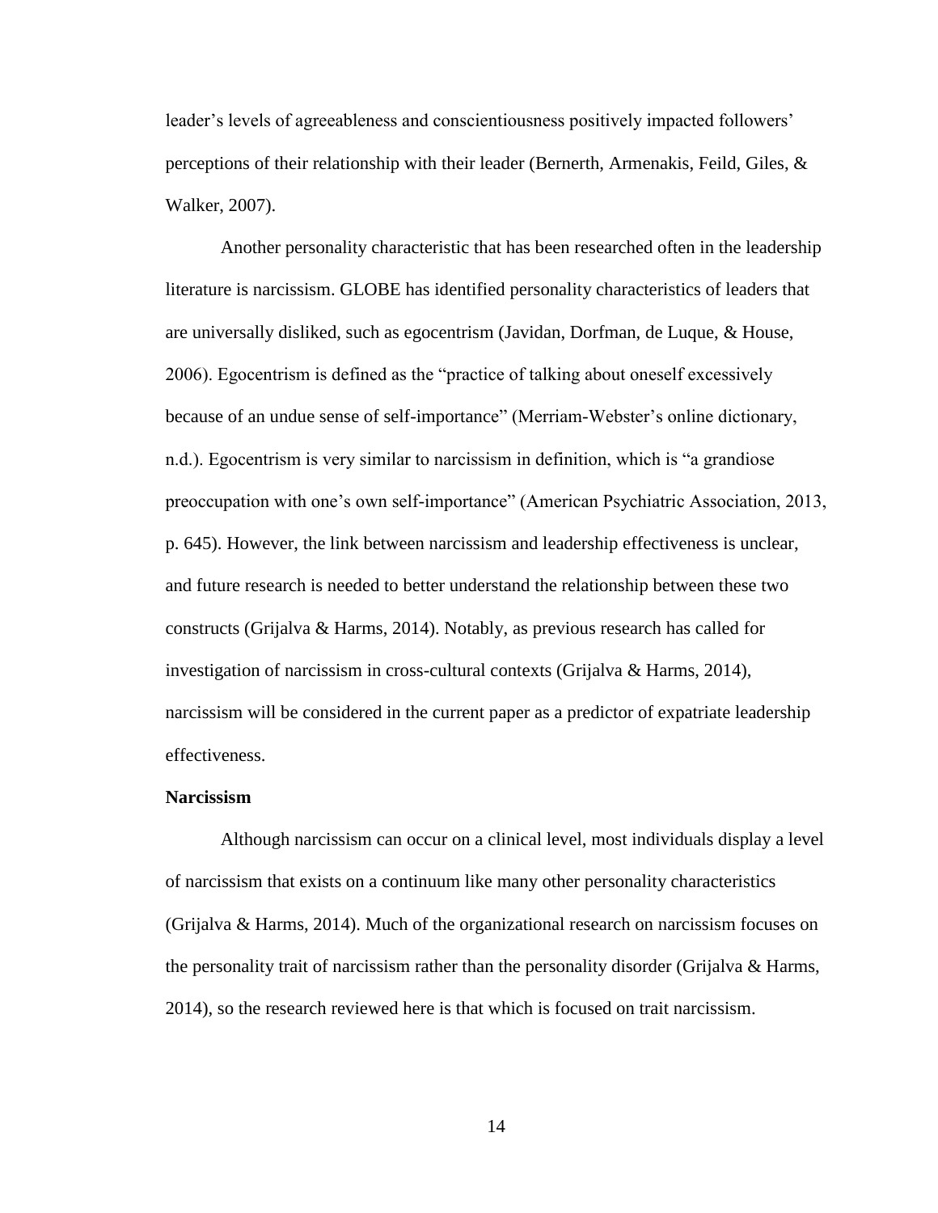leader's levels of agreeableness and conscientiousness positively impacted followers' perceptions of their relationship with their leader (Bernerth, Armenakis, Feild, Giles, & Walker, 2007).

Another personality characteristic that has been researched often in the leadership literature is narcissism. GLOBE has identified personality characteristics of leaders that are universally disliked, such as egocentrism (Javidan, Dorfman, de Luque, & House, 2006). Egocentrism is defined as the "practice of talking about oneself excessively because of an undue sense of self-importance" (Merriam-Webster's online dictionary, n.d.). Egocentrism is very similar to narcissism in definition, which is "a grandiose preoccupation with one's own self-importance" (American Psychiatric Association, 2013, p. 645). However, the link between narcissism and leadership effectiveness is unclear, and future research is needed to better understand the relationship between these two constructs (Grijalva & Harms, 2014). Notably, as previous research has called for investigation of narcissism in cross-cultural contexts (Grijalva & Harms, 2014), narcissism will be considered in the current paper as a predictor of expatriate leadership effectiveness.

**Narcissism**

Although narcissism can occur on a clinical level, most individuals display a level of narcissism that exists on a continuum like many other personality characteristics (Grijalva & Harms, 2014). Much of the organizational research on narcissism focuses on the personality trait of narcissism rather than the personality disorder (Grijalva & Harms, 2014), so the research reviewed here is that which is focused on trait narcissism.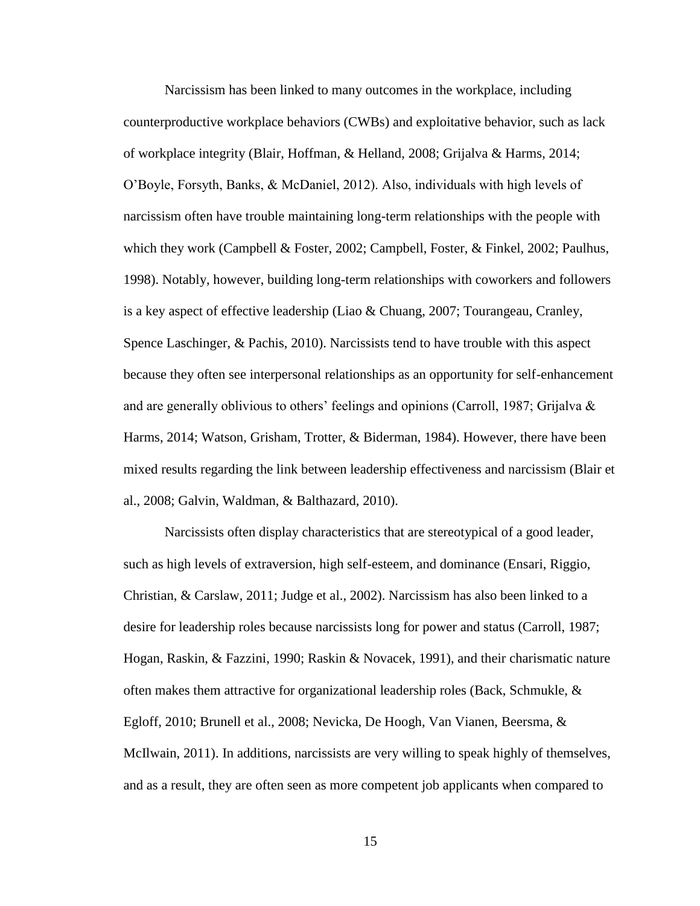Narcissism has been linked to many outcomes in the workplace, including counterproductive workplace behaviors (CWBs) and exploitative behavior, such as lack of workplace integrity (Blair, Hoffman, & Helland, 2008; Grijalva & Harms, 2014; O'Boyle, Forsyth, Banks, & McDaniel, 2012). Also, individuals with high levels of narcissism often have trouble maintaining long-term relationships with the people with which they work (Campbell & Foster, 2002; Campbell, Foster, & Finkel, 2002; Paulhus, 1998). Notably, however, building long-term relationships with coworkers and followers is a key aspect of effective leadership (Liao & Chuang, 2007; Tourangeau, Cranley, Spence Laschinger, & Pachis, 2010). Narcissists tend to have trouble with this aspect because they often see interpersonal relationships as an opportunity for self-enhancement and are generally oblivious to others' feelings and opinions (Carroll, 1987; Grijalva & Harms, 2014; Watson, Grisham, Trotter, & Biderman, 1984). However, there have been mixed results regarding the link between leadership effectiveness and narcissism (Blair et al., 2008; Galvin, Waldman, & Balthazard, 2010).

Narcissists often display characteristics that are stereotypical of a good leader, such as high levels of extraversion, high self-esteem, and dominance (Ensari, Riggio, Christian, & Carslaw, 2011; Judge et al., 2002). Narcissism has also been linked to a desire for leadership roles because narcissists long for power and status (Carroll, 1987; Hogan, Raskin, & Fazzini, 1990; Raskin & Novacek, 1991), and their charismatic nature often makes them attractive for organizational leadership roles (Back, Schmukle, & Egloff, 2010; Brunell et al., 2008; Nevicka, De Hoogh, Van Vianen, Beersma, & McIlwain, 2011). In additions, narcissists are very willing to speak highly of themselves, and as a result, they are often seen as more competent job applicants when compared to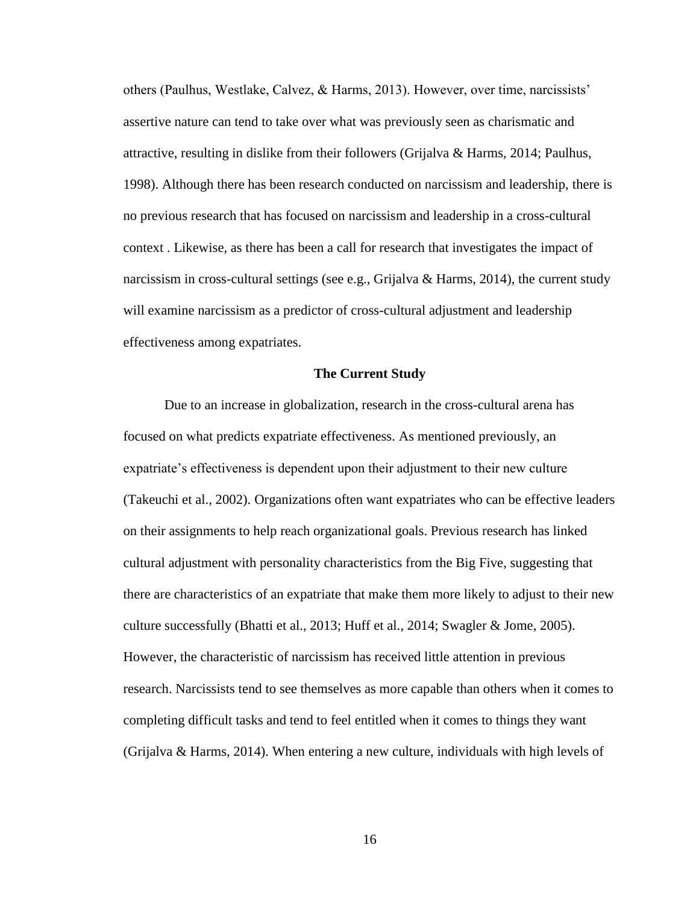others (Paulhus, Westlake, Calvez, & Harms, 2013). However, over time, narcissists' assertive nature can tend to take over what was previously seen as charismatic and attractive, resulting in dislike from their followers (Grijalva & Harms, 2014; Paulhus, 1998). Although there has been research conducted on narcissism and leadership, there is no previous research that has focused on narcissism and leadership in a cross-cultural context . Likewise, as there has been a call for research that investigates the impact of narcissism in cross-cultural settings (see e.g., Grijalva & Harms, 2014), the current study will examine narcissism as a predictor of cross-cultural adjustment and leadership effectiveness among expatriates.

## The Current Study

Due to an increase in globalization, research in the cross-cultural arena has focused on what predicts expatriate effectiveness. As mentioned previously, an expatriate's effectiveness is dependent upon their adjustment to their new culture (Takeuchi et al., 2002). Organizations often want expatriates who can be effective leaders on their assignments to help reach organizational goals. Previous research has linked cultural adjustment with personality characteristics from the Big Five, suggesting that there are characteristics of an expatriate that make them more likely to adjust to their new culture successfully (Bhatti et al., 2013; Huff et al., 2014; Swagler & Jome, 2005). However, the characteristic of narcissism has received little attention in previous research. Narcissists tend to see themselves as more capable than others when it comes to completing difficult tasks and tend to feel entitled when it comes to things they want (Grijalva & Harms, 2014). When entering a new culture, individuals with high levels of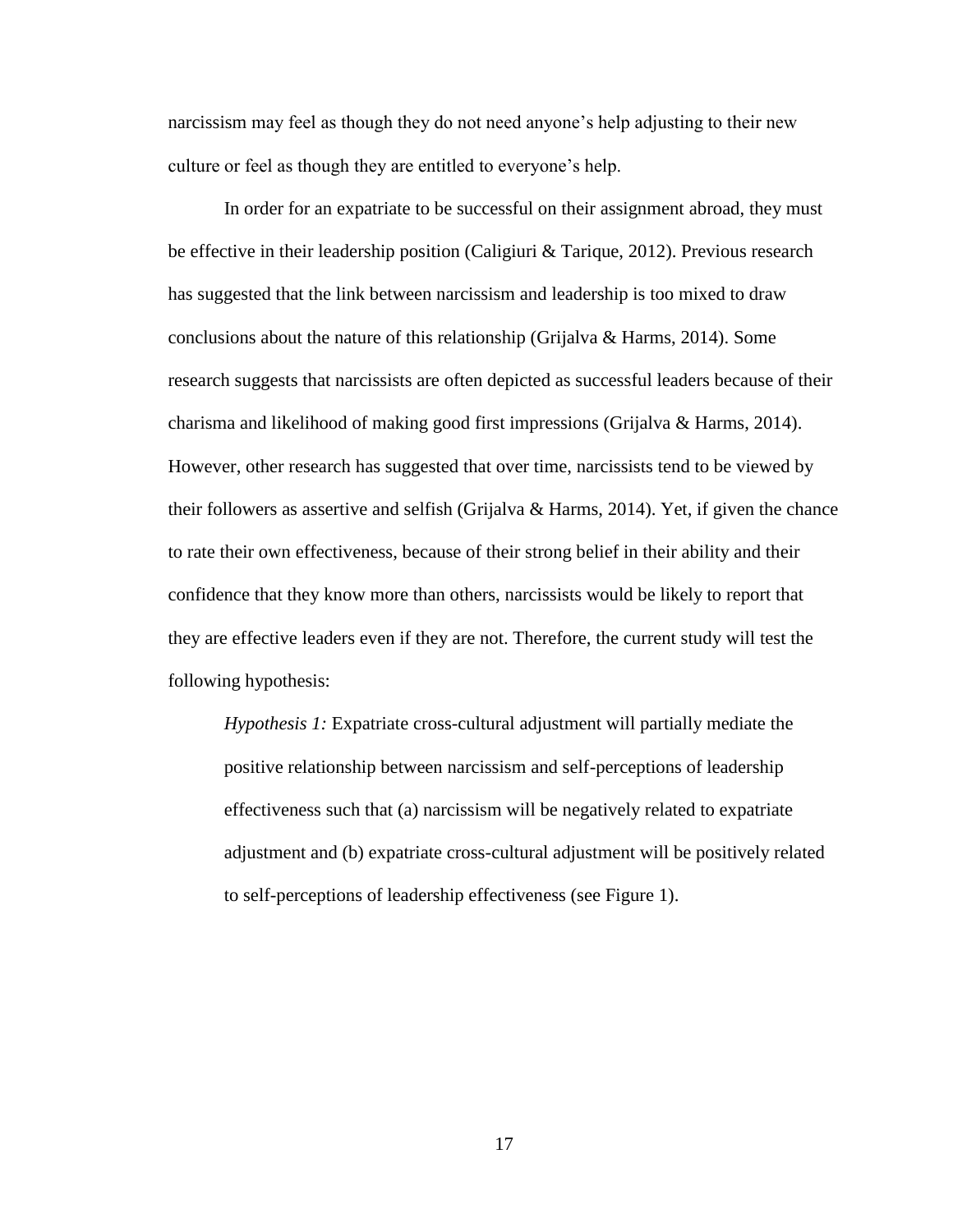narcissism may feel as though they do not need anyone's help adjusting to their new culture or feel as though they are entitled to everyone's help.

In order for an expatriate to be successful on their assignment abroad, they must be effective in their leadership position (Caligiuri & Tarique, 2012). Previous research has suggested that the link between narcissism and leadership is too mixed to draw conclusions about the nature of this relationship (Grijalva & Harms, 2014). Some research suggests that narcissists are often depicted as successful leaders because of their charisma and likelihood of making good first impressions (Grijalva & Harms, 2014). However, other research has suggested that over time, narcissists tend to be viewed by their followers as assertive and selfish (Grijalva & Harms, 2014). Yet, if given the chance to rate their own effectiveness, because of their strong belief in their ability and their confidence that they know more than others, narcissists would be likely to report that they are effective leaders even if they are not. Therefore, the current study will test the following hypothesis:

> *Hypothesis 1:* Expatriate cross-cultural adjustment will partially mediate the positive relationship between narcissism and self-perceptions of leadership effectiveness such that (a) narcissism will be negatively related to expatriate adjustment and (b) expatriate cross-cultural adjustment will be positively related to self-perceptions of leadership effectiveness (see Figure 1).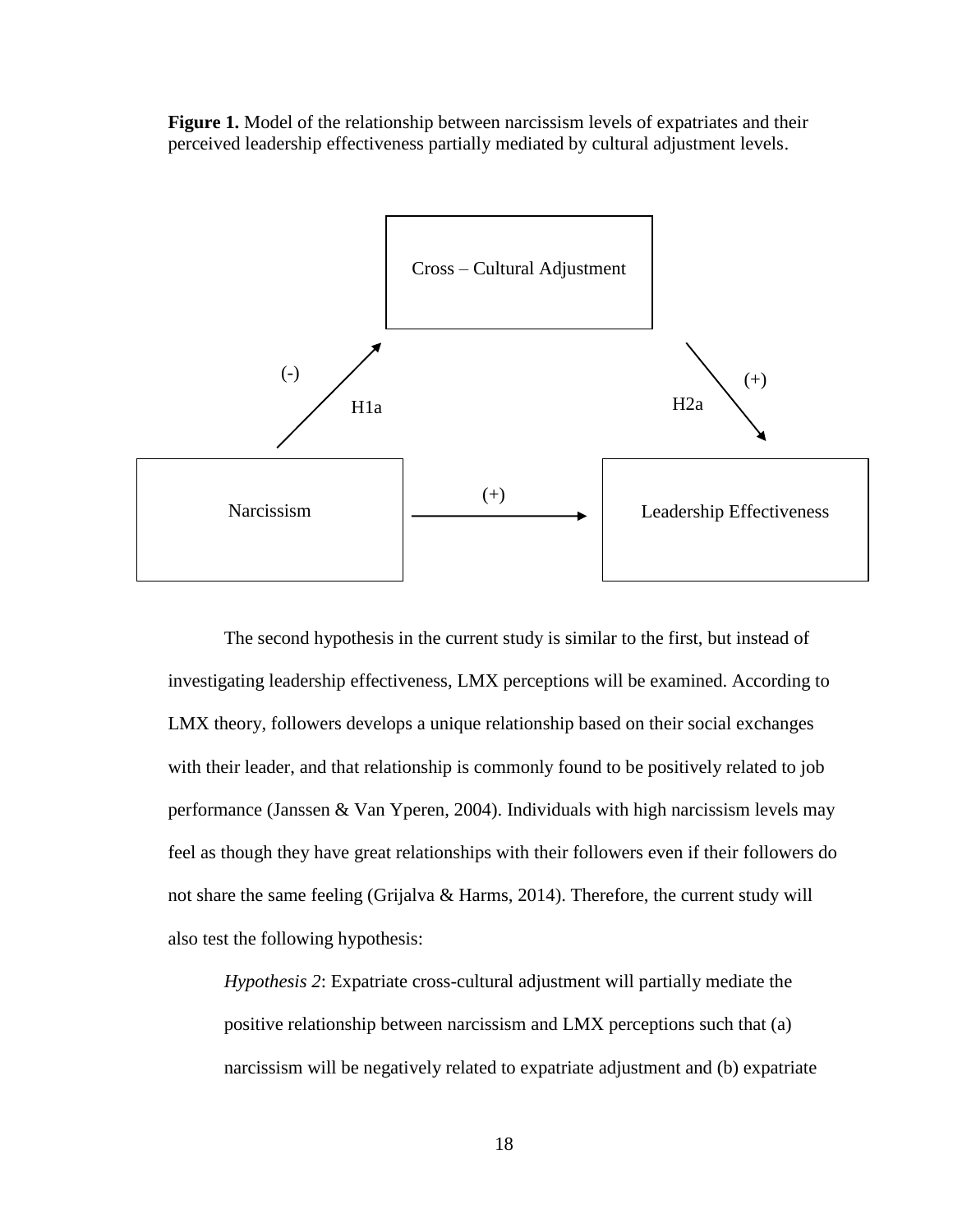**Figure 1.** Model of the relationship between narcissism levels of expatriates and their perceived leadership effectiveness partially mediated by cultural adjustment levels.

Cross – Cultural Adjustment

(-) H1a

(+) H2a

Narcissism

(+)

Leadership Effectiveness

The second hypothesis in the current study is similar to the first, but instead of investigating leadership effectiveness, LMX perceptions will be examined. According to LMX theory, followers develops a unique relationship based on their social exchanges with their leader, and that relationship is commonly found to be positively related to job performance (Janssen & Van Yperen, 2004). Individuals with high narcissism levels may feel as though they have great relationships with their followers even if their followers do not share the same feeling (Grijalva & Harms, 2014). Therefore, the current study will also test the following hypothesis:

*Hypothesis 2*: Expatriate cross-cultural adjustment will partially mediate the positive relationship between narcissism and LMX perceptions such that (a) narcissism will be negatively related to expatriate adjustment and (b) expatriate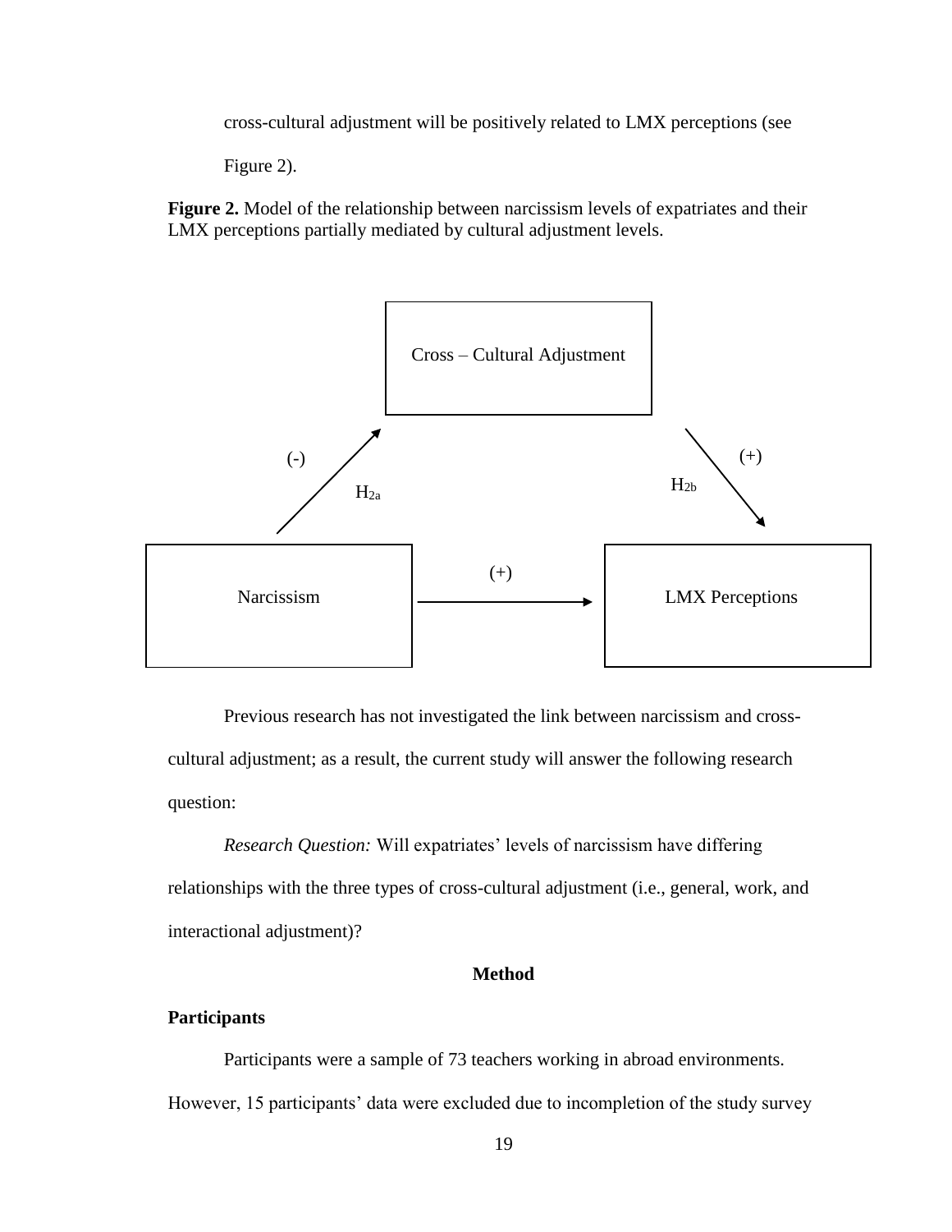cross-cultural adjustment will be positively related to LMX perceptions (see Figure 2).

**Figure 2.** Model of the relationship between narcissism levels of expatriates and their LMX perceptions partially mediated by cultural adjustment levels.

Previous research has not investigated the link between narcissism and cross-cultural adjustment; as a result, the current study will answer the following research question:

*Research Question:* Will expatriates' levels of narcissism have differing relationships with the three types of cross-cultural adjustment (i.e., general, work, and interactional adjustment)?

## Method

### Participants

Participants were a sample of 73 teachers working in abroad environments. However, 15 participants' data were excluded due to incompletion of the study survey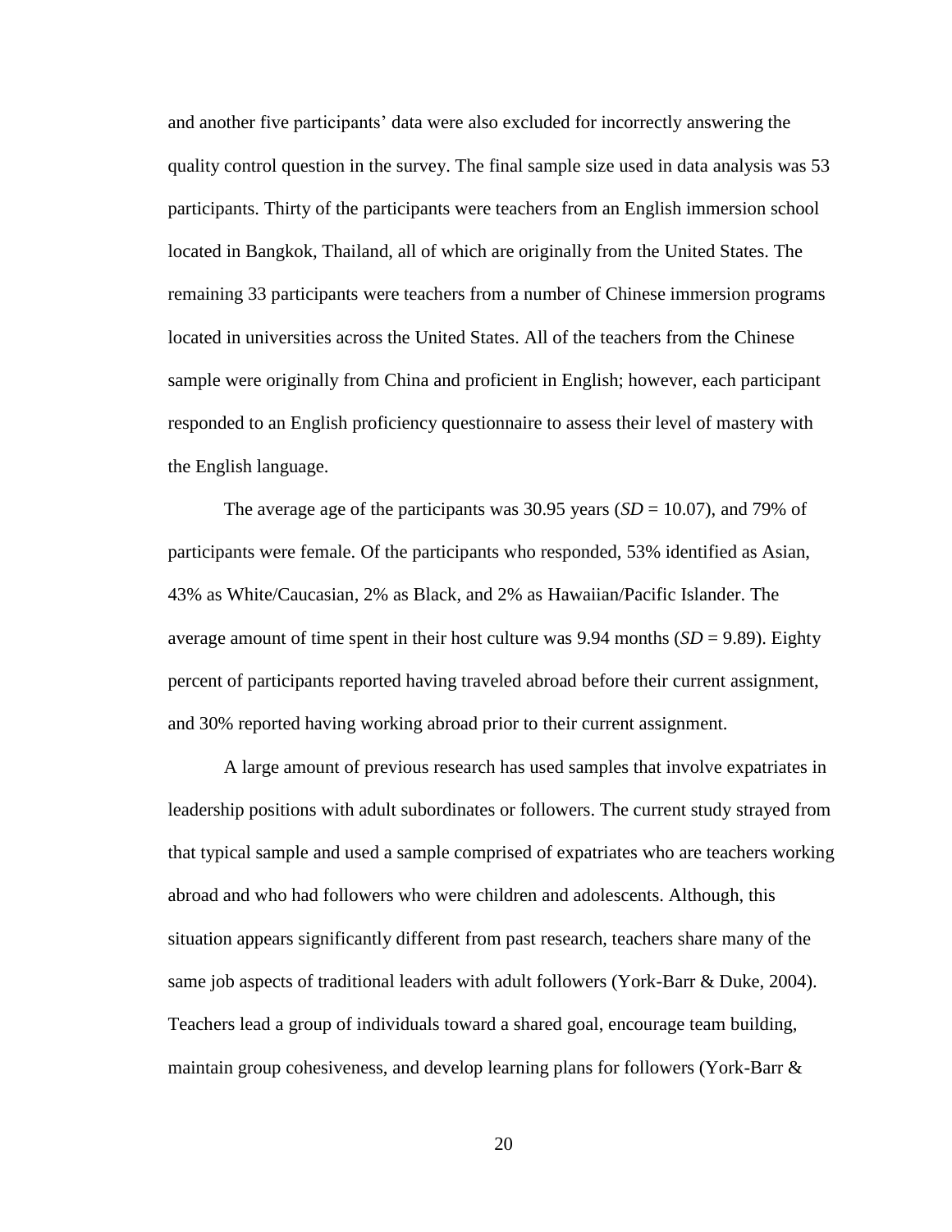and another five participants' data were also excluded for incorrectly answering the quality control question in the survey. The final sample size used in data analysis was 53 participants. Thirty of the participants were teachers from an English immersion school located in Bangkok, Thailand, all of which are originally from the United States. The remaining 33 participants were teachers from a number of Chinese immersion programs located in universities across the United States. All of the teachers from the Chinese sample were originally from China and proficient in English; however, each participant responded to an English proficiency questionnaire to assess their level of mastery with the English language.

The average age of the participants was 30.95 years (*SD* = 10.07), and 79% of participants were female. Of the participants who responded, 53% identified as Asian, 43% as White/Caucasian, 2% as Black, and 2% as Hawaiian/Pacific Islander. The average amount of time spent in their host culture was 9.94 months (*SD* = 9.89). Eighty percent of participants reported having traveled abroad before their current assignment, and 30% reported having working abroad prior to their current assignment.

A large amount of previous research has used samples that involve expatriates in leadership positions with adult subordinates or followers. The current study strayed from that typical sample and used a sample comprised of expatriates who are teachers working abroad and who had followers who were children and adolescents. Although, this situation appears significantly different from past research, teachers share many of the same job aspects of traditional leaders with adult followers (York-Barr & Duke, 2004). Teachers lead a group of individuals toward a shared goal, encourage team building, maintain group cohesiveness, and develop learning plans for followers (York-Barr &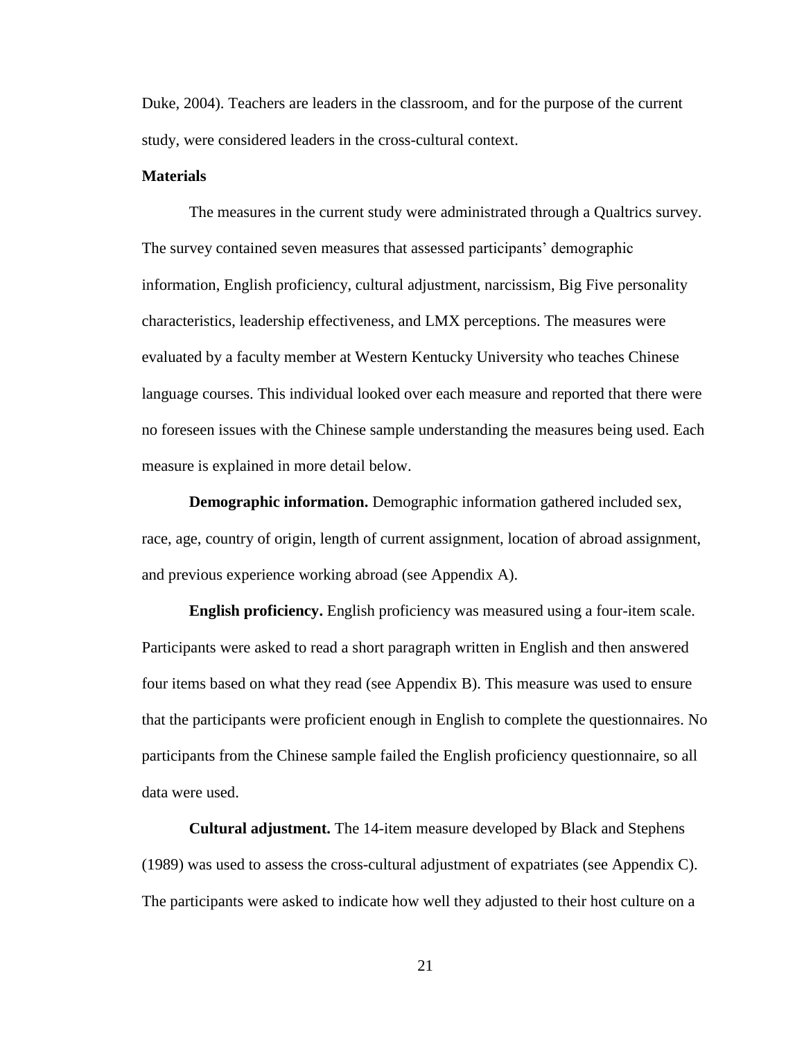Duke, 2004). Teachers are leaders in the classroom, and for the purpose of the current study, were considered leaders in the cross-cultural context.

**Materials**

The measures in the current study were administrated through a Qualtrics survey. The survey contained seven measures that assessed participants' demographic information, English proficiency, cultural adjustment, narcissism, Big Five personality characteristics, leadership effectiveness, and LMX perceptions. The measures were evaluated by a faculty member at Western Kentucky University who teaches Chinese language courses. This individual looked over each measure and reported that there were no foreseen issues with the Chinese sample understanding the measures being used. Each measure is explained in more detail below.

**Demographic information.** Demographic information gathered included sex, race, age, country of origin, length of current assignment, location of abroad assignment, and previous experience working abroad (see Appendix A).

**English proficiency.** English proficiency was measured using a four-item scale. Participants were asked to read a short paragraph written in English and then answered four items based on what they read (see Appendix B). This measure was used to ensure that the participants were proficient enough in English to complete the questionnaires. No participants from the Chinese sample failed the English proficiency questionnaire, so all data were used.

**Cultural adjustment.** The 14-item measure developed by Black and Stephens (1989) was used to assess the cross-cultural adjustment of expatriates (see Appendix C). The participants were asked to indicate how well they adjusted to their host culture on a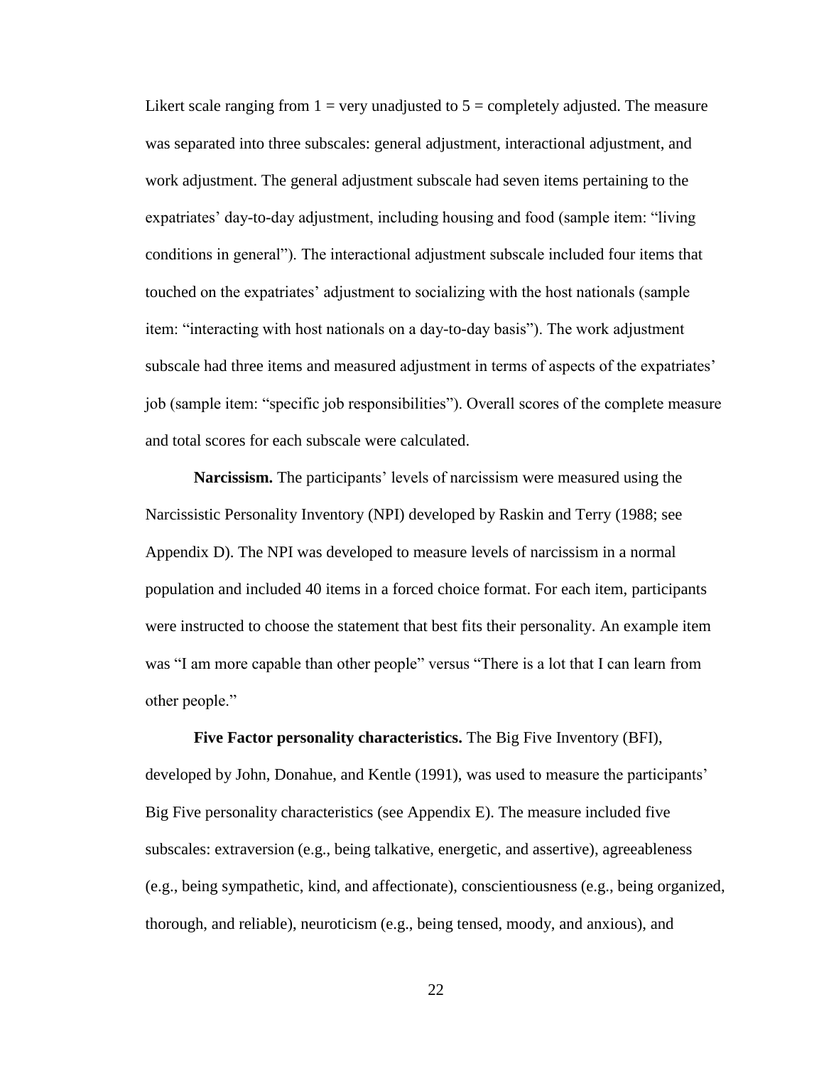Likert scale ranging from 1 = very unadjusted to 5 = completely adjusted. The measure was separated into three subscales: general adjustment, interactional adjustment, and work adjustment. The general adjustment subscale had seven items pertaining to the expatriates' day-to-day adjustment, including housing and food (sample item: "living conditions in general"). The interactional adjustment subscale included four items that touched on the expatriates' adjustment to socializing with the host nationals (sample item: "interacting with host nationals on a day-to-day basis"). The work adjustment subscale had three items and measured adjustment in terms of aspects of the expatriates' job (sample item: "specific job responsibilities"). Overall scores of the complete measure and total scores for each subscale were calculated.

**Narcissism.** The participants' levels of narcissism were measured using the Narcissistic Personality Inventory (NPI) developed by Raskin and Terry (1988; see Appendix D). The NPI was developed to measure levels of narcissism in a normal population and included 40 items in a forced choice format. For each item, participants were instructed to choose the statement that best fits their personality. An example item was "I am more capable than other people" versus "There is a lot that I can learn from other people."

**Five Factor personality characteristics.** The Big Five Inventory (BFI), developed by John, Donahue, and Kentle (1991), was used to measure the participants' Big Five personality characteristics (see Appendix E). The measure included five subscales: extraversion (e.g., being talkative, energetic, and assertive), agreeableness (e.g., being sympathetic, kind, and affectionate), conscientiousness (e.g., being organized, thorough, and reliable), neuroticism (e.g., being tensed, moody, and anxious), and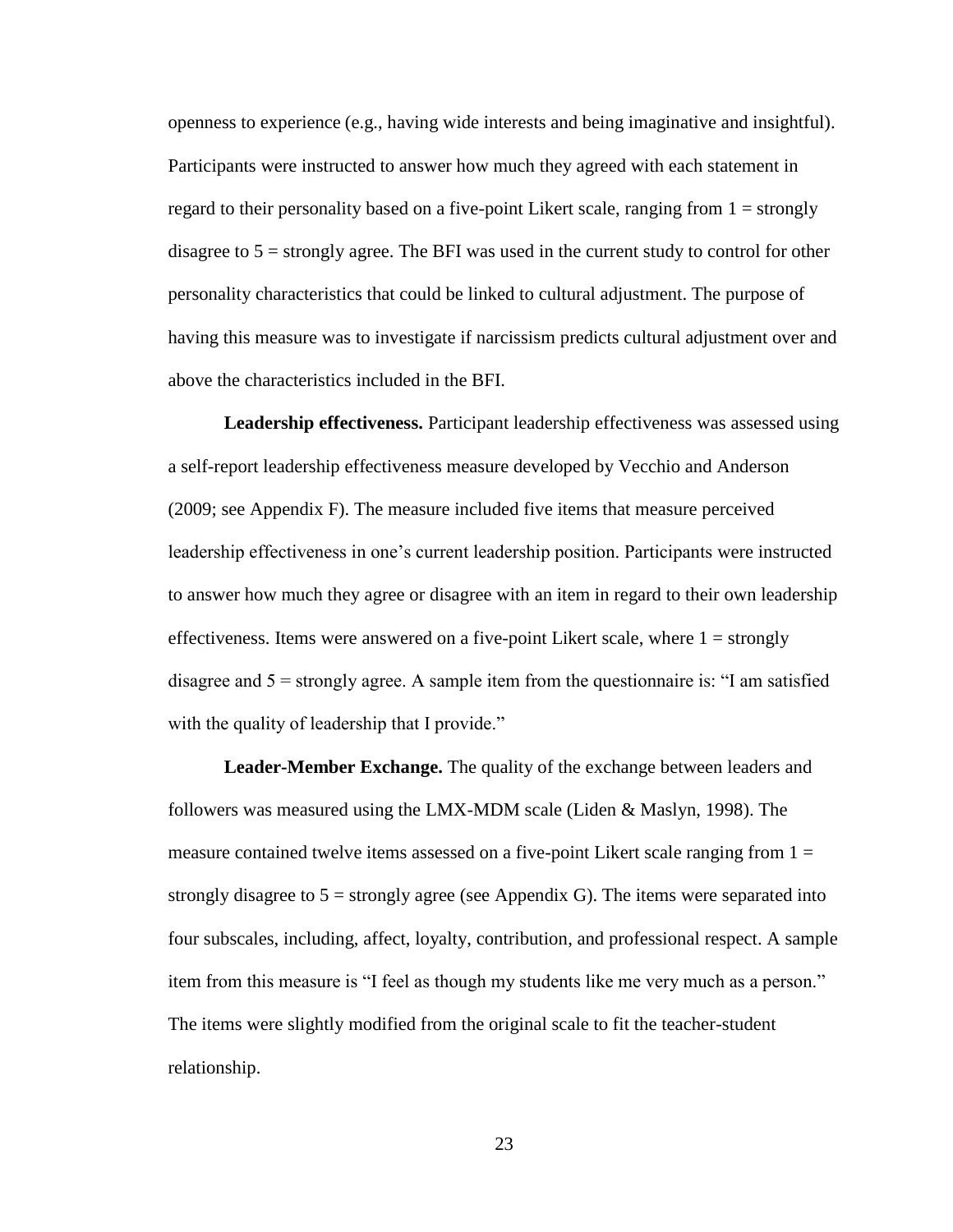openness to experience (e.g., having wide interests and being imaginative and insightful). Participants were instructed to answer how much they agreed with each statement in regard to their personality based on a five-point Likert scale, ranging from 1 = strongly disagree to 5 = strongly agree. The BFI was used in the current study to control for other personality characteristics that could be linked to cultural adjustment. The purpose of having this measure was to investigate if narcissism predicts cultural adjustment over and above the characteristics included in the BFI.

**Leadership effectiveness.** Participant leadership effectiveness was assessed using a self-report leadership effectiveness measure developed by Vecchio and Anderson (2009; see Appendix F). The measure included five items that measure perceived leadership effectiveness in one's current leadership position. Participants were instructed to answer how much they agree or disagree with an item in regard to their own leadership effectiveness. Items were answered on a five-point Likert scale, where 1 = strongly disagree and 5 = strongly agree. A sample item from the questionnaire is: "I am satisfied with the quality of leadership that I provide."

**Leader-Member Exchange.** The quality of the exchange between leaders and followers was measured using the LMX-MDM scale (Liden & Maslyn, 1998). The measure contained twelve items assessed on a five-point Likert scale ranging from 1 = strongly disagree to 5 = strongly agree (see Appendix G). The items were separated into four subscales, including, affect, loyalty, contribution, and professional respect. A sample item from this measure is "I feel as though my students like me very much as a person." The items were slightly modified from the original scale to fit the teacher-student relationship.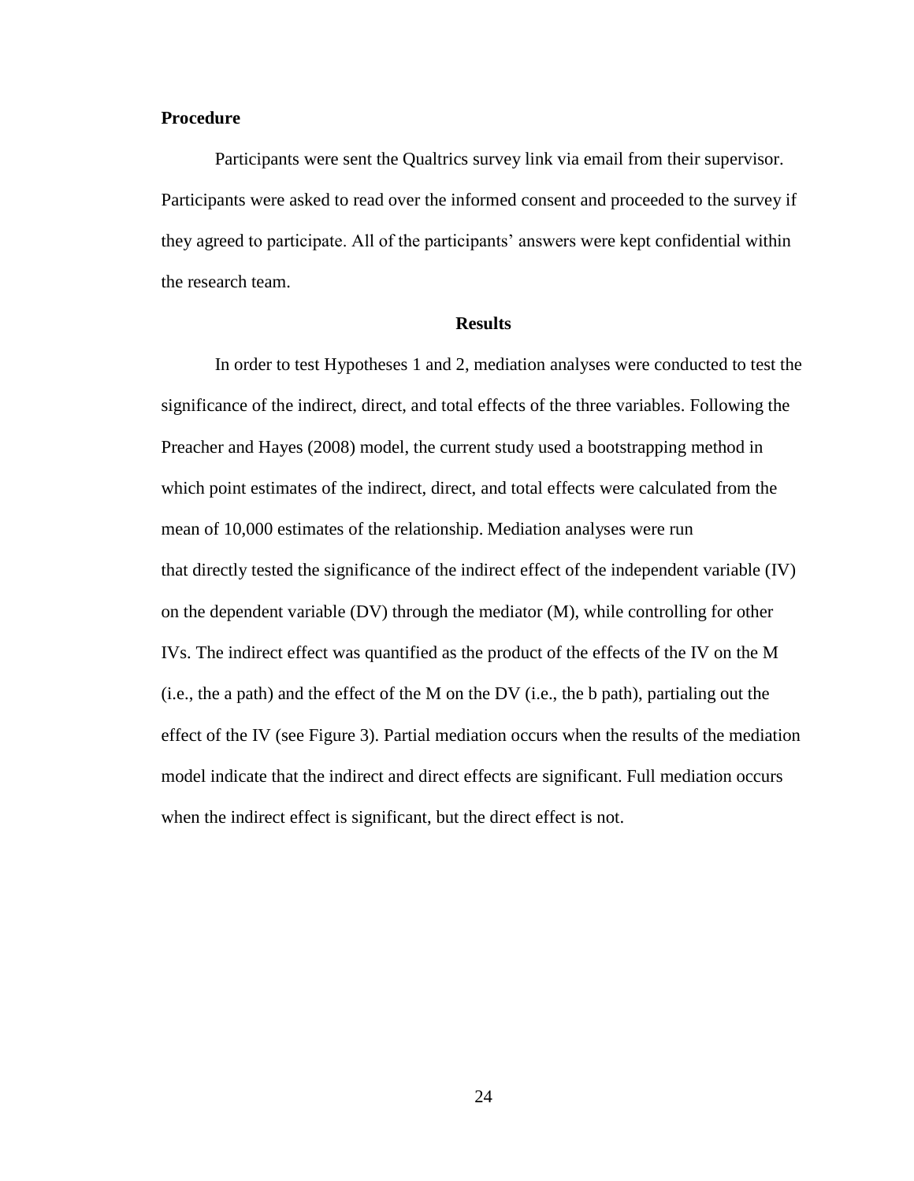**Procedure**

Participants were sent the Qualtrics survey link via email from their supervisor. Participants were asked to read over the informed consent and proceeded to the survey if they agreed to participate. All of the participants' answers were kept confidential within the research team.

## Results

In order to test Hypotheses 1 and 2, mediation analyses were conducted to test the significance of the indirect, direct, and total effects of the three variables. Following the Preacher and Hayes (2008) model, the current study used a bootstrapping method in which point estimates of the indirect, direct, and total effects were calculated from the mean of 10,000 estimates of the relationship. Mediation analyses were run that directly tested the significance of the indirect effect of the independent variable (IV) on the dependent variable (DV) through the mediator (M), while controlling for other IVs. The indirect effect was quantified as the product of the effects of the IV on the M (i.e., the a path) and the effect of the M on the DV (i.e., the b path), partialing out the effect of the IV (see Figure 3). Partial mediation occurs when the results of the mediation model indicate that the indirect and direct effects are significant. Full mediation occurs when the indirect effect is significant, but the direct effect is not.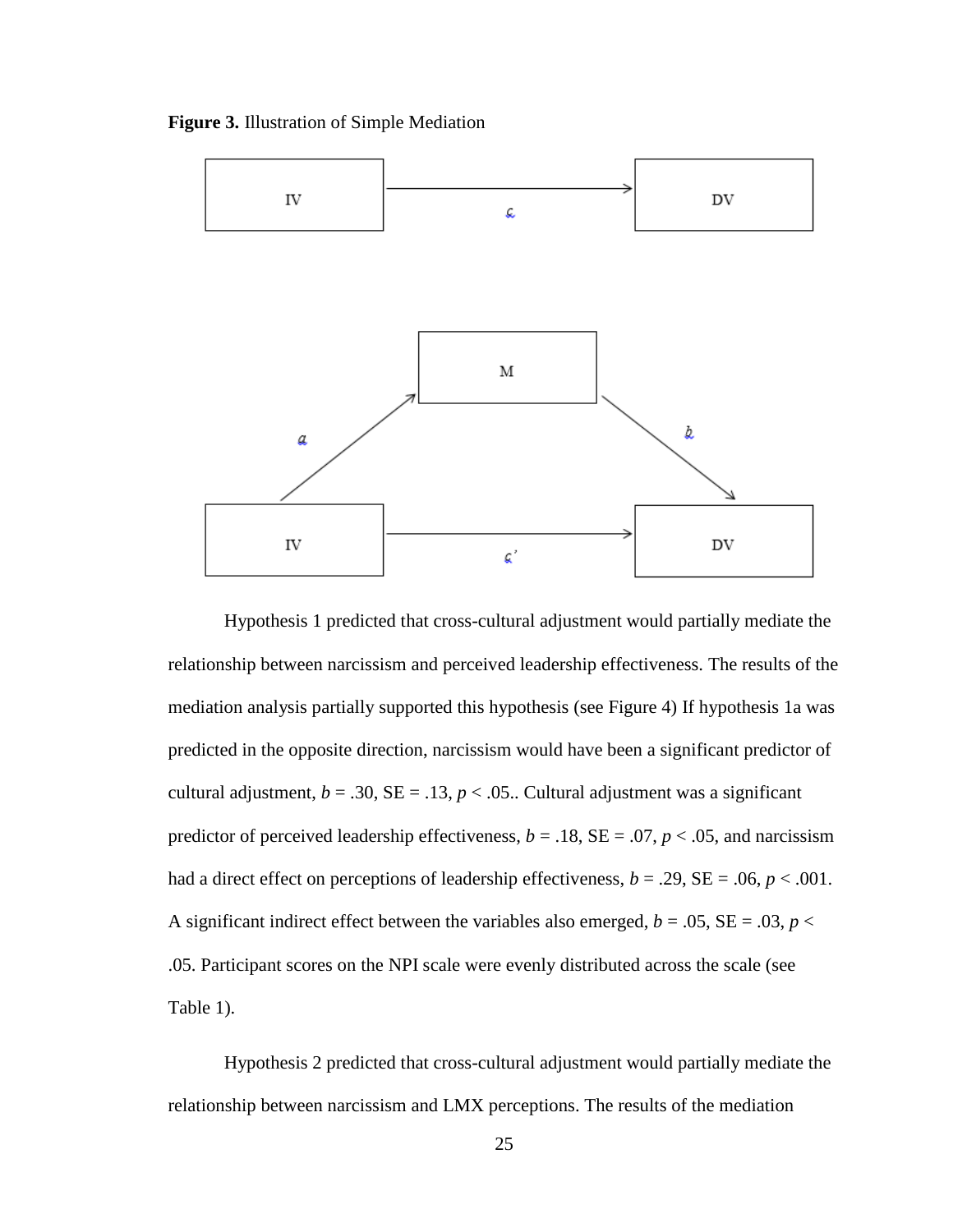**Figure 3.** Illustration of Simple Mediation

Hypothesis 1 predicted that cross-cultural adjustment would partially mediate the relationship between narcissism and perceived leadership effectiveness. The results of the mediation analysis partially supported this hypothesis (see Figure 4) If hypothesis 1a was predicted in the opposite direction, narcissism would have been a significant predictor of cultural adjustment, $b$ = .30, SE = .13, $p < .05$.. Cultural adjustment was a significant predictor of perceived leadership effectiveness, $b$ = .18, SE = .07, $p < .05$, and narcissism had a direct effect on perceptions of leadership effectiveness, $b$ = .29, SE = .06, $p < .001$. A significant indirect effect between the variables also emerged, $b$ = .05, SE = .03, $p < .05$. Participant scores on the NPI scale were evenly distributed across the scale (see Table 1).

Hypothesis 2 predicted that cross-cultural adjustment would partially mediate the relationship between narcissism and LMX perceptions. The results of the mediation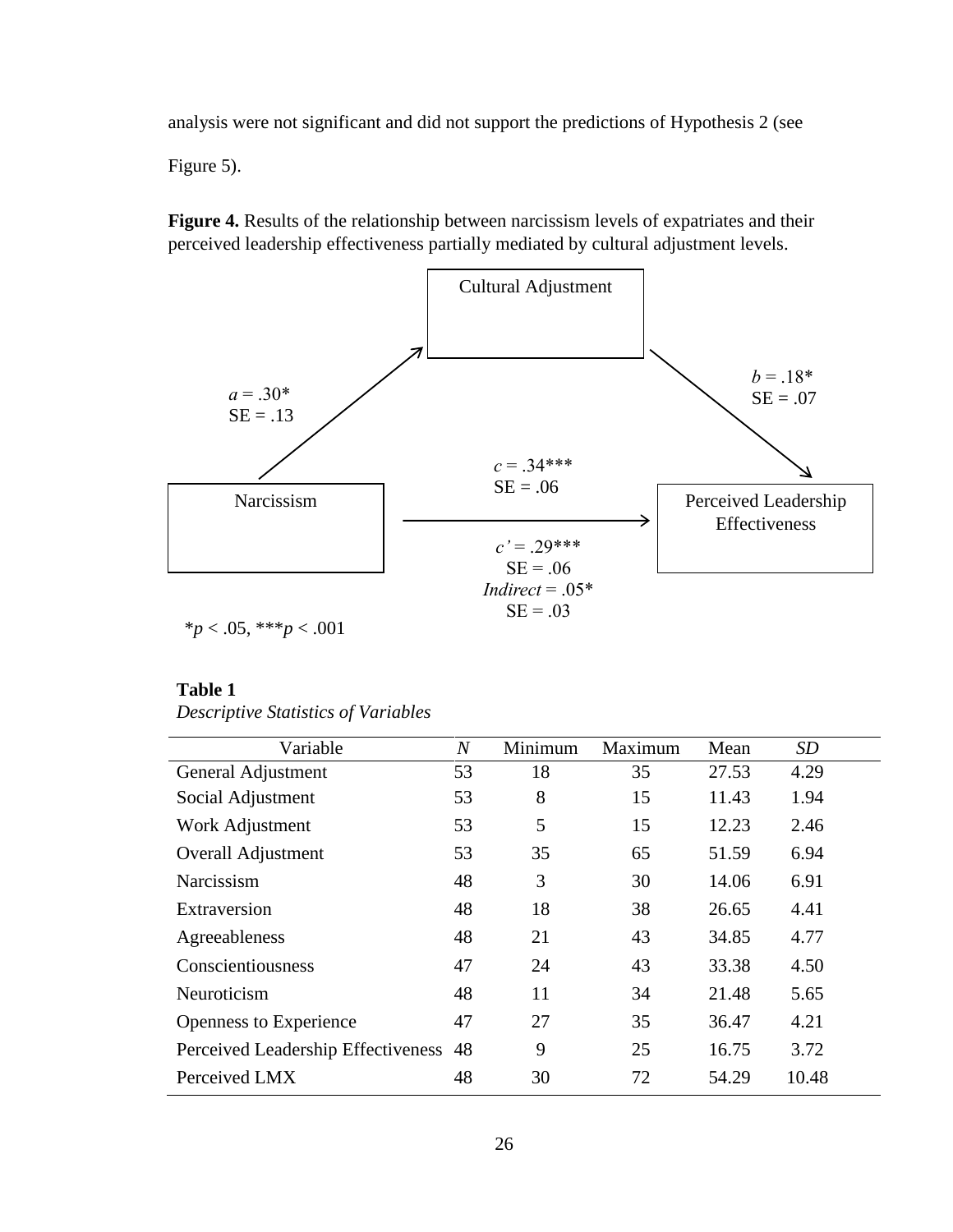analysis were not significant and did not support the predictions of Hypothesis 2 (see Figure 5).

**Figure 4.** Results of the relationship between narcissism levels of expatriates and their perceived leadership effectiveness partially mediated by cultural adjustment levels.

Cultural Adjustment

*a* = .30*
SE = .13

*b* = .18*
SE = .07

*c* = .34***
SE = .06

Narcissism

Perceived Leadership Effectiveness

*c'* = .29***
SE = .06
*Indirect* = .05*
SE = .03

*$p < .05$, ***$p < .001$

**Table 1**

*Descriptive Statistics of Variables*

| Variable | *N* | Minimum | Maximum | Mean | *SD* |
|---|---|---|---|---|---|
| General Adjustment | 53 | 18 | 35 | 27.53 | 4.29 |
| Social Adjustment | 53 | 8 | 15 | 11.43 | 1.94 |
| Work Adjustment | 53 | 5 | 15 | 12.23 | 2.46 |
| Overall Adjustment | 53 | 35 | 65 | 51.59 | 6.94 |
| Narcissism | 48 | 3 | 30 | 14.06 | 6.91 |
| Extraversion | 48 | 18 | 38 | 26.65 | 4.41 |
| Agreeableness | 48 | 21 | 43 | 34.85 | 4.77 |
| Conscientiousness | 47 | 24 | 43 | 33.38 | 4.50 |
| Neuroticism | 48 | 11 | 34 | 21.48 | 5.65 |
| Openness to Experience | 47 | 27 | 35 | 36.47 | 4.21 |
| Perceived Leadership Effectiveness | 48 | 9 | 25 | 16.75 | 3.72 |
| Perceived LMX | 48 | 30 | 72 | 54.29 | 10.48 |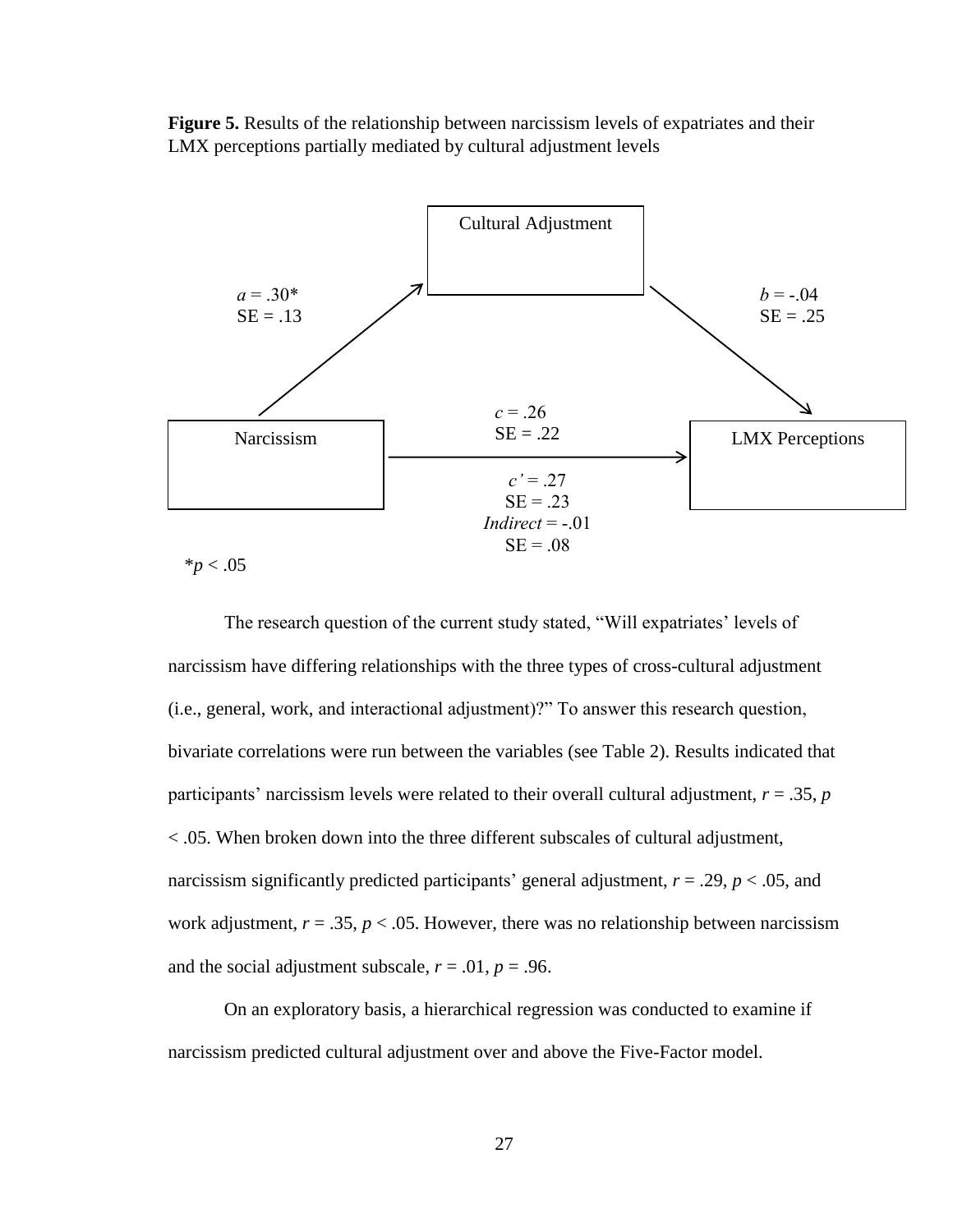**Figure 5.** Results of the relationship between narcissism levels of expatriates and their LMX perceptions partially mediated by cultural adjustment levels

Cultural Adjustment

*a* = .30*
SE = .13

*b* = -.04
SE = .25

Narcissism

*c* = .26
SE = .22

LMX Perceptions

*c'* = .27
SE = .23
*Indirect* = -.01
SE = .08

*$p < .05$

The research question of the current study stated, "Will expatriates' levels of narcissism have differing relationships with the three types of cross-cultural adjustment (i.e., general, work, and interactional adjustment)?" To answer this research question, bivariate correlations were run between the variables (see Table 2). Results indicated that participants' narcissism levels were related to their overall cultural adjustment, $r = .35$, $p < .05$. When broken down into the three different subscales of cultural adjustment, narcissism significantly predicted participants' general adjustment, $r = .29$, $p < .05$, and work adjustment, $r = .35$, $p < .05$. However, there was no relationship between narcissism and the social adjustment subscale, $r = .01$, $p = .96$.

On an exploratory basis, a hierarchical regression was conducted to examine if narcissism predicted cultural adjustment over and above the Five-Factor model.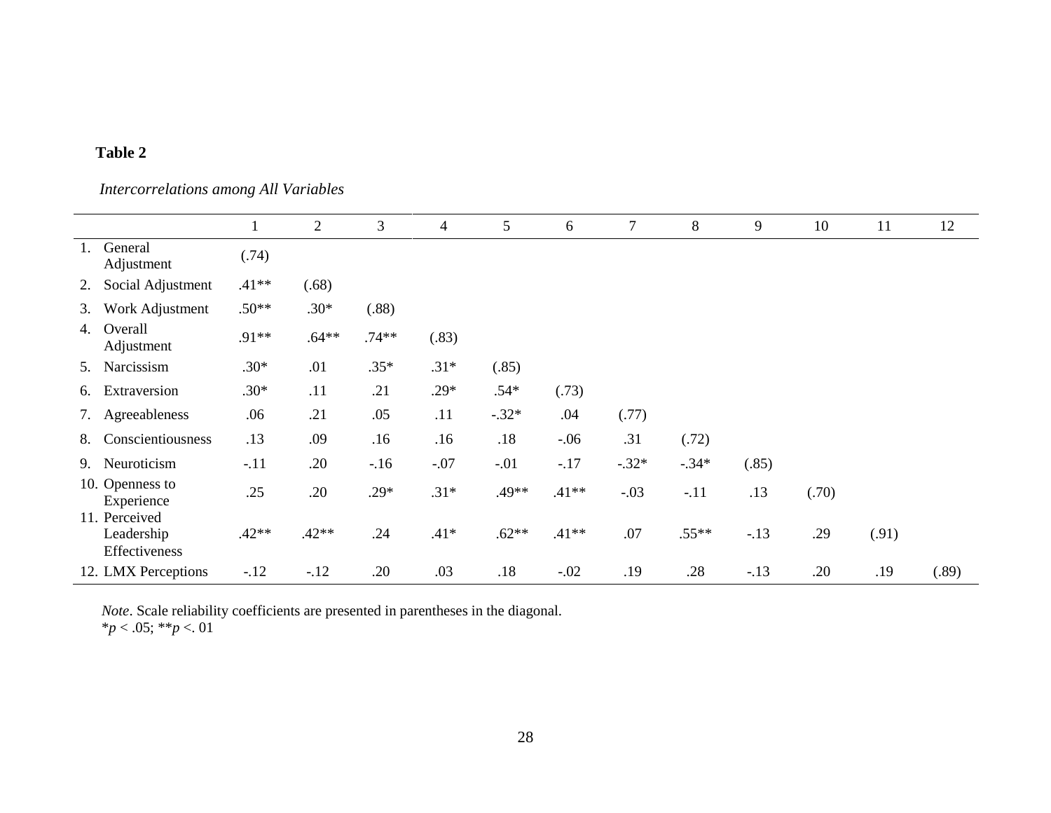**Table 2**

*Intercorrelations among All Variables*

| | 1 | 2 | 3 | 4 | 5 | 6 | 7 | 8 | 9 | 10 | 11 | 12 |
|---|---|---|---|---|---|---|---|---|---|---|---|---|
| 1. General Adjustment | (.74) | | | | | | | | | | | |
| 2. Social Adjustment | .41** | (.68) | | | | | | | | | | |
| 3. Work Adjustment | .50** | .30* | (.88) | | | | | | | | | |
| 4. Overall Adjustment | .91** | .64** | .74** | (.83) | | | | | | | | |
| 5. Narcissism | .30* | .01 | .35* | .31* | (.85) | | | | | | | |
| 6. Extraversion | .30* | .11 | .21 | .29* | .54* | (.73) | | | | | | |
| 7. Agreeableness | .06 | .21 | .05 | .11 | -.32* | .04 | (.77) | | | | | |
| 8. Conscientiousness | .13 | .09 | .16 | .16 | .18 | -.06 | .31 | (.72) | | | | |
| 9. Neuroticism | -.11 | .20 | -.16 | -.07 | -.01 | -.17 | -.32* | -.34* | (.85) | | | |
| 10. Openness to Experience | .25 | .20 | .29* | .31* | .49** | .41** | -.03 | -.11 | .13 | (.70) | | |
| 11. Perceived Leadership Effectiveness | .42** | .42** | .24 | .41* | .62** | .41** | .07 | .55** | -.13 | .29 | (.91) | |
| 12. LMX Perceptions | -.12 | -.12 | .20 | .03 | .18 | -.02 | .19 | .28 | -.13 | .20 | .19 | (.89) |

*Note*. Scale reliability coefficients are presented in parentheses in the diagonal.
*$p < .05$; **$p < .01$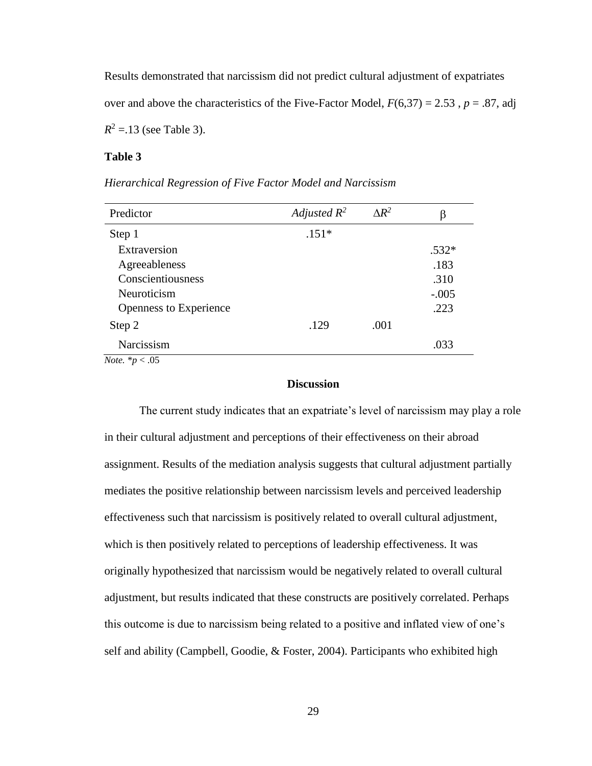Results demonstrated that narcissism did not predict cultural adjustment of expatriates over and above the characteristics of the Five-Factor Model, $F(6,37) = 2.53$ , $p = .87$, adj $R^2 = .13$ (see Table 3).

**Table 3**

*Hierarchical Regression of Five Factor Model and Narcissism*

| Predictor | *Adjusted* $R^2$ | $\Delta R^2$ | $\beta$ |
|---|---|---|---|
| Step 1 | .151* | | |
| Extraversion | | | .532* |
| Agreeableness | | | .183 |
| Conscientiousness | | | .310 |
| Neuroticism | | | -.005 |
| Openness to Experience | | | .223 |
| Step 2 | .129 | .001 | |
| Narcissism | | | .033 |

*Note.* $^*p < .05$

## Discussion

The current study indicates that an expatriate's level of narcissism may play a role in their cultural adjustment and perceptions of their effectiveness on their abroad assignment. Results of the mediation analysis suggests that cultural adjustment partially mediates the positive relationship between narcissism levels and perceived leadership effectiveness such that narcissism is positively related to overall cultural adjustment, which is then positively related to perceptions of leadership effectiveness. It was originally hypothesized that narcissism would be negatively related to overall cultural adjustment, but results indicated that these constructs are positively correlated. Perhaps this outcome is due to narcissism being related to a positive and inflated view of one's self and ability (Campbell, Goodie, & Foster, 2004). Participants who exhibited high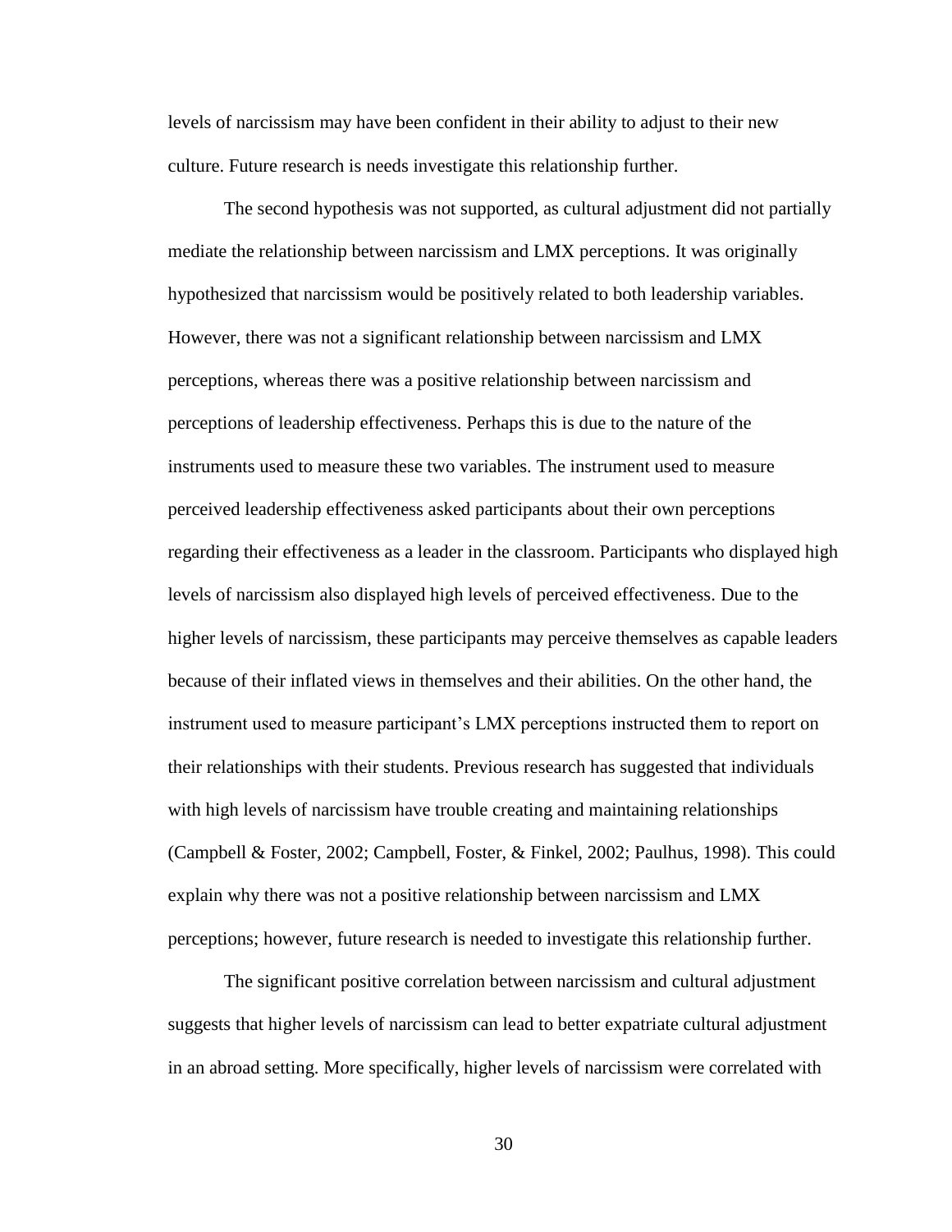levels of narcissism may have been confident in their ability to adjust to their new culture. Future research is needs investigate this relationship further.

The second hypothesis was not supported, as cultural adjustment did not partially mediate the relationship between narcissism and LMX perceptions. It was originally hypothesized that narcissism would be positively related to both leadership variables. However, there was not a significant relationship between narcissism and LMX perceptions, whereas there was a positive relationship between narcissism and perceptions of leadership effectiveness. Perhaps this is due to the nature of the instruments used to measure these two variables. The instrument used to measure perceived leadership effectiveness asked participants about their own perceptions regarding their effectiveness as a leader in the classroom. Participants who displayed high levels of narcissism also displayed high levels of perceived effectiveness. Due to the higher levels of narcissism, these participants may perceive themselves as capable leaders because of their inflated views in themselves and their abilities. On the other hand, the instrument used to measure participant's LMX perceptions instructed them to report on their relationships with their students. Previous research has suggested that individuals with high levels of narcissism have trouble creating and maintaining relationships (Campbell & Foster, 2002; Campbell, Foster, & Finkel, 2002; Paulhus, 1998). This could explain why there was not a positive relationship between narcissism and LMX perceptions; however, future research is needed to investigate this relationship further.

The significant positive correlation between narcissism and cultural adjustment suggests that higher levels of narcissism can lead to better expatriate cultural adjustment in an abroad setting. More specifically, higher levels of narcissism were correlated with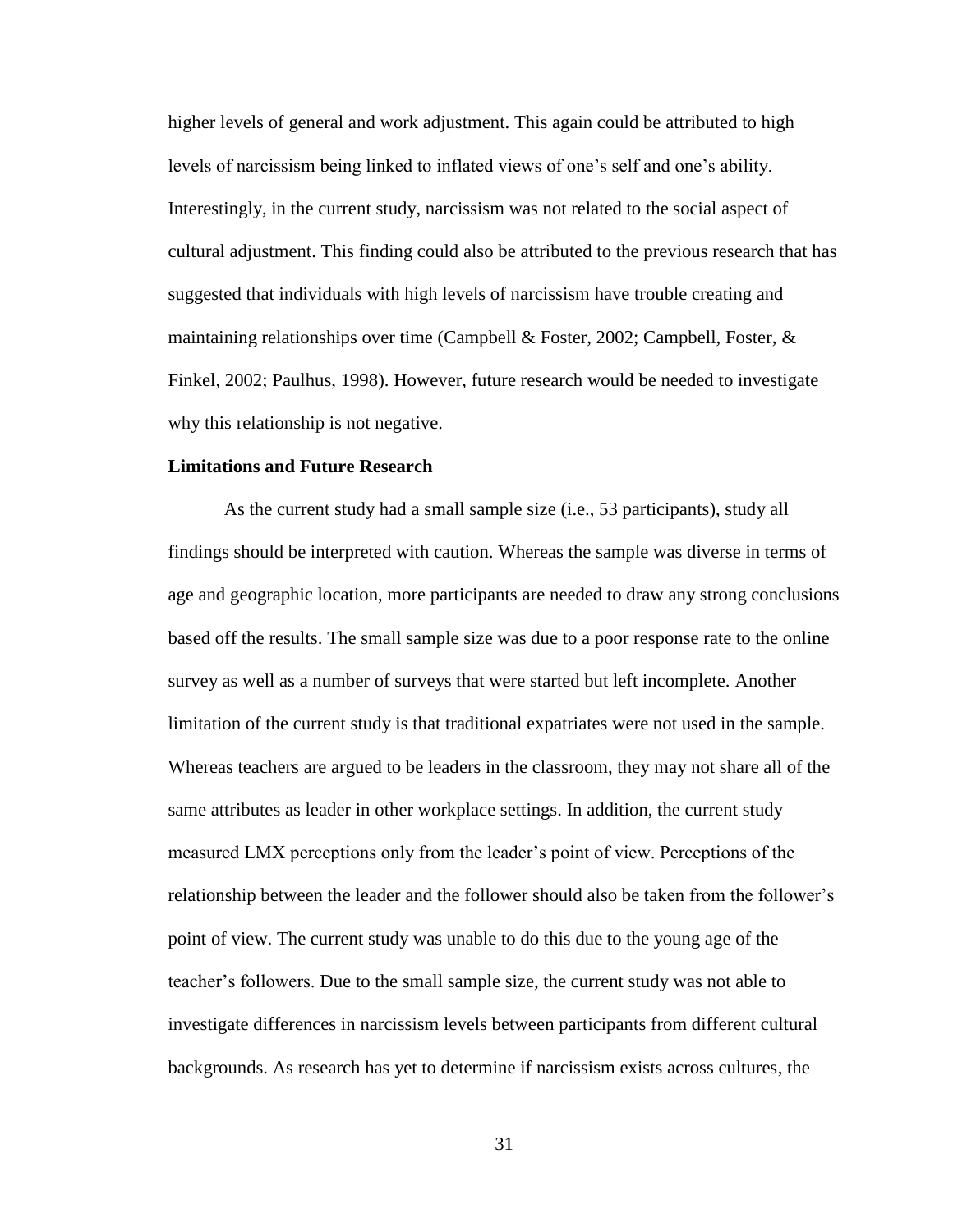higher levels of general and work adjustment. This again could be attributed to high levels of narcissism being linked to inflated views of one's self and one's ability. Interestingly, in the current study, narcissism was not related to the social aspect of cultural adjustment. This finding could also be attributed to the previous research that has suggested that individuals with high levels of narcissism have trouble creating and maintaining relationships over time (Campbell & Foster, 2002; Campbell, Foster, & Finkel, 2002; Paulhus, 1998). However, future research would be needed to investigate why this relationship is not negative.

**Limitations and Future Research**

As the current study had a small sample size (i.e., 53 participants), study all findings should be interpreted with caution. Whereas the sample was diverse in terms of age and geographic location, more participants are needed to draw any strong conclusions based off the results. The small sample size was due to a poor response rate to the online survey as well as a number of surveys that were started but left incomplete. Another limitation of the current study is that traditional expatriates were not used in the sample. Whereas teachers are argued to be leaders in the classroom, they may not share all of the same attributes as leader in other workplace settings. In addition, the current study measured LMX perceptions only from the leader's point of view. Perceptions of the relationship between the leader and the follower should also be taken from the follower's point of view. The current study was unable to do this due to the young age of the teacher's followers. Due to the small sample size, the current study was not able to investigate differences in narcissism levels between participants from different cultural backgrounds. As research has yet to determine if narcissism exists across cultures, the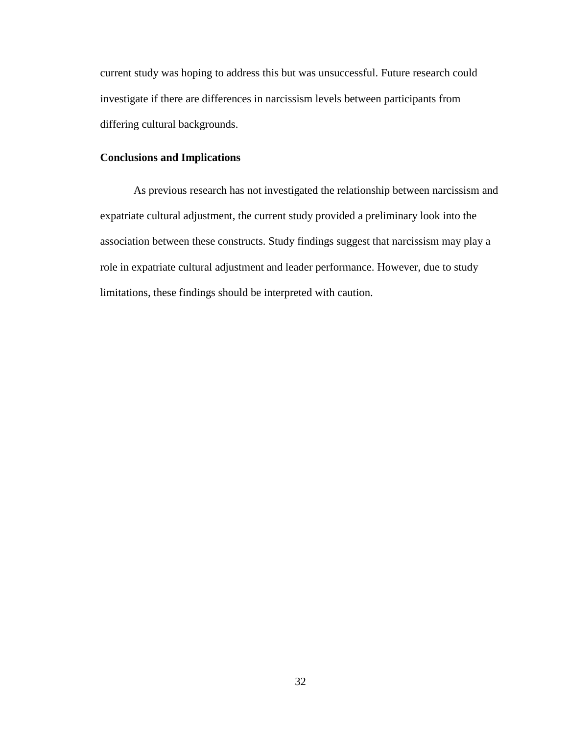current study was hoping to address this but was unsuccessful. Future research could investigate if there are differences in narcissism levels between participants from differing cultural backgrounds.

### Conclusions and Implications

As previous research has not investigated the relationship between narcissism and expatriate cultural adjustment, the current study provided a preliminary look into the association between these constructs. Study findings suggest that narcissism may play a role in expatriate cultural adjustment and leader performance. However, due to study limitations, these findings should be interpreted with caution.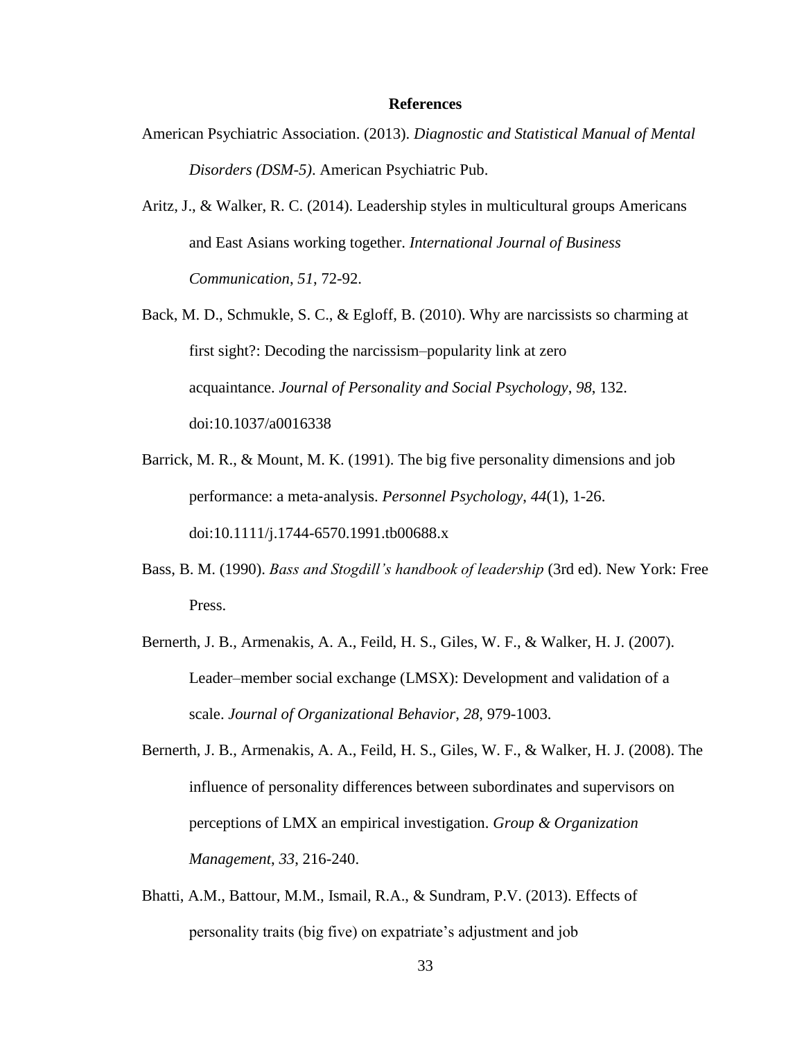# References

American Psychiatric Association. (2013). *Diagnostic and Statistical Manual of Mental Disorders (DSM-5)*. American Psychiatric Pub.

Aritz, J., & Walker, R. C. (2014). Leadership styles in multicultural groups Americans and East Asians working together. *International Journal of Business Communication*, *51*, 72-92.

Back, M. D., Schmukle, S. C., & Egloff, B. (2010). Why are narcissists so charming at first sight?: Decoding the narcissism–popularity link at zero acquaintance. *Journal of Personality and Social Psychology*, *98*, 132. doi:10.1037/a0016338

Barrick, M. R., & Mount, M. K. (1991). The big five personality dimensions and job performance: a meta-analysis. *Personnel Psychology*, *44*(1), 1-26. doi:10.1111/j.1744-6570.1991.tb00688.x

Bass, B. M. (1990). *Bass and Stogdill's handbook of leadership* (3rd ed). New York: Free Press.

Bernerth, J. B., Armenakis, A. A., Feild, H. S., Giles, W. F., & Walker, H. J. (2007). Leader–member social exchange (LMSX): Development and validation of a scale. *Journal of Organizational Behavior*, *28*, 979-1003.

Bernerth, J. B., Armenakis, A. A., Feild, H. S., Giles, W. F., & Walker, H. J. (2008). The influence of personality differences between subordinates and supervisors on perceptions of LMX an empirical investigation. *Group & Organization Management*, *33*, 216-240.

Bhatti, A.M., Battour, M.M., Ismail, R.A., & Sundram, P.V. (2013). Effects of personality traits (big five) on expatriate's adjustment and job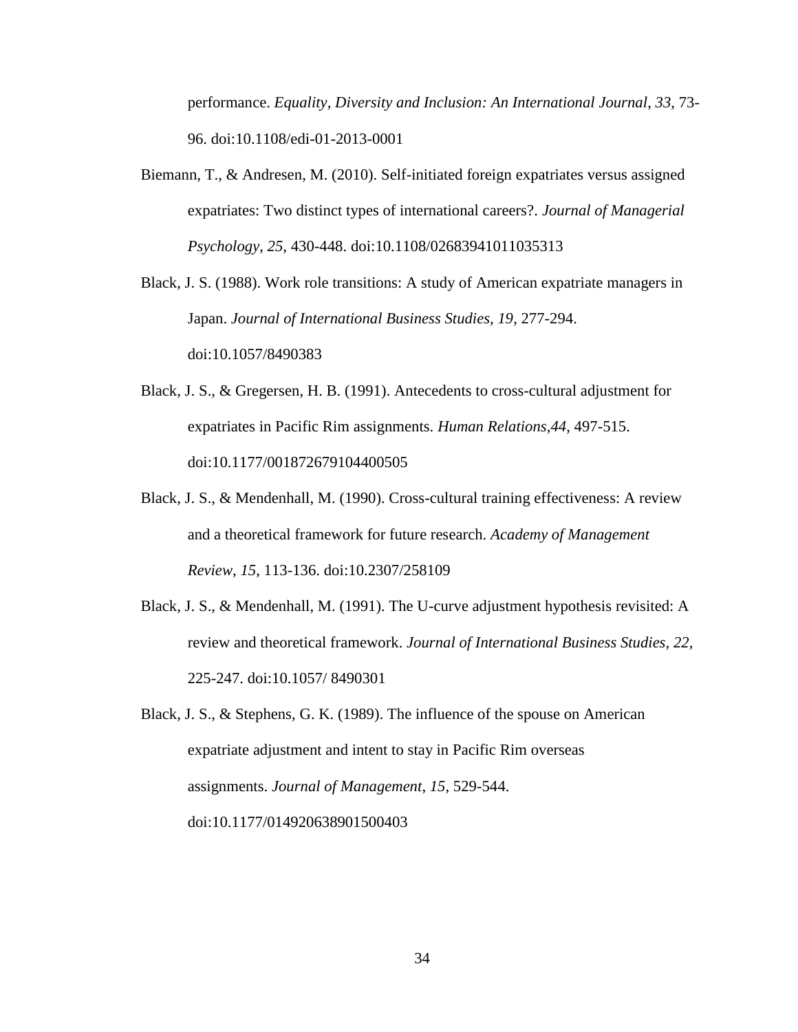performance. *Equality, Diversity and Inclusion: An International Journal*, *33*, 73-96. doi:10.1108/edi-01-2013-0001

Biemann, T., & Andresen, M. (2010). Self-initiated foreign expatriates versus assigned expatriates: Two distinct types of international careers?. *Journal of Managerial Psychology*, *25*, 430-448. doi:10.1108/02683941011035313

Black, J. S. (1988). Work role transitions: A study of American expatriate managers in Japan. *Journal of International Business Studies, 19*, 277-294. doi:10.1057/8490383

Black, J. S., & Gregersen, H. B. (1991). Antecedents to cross-cultural adjustment for expatriates in Pacific Rim assignments. *Human Relations,44*, 497-515. doi:10.1177/001872679104400505

Black, J. S., & Mendenhall, M. (1990). Cross-cultural training effectiveness: A review and a theoretical framework for future research. *Academy of Management Review*, *15*, 113-136. doi:10.2307/258109

Black, J. S., & Mendenhall, M. (1991). The U-curve adjustment hypothesis revisited: A review and theoretical framework. *Journal of International Business Studies, 22*, 225-247. doi:10.1057/ 8490301

Black, J. S., & Stephens, G. K. (1989). The influence of the spouse on American expatriate adjustment and intent to stay in Pacific Rim overseas assignments. *Journal of Management*, *15*, 529-544. doi:10.1177/014920638901500403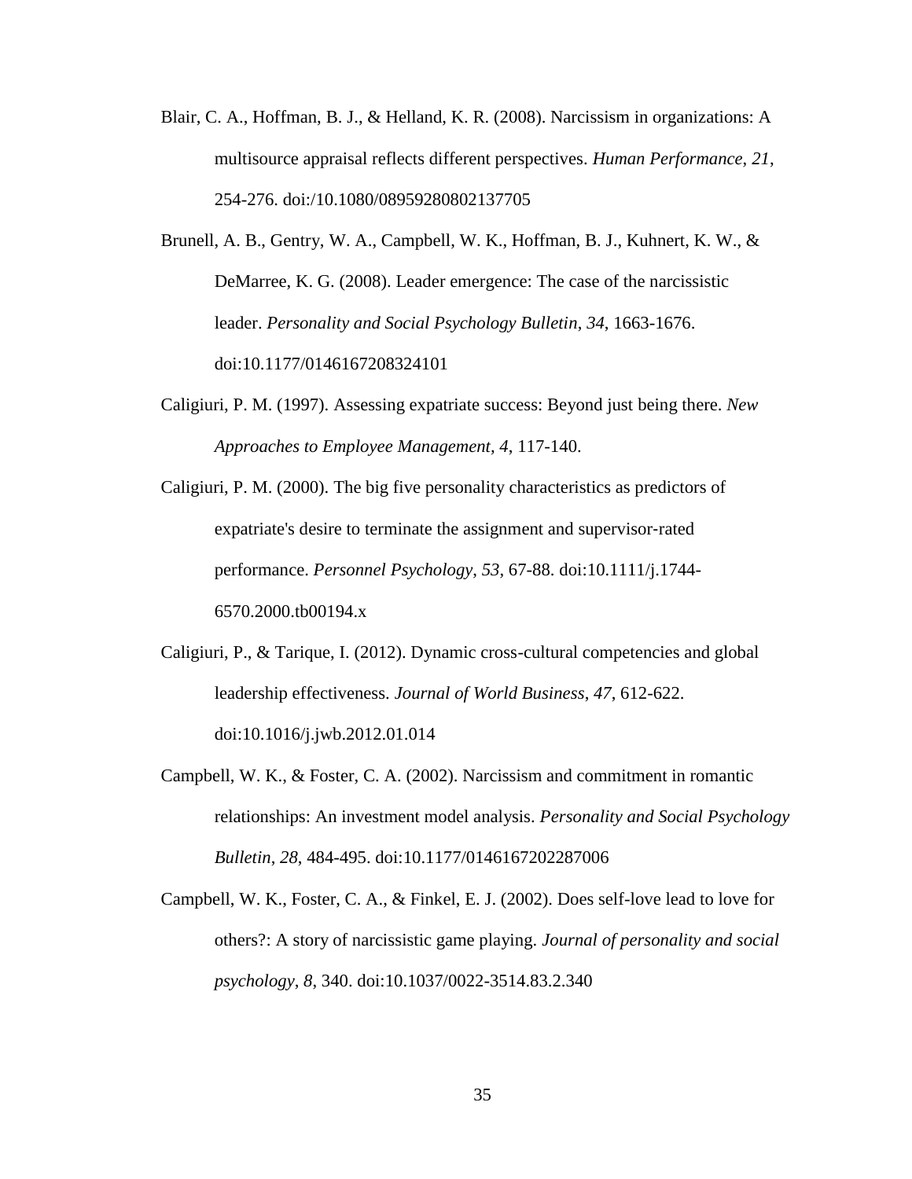Blair, C. A., Hoffman, B. J., & Helland, K. R. (2008). Narcissism in organizations: A multisource appraisal reflects different perspectives. *Human Performance*, *21*, 254-276. doi:/10.1080/08959280802137705

Brunell, A. B., Gentry, W. A., Campbell, W. K., Hoffman, B. J., Kuhnert, K. W., & DeMarree, K. G. (2008). Leader emergence: The case of the narcissistic leader. *Personality and Social Psychology Bulletin*, *34*, 1663-1676. doi:10.1177/0146167208324101

Caligiuri, P. M. (1997). Assessing expatriate success: Beyond just being there. *New Approaches to Employee Management*, *4*, 117-140.

Caligiuri, P. M. (2000). The big five personality characteristics as predictors of expatriate's desire to terminate the assignment and supervisor-rated performance. *Personnel Psychology*, *53*, 67-88. doi:10.1111/j.1744-6570.2000.tb00194.x

Caligiuri, P., & Tarique, I. (2012). Dynamic cross-cultural competencies and global leadership effectiveness. *Journal of World Business*, *47*, 612-622. doi:10.1016/j.jwb.2012.01.014

Campbell, W. K., & Foster, C. A. (2002). Narcissism and commitment in romantic relationships: An investment model analysis. *Personality and Social Psychology Bulletin*, *28*, 484-495. doi:10.1177/0146167202287006

Campbell, W. K., Foster, C. A., & Finkel, E. J. (2002). Does self-love lead to love for others?: A story of narcissistic game playing. *Journal of personality and social psychology*, *8*, 340. doi:10.1037/0022-3514.83.2.340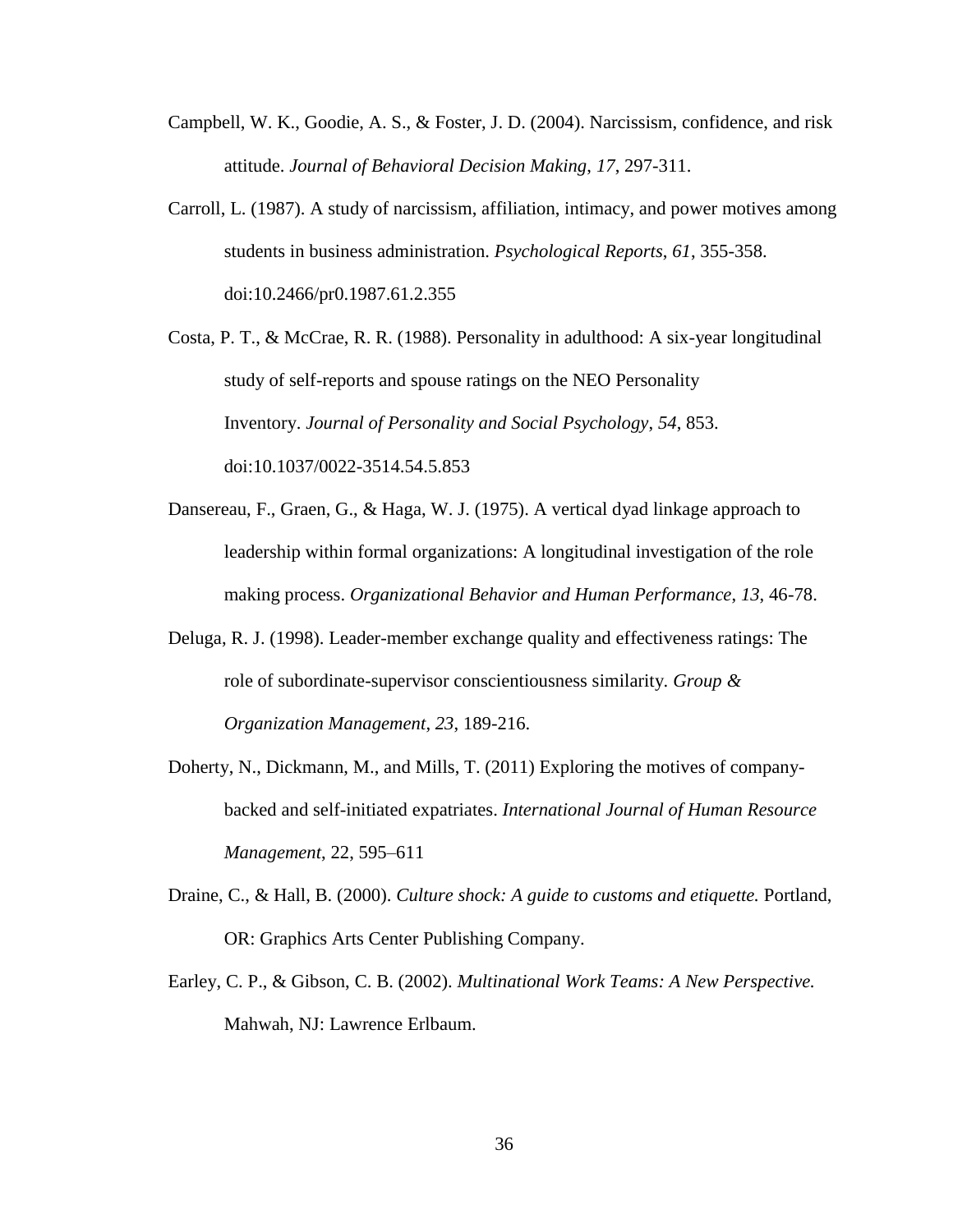Campbell, W. K., Goodie, A. S., & Foster, J. D. (2004). Narcissism, confidence, and risk attitude. *Journal of Behavioral Decision Making*, *17*, 297-311.

Carroll, L. (1987). A study of narcissism, affiliation, intimacy, and power motives among students in business administration. *Psychological Reports*, *61*, 355-358. doi:10.2466/pr0.1987.61.2.355

Costa, P. T., & McCrae, R. R. (1988). Personality in adulthood: A six-year longitudinal study of self-reports and spouse ratings on the NEO Personality Inventory. *Journal of Personality and Social Psychology*, *54*, 853. doi:10.1037/0022-3514.54.5.853

Dansereau, F., Graen, G., & Haga, W. J. (1975). A vertical dyad linkage approach to leadership within formal organizations: A longitudinal investigation of the role making process. *Organizational Behavior and Human Performance*, *13*, 46-78.

Deluga, R. J. (1998). Leader-member exchange quality and effectiveness ratings: The role of subordinate-supervisor conscientiousness similarity. *Group & Organization Management*, *23*, 189-216.

Doherty, N., Dickmann, M., and Mills, T. (2011) Exploring the motives of company-backed and self-initiated expatriates. *International Journal of Human Resource Management*, 22, 595–611

Draine, C., & Hall, B. (2000). *Culture shock: A guide to customs and etiquette.* Portland, OR: Graphics Arts Center Publishing Company.

Earley, C. P., & Gibson, C. B. (2002). *Multinational Work Teams: A New Perspective.* Mahwah, NJ: Lawrence Erlbaum.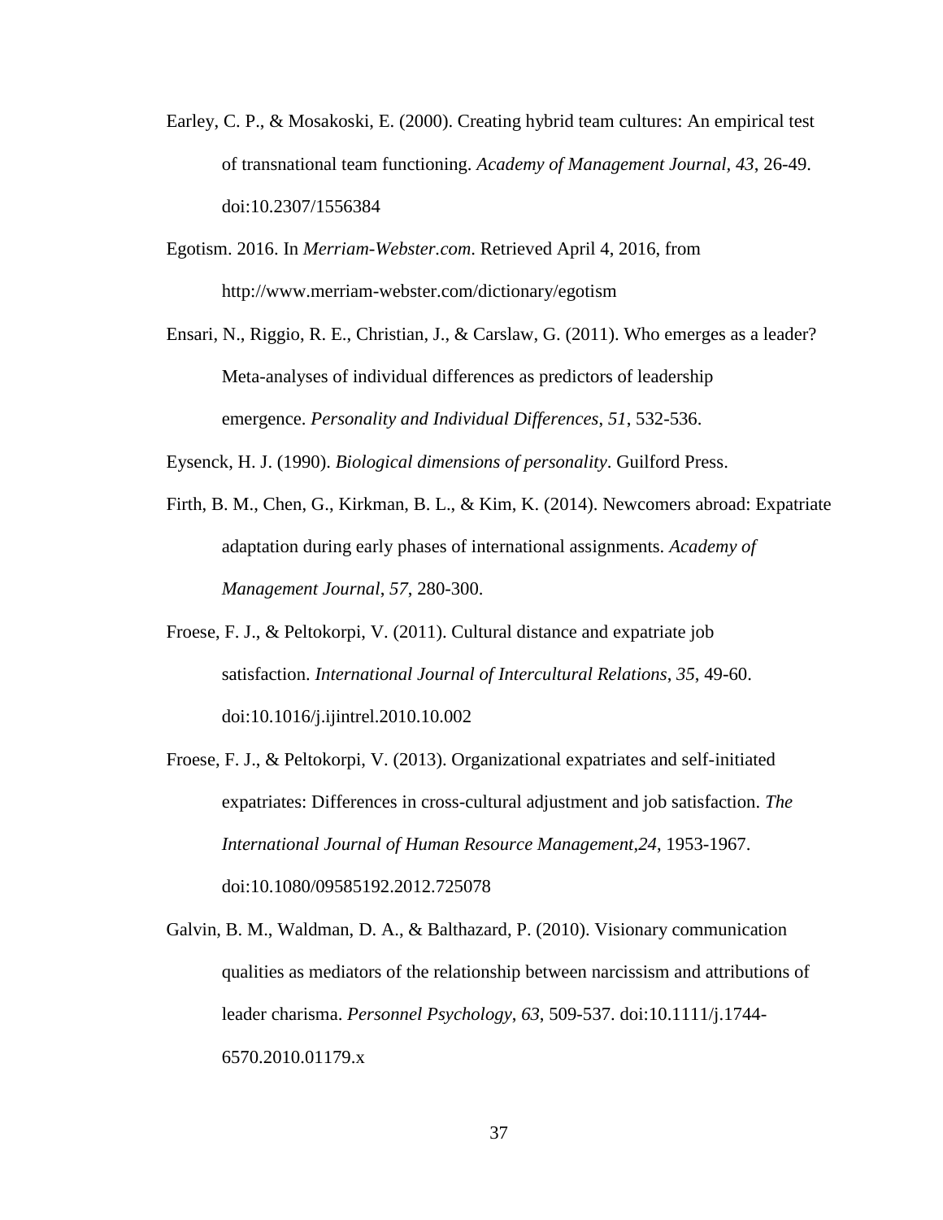Earley, C. P., & Mosakoski, E. (2000). Creating hybrid team cultures: An empirical test of transnational team functioning. *Academy of Management Journal*, *43*, 26-49. doi:10.2307/1556384

Egotism. 2016. In *Merriam-Webster.com*. Retrieved April 4, 2016, from http://www.merriam-webster.com/dictionary/egotism

Ensari, N., Riggio, R. E., Christian, J., & Carslaw, G. (2011). Who emerges as a leader? Meta-analyses of individual differences as predictors of leadership emergence. *Personality and Individual Differences*, *51*, 532-536.

Eysenck, H. J. (1990). *Biological dimensions of personality*. Guilford Press.

Firth, B. M., Chen, G., Kirkman, B. L., & Kim, K. (2014). Newcomers abroad: Expatriate adaptation during early phases of international assignments. *Academy of Management Journal*, *57*, 280-300.

Froese, F. J., & Peltokorpi, V. (2011). Cultural distance and expatriate job satisfaction. *International Journal of Intercultural Relations*, *35*, 49-60. doi:10.1016/j.ijintrel.2010.10.002

Froese, F. J., & Peltokorpi, V. (2013). Organizational expatriates and self-initiated expatriates: Differences in cross-cultural adjustment and job satisfaction. *The International Journal of Human Resource Management*,*24*, 1953-1967. doi:10.1080/09585192.2012.725078

Galvin, B. M., Waldman, D. A., & Balthazard, P. (2010). Visionary communication qualities as mediators of the relationship between narcissism and attributions of leader charisma. *Personnel Psychology*, *63*, 509-537. doi:10.1111/j.1744-6570.2010.01179.x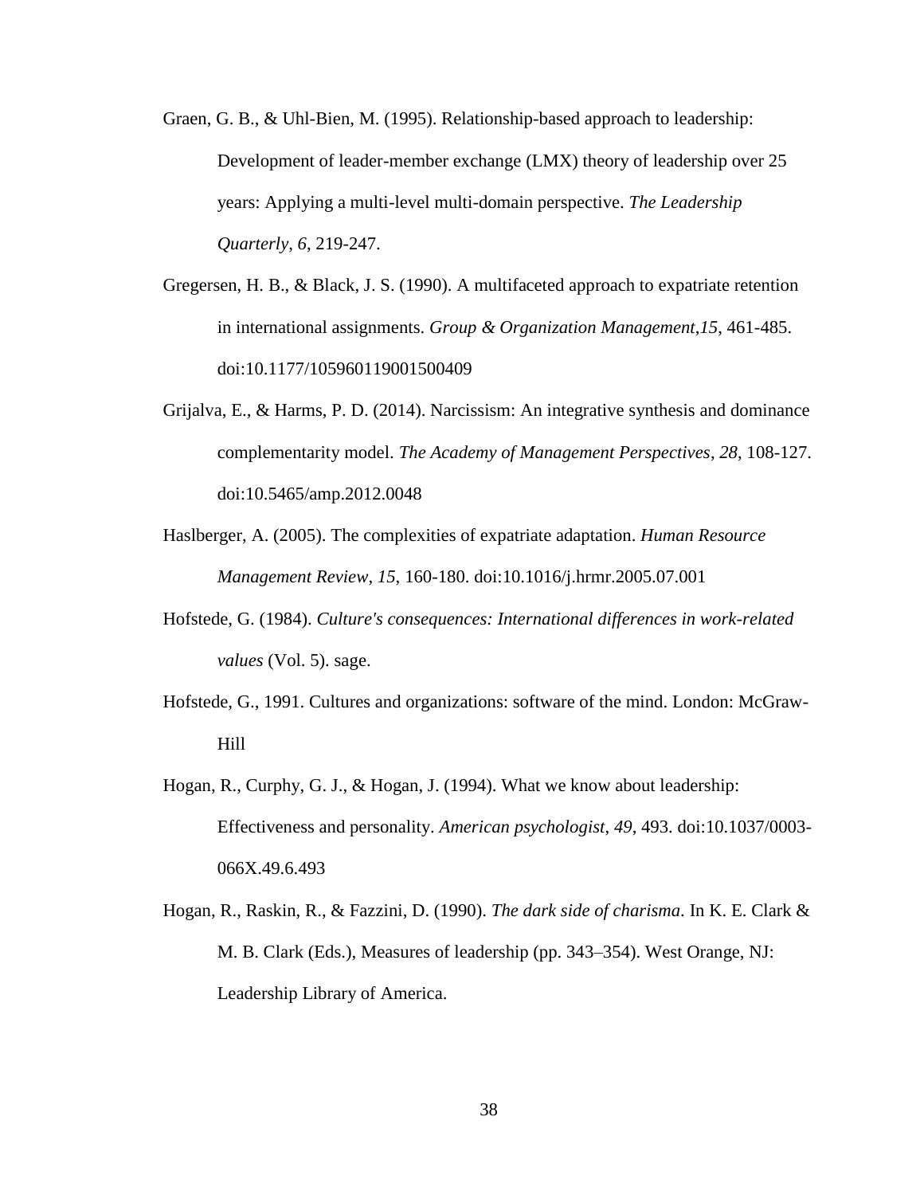Graen, G. B., & Uhl-Bien, M. (1995). Relationship-based approach to leadership: Development of leader-member exchange (LMX) theory of leadership over 25 years: Applying a multi-level multi-domain perspective. *The Leadership Quarterly*, *6*, 219-247.

Gregersen, H. B., & Black, J. S. (1990). A multifaceted approach to expatriate retention in international assignments. *Group & Organization Management*,*15*, 461-485. doi:10.1177/105960119001500409

Grijalva, E., & Harms, P. D. (2014). Narcissism: An integrative synthesis and dominance complementarity model. *The Academy of Management Perspectives*, *28*, 108-127. doi:10.5465/amp.2012.0048

Haslberger, A. (2005). The complexities of expatriate adaptation. *Human Resource Management Review*, *15*, 160-180. doi:10.1016/j.hrmr.2005.07.001

Hofstede, G. (1984). *Culture's consequences: International differences in work-related values* (Vol. 5). sage.

Hofstede, G., 1991. Cultures and organizations: software of the mind. London: McGraw-Hill

Hogan, R., Curphy, G. J., & Hogan, J. (1994). What we know about leadership: Effectiveness and personality. *American psychologist*, *49*, 493. doi:10.1037/0003-066X.49.6.493

Hogan, R., Raskin, R., & Fazzini, D. (1990). *The dark side of charisma*. In K. E. Clark & M. B. Clark (Eds.), Measures of leadership (pp. 343–354). West Orange, NJ: Leadership Library of America.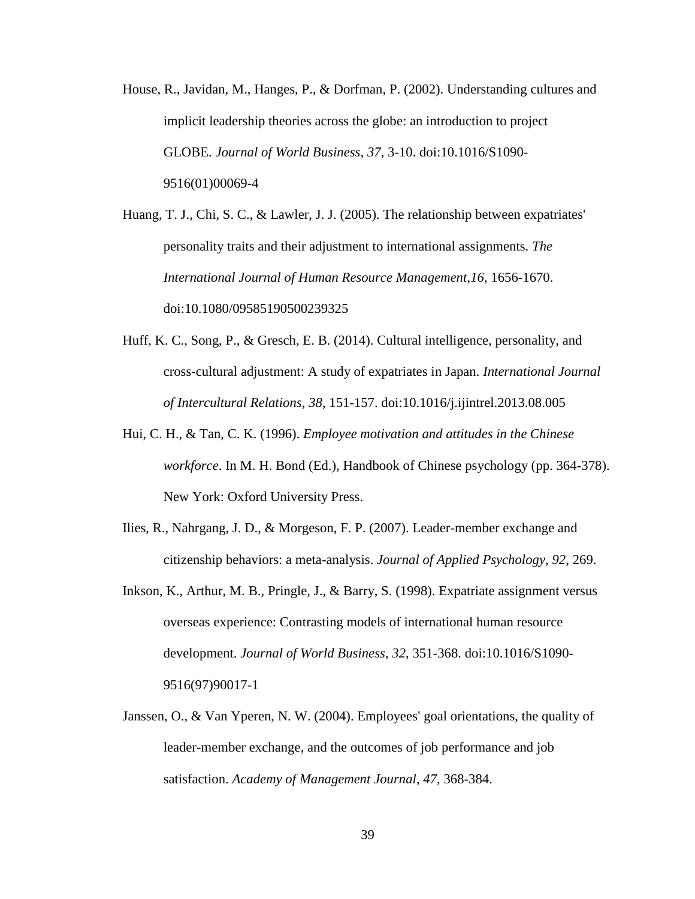House, R., Javidan, M., Hanges, P., & Dorfman, P. (2002). Understanding cultures and implicit leadership theories across the globe: an introduction to project GLOBE. *Journal of World Business*, *37*, 3-10. doi:10.1016/S1090-9516(01)00069-4

Huang, T. J., Chi, S. C., & Lawler, J. J. (2005). The relationship between expatriates' personality traits and their adjustment to international assignments. *The International Journal of Human Resource Management*,*16*, 1656-1670. doi:10.1080/09585190500239325

Huff, K. C., Song, P., & Gresch, E. B. (2014). Cultural intelligence, personality, and cross-cultural adjustment: A study of expatriates in Japan. *International Journal of Intercultural Relations*, *38*, 151-157. doi:10.1016/j.ijintrel.2013.08.005

Hui, C. H., & Tan, C. K. (1996). *Employee motivation and attitudes in the Chinese workforce*. In M. H. Bond (Ed.), Handbook of Chinese psychology (pp. 364-378). New York: Oxford University Press.

Ilies, R., Nahrgang, J. D., & Morgeson, F. P. (2007). Leader-member exchange and citizenship behaviors: a meta-analysis. *Journal of Applied Psychology*, *92*, 269.

Inkson, K., Arthur, M. B., Pringle, J., & Barry, S. (1998). Expatriate assignment versus overseas experience: Contrasting models of international human resource development. *Journal of World Business*, *32*, 351-368. doi:10.1016/S1090-9516(97)90017-1

Janssen, O., & Van Yperen, N. W. (2004). Employees' goal orientations, the quality of leader-member exchange, and the outcomes of job performance and job satisfaction. *Academy of Management Journal*, *47*, 368-384.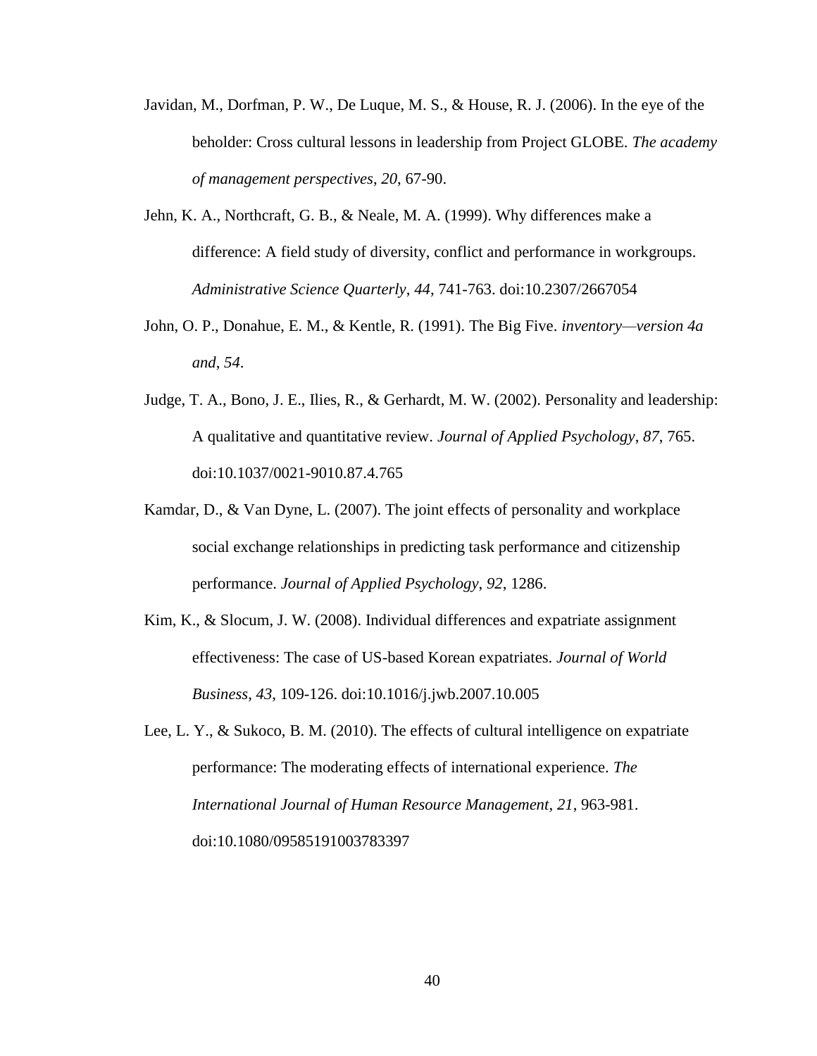Javidan, M., Dorfman, P. W., De Luque, M. S., & House, R. J. (2006). In the eye of the beholder: Cross cultural lessons in leadership from Project GLOBE. *The academy of management perspectives*, *20*, 67-90.

Jehn, K. A., Northcraft, G. B., & Neale, M. A. (1999). Why differences make a difference: A field study of diversity, conflict and performance in workgroups. *Administrative Science Quarterly*, *44*, 741-763. doi:10.2307/2667054

John, O. P., Donahue, E. M., & Kentle, R. (1991). The Big Five. *inventory—version 4a and*, *54*.

Judge, T. A., Bono, J. E., Ilies, R., & Gerhardt, M. W. (2002). Personality and leadership: A qualitative and quantitative review. *Journal of Applied Psychology*, *87*, 765. doi:10.1037/0021-9010.87.4.765

Kamdar, D., & Van Dyne, L. (2007). The joint effects of personality and workplace social exchange relationships in predicting task performance and citizenship performance. *Journal of Applied Psychology*, *92*, 1286.

Kim, K., & Slocum, J. W. (2008). Individual differences and expatriate assignment effectiveness: The case of US-based Korean expatriates. *Journal of World Business*, *43*, 109-126. doi:10.1016/j.jwb.2007.10.005

Lee, L. Y., & Sukoco, B. M. (2010). The effects of cultural intelligence on expatriate performance: The moderating effects of international experience. *The International Journal of Human Resource Management*, *21*, 963-981. doi:10.1080/09585191003783397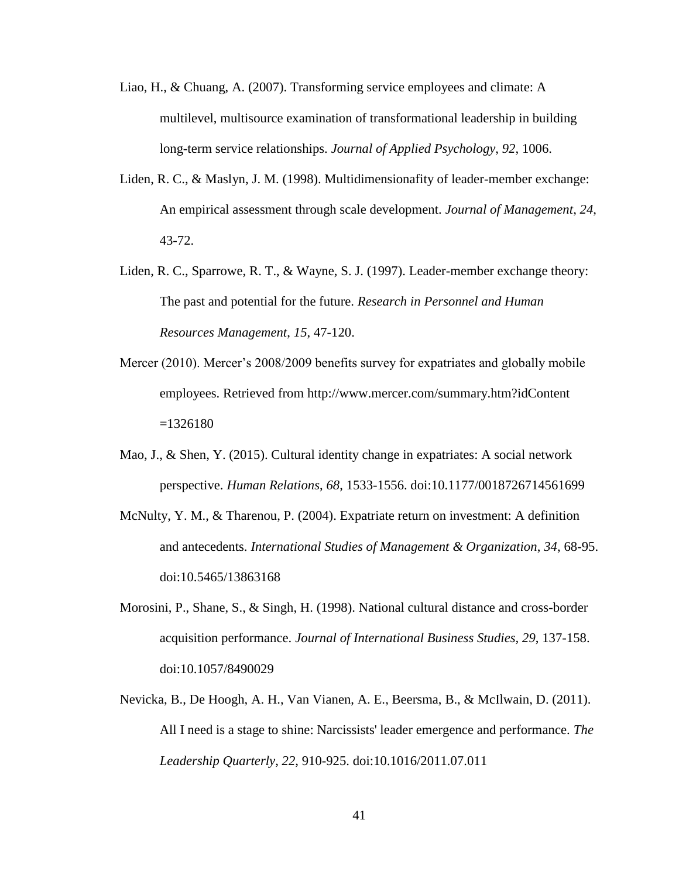Liao, H., & Chuang, A. (2007). Transforming service employees and climate: A multilevel, multisource examination of transformational leadership in building long-term service relationships. *Journal of Applied Psychology*, *92*, 1006.

Liden, R. C., & Maslyn, J. M. (1998). Multidimensionafity of leader-member exchange: An empirical assessment through scale development. *Journal of Management*, *24*, 43-72.

Liden, R. C., Sparrowe, R. T., & Wayne, S. J. (1997). Leader-member exchange theory: The past and potential for the future. *Research in Personnel and Human Resources Management*, *15*, 47-120.

Mercer (2010). Mercer's 2008/2009 benefits survey for expatriates and globally mobile employees. Retrieved from http://www.mercer.com/summary.htm?idContent =1326180

Mao, J., & Shen, Y. (2015). Cultural identity change in expatriates: A social network perspective. *Human Relations*, *68*, 1533-1556. doi:10.1177/0018726714561699

McNulty, Y. M., & Tharenou, P. (2004). Expatriate return on investment: A definition and antecedents. *International Studies of Management & Organization*, *34*, 68-95. doi:10.5465/13863168

Morosini, P., Shane, S., & Singh, H. (1998). National cultural distance and cross-border acquisition performance. *Journal of International Business Studies, 29*, 137-158. doi:10.1057/8490029

Nevicka, B., De Hoogh, A. H., Van Vianen, A. E., Beersma, B., & McIlwain, D. (2011). All I need is a stage to shine: Narcissists' leader emergence and performance. *The Leadership Quarterly*, *22*, 910-925. doi:10.1016/2011.07.011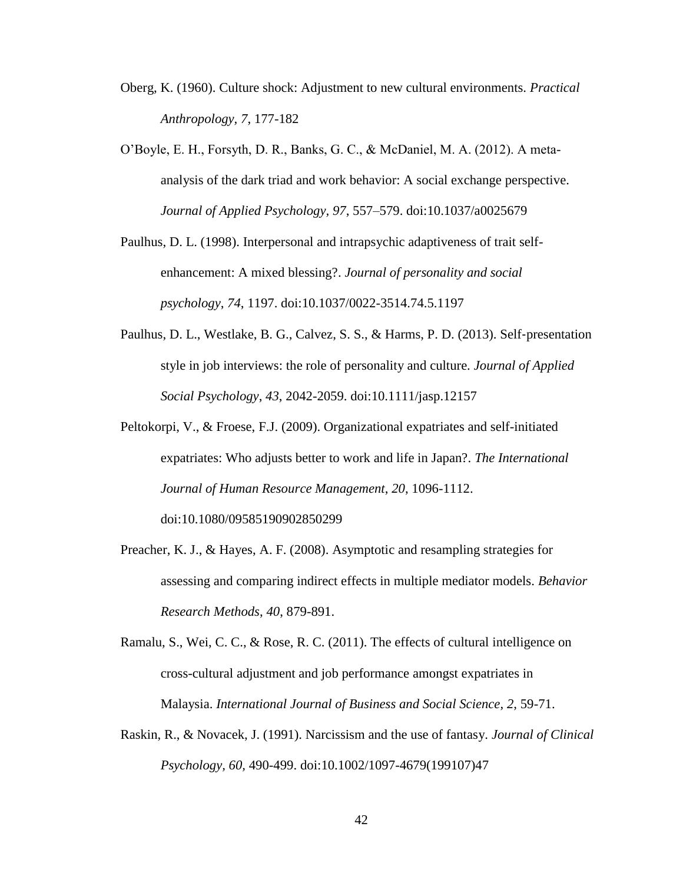Oberg, K. (1960). Culture shock: Adjustment to new cultural environments. *Practical Anthropology, 7*, 177-182

O'Boyle, E. H., Forsyth, D. R., Banks, G. C., & McDaniel, M. A. (2012). A meta-analysis of the dark triad and work behavior: A social exchange perspective. *Journal of Applied Psychology*, *97*, 557–579. doi:10.1037/a0025679

Paulhus, D. L. (1998). Interpersonal and intrapsychic adaptiveness of trait self-enhancement: A mixed blessing?. *Journal of personality and social psychology*, *74*, 1197. doi:10.1037/0022-3514.74.5.1197

Paulhus, D. L., Westlake, B. G., Calvez, S. S., & Harms, P. D. (2013). Self-presentation style in job interviews: the role of personality and culture. *Journal of Applied Social Psychology*, *43*, 2042-2059. doi:10.1111/jasp.12157

Peltokorpi, V., & Froese, F.J. (2009). Organizational expatriates and self-initiated expatriates: Who adjusts better to work and life in Japan?. *The International Journal of Human Resource Management*, *20*, 1096-1112. doi:10.1080/09585190902850299

Preacher, K. J., & Hayes, A. F. (2008). Asymptotic and resampling strategies for assessing and comparing indirect effects in multiple mediator models. *Behavior Research Methods*, *40*, 879-891.

Ramalu, S., Wei, C. C., & Rose, R. C. (2011). The effects of cultural intelligence on cross-cultural adjustment and job performance amongst expatriates in Malaysia. *International Journal of Business and Social Science*, *2*, 59-71.

Raskin, R., & Novacek, J. (1991). Narcissism and the use of fantasy. *Journal of Clinical Psychology, 60,* 490-499. doi:10.1002/1097-4679(199107)47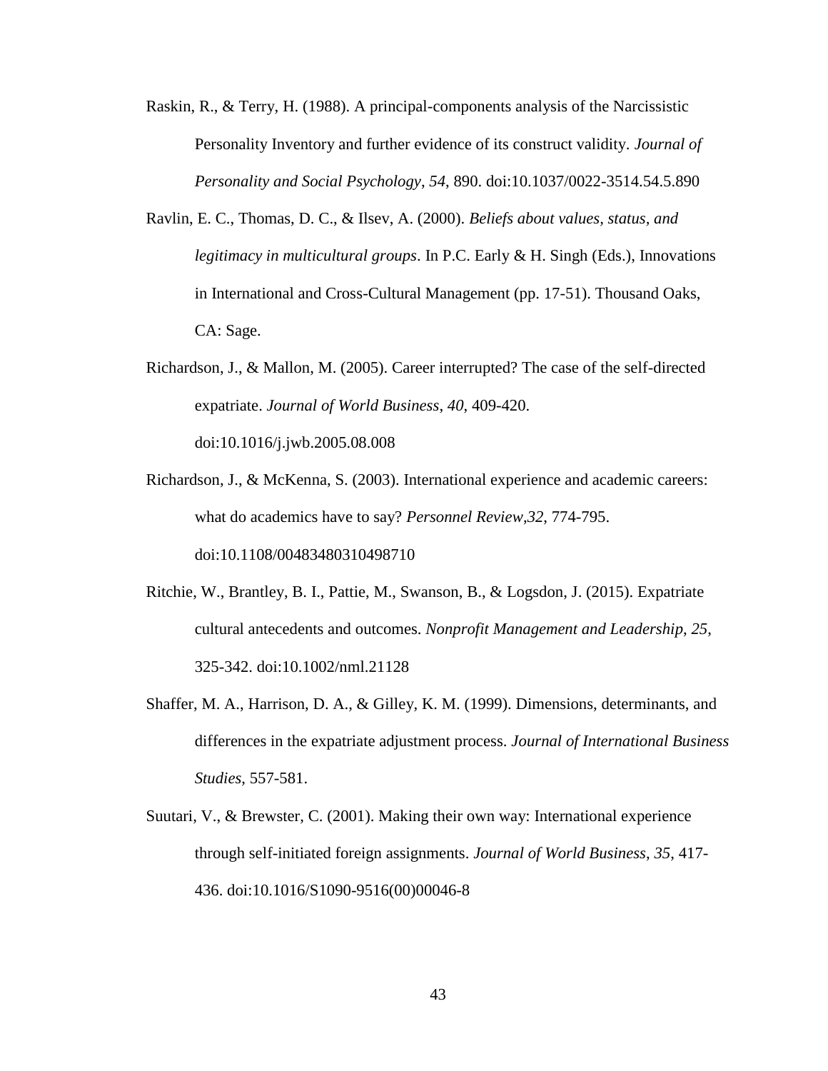Raskin, R., & Terry, H. (1988). A principal-components analysis of the Narcissistic Personality Inventory and further evidence of its construct validity. *Journal of Personality and Social Psychology*, *54*, 890. doi:10.1037/0022-3514.54.5.890

Ravlin, E. C., Thomas, D. C., & Ilsev, A. (2000). *Beliefs about values, status, and legitimacy in multicultural groups*. In P.C. Early & H. Singh (Eds.), Innovations in International and Cross-Cultural Management (pp. 17-51). Thousand Oaks, CA: Sage.

Richardson, J., & Mallon, M. (2005). Career interrupted? The case of the self-directed expatriate. *Journal of World Business*, *40*, 409-420. doi:10.1016/j.jwb.2005.08.008

Richardson, J., & McKenna, S. (2003). International experience and academic careers: what do academics have to say? *Personnel Review*,*32*, 774-795. doi:10.1108/00483480310498710

Ritchie, W., Brantley, B. I., Pattie, M., Swanson, B., & Logsdon, J. (2015). Expatriate cultural antecedents and outcomes. *Nonprofit Management and Leadership*, *25*, 325-342. doi:10.1002/nml.21128

Shaffer, M. A., Harrison, D. A., & Gilley, K. M. (1999). Dimensions, determinants, and differences in the expatriate adjustment process. *Journal of International Business Studies*, 557-581.

Suutari, V., & Brewster, C. (2001). Making their own way: International experience through self-initiated foreign assignments. *Journal of World Business*, *35*, 417-436. doi:10.1016/S1090-9516(00)00046-8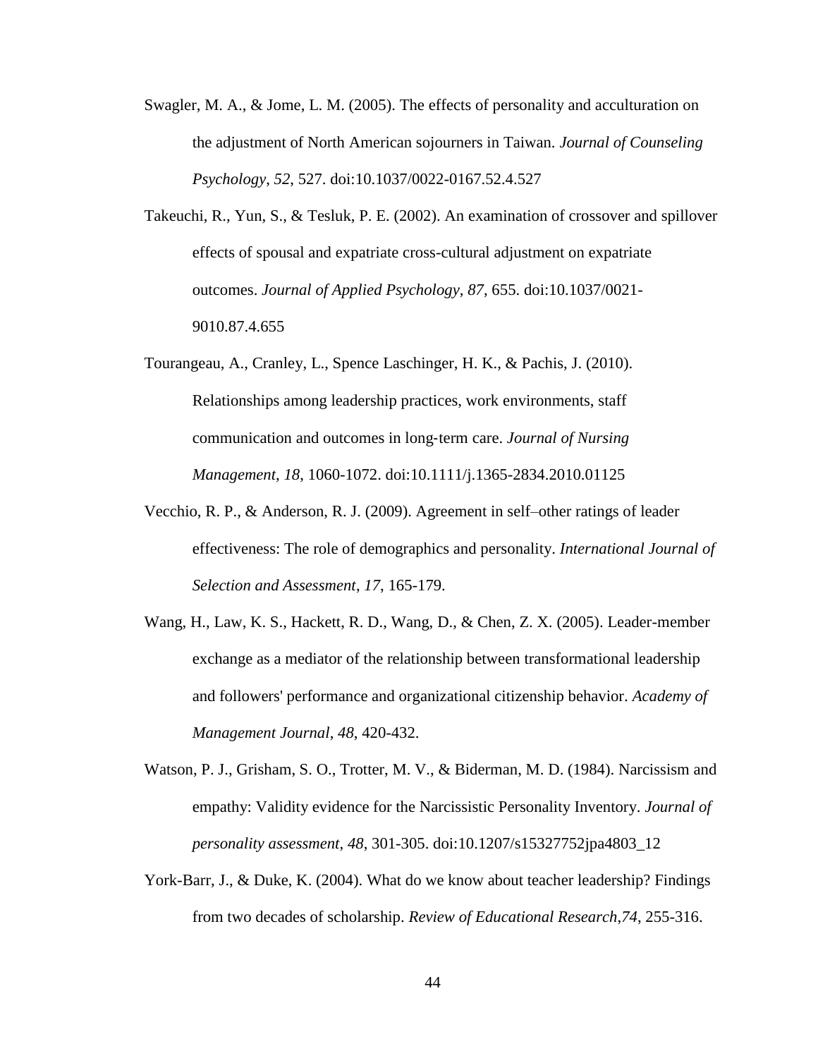Swagler, M. A., & Jome, L. M. (2005). The effects of personality and acculturation on the adjustment of North American sojourners in Taiwan. *Journal of Counseling Psychology*, *52*, 527. doi:10.1037/0022-0167.52.4.527

Takeuchi, R., Yun, S., & Tesluk, P. E. (2002). An examination of crossover and spillover effects of spousal and expatriate cross-cultural adjustment on expatriate outcomes. *Journal of Applied Psychology*, *87*, 655. doi:10.1037/0021-9010.87.4.655

Tourangeau, A., Cranley, L., Spence Laschinger, H. K., & Pachis, J. (2010). Relationships among leadership practices, work environments, staff communication and outcomes in long-term care. *Journal of Nursing Management*, *18*, 1060-1072. doi:10.1111/j.1365-2834.2010.01125

Vecchio, R. P., & Anderson, R. J. (2009). Agreement in self–other ratings of leader effectiveness: The role of demographics and personality. *International Journal of Selection and Assessment*, *17*, 165-179.

Wang, H., Law, K. S., Hackett, R. D., Wang, D., & Chen, Z. X. (2005). Leader-member exchange as a mediator of the relationship between transformational leadership and followers' performance and organizational citizenship behavior. *Academy of Management Journal*, *48*, 420-432.

Watson, P. J., Grisham, S. O., Trotter, M. V., & Biderman, M. D. (1984). Narcissism and empathy: Validity evidence for the Narcissistic Personality Inventory. *Journal of personality assessment*, *48*, 301-305. doi:10.1207/s15327752jpa4803_12

York-Barr, J., & Duke, K. (2004). What do we know about teacher leadership? Findings from two decades of scholarship. *Review of Educational Research*,*74*, 255-316.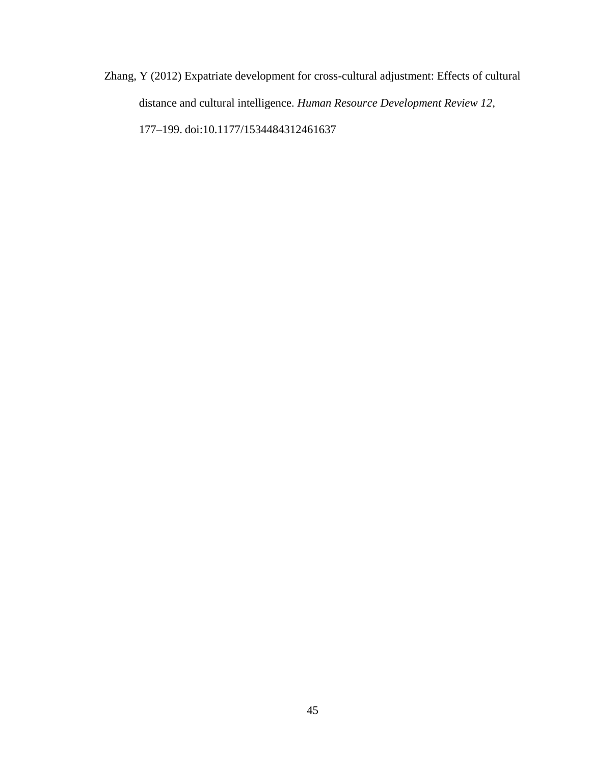Zhang, Y (2012) Expatriate development for cross-cultural adjustment: Effects of cultural distance and cultural intelligence. *Human Resource Development Review 12*, 177–199. doi:10.1177/1534484312461637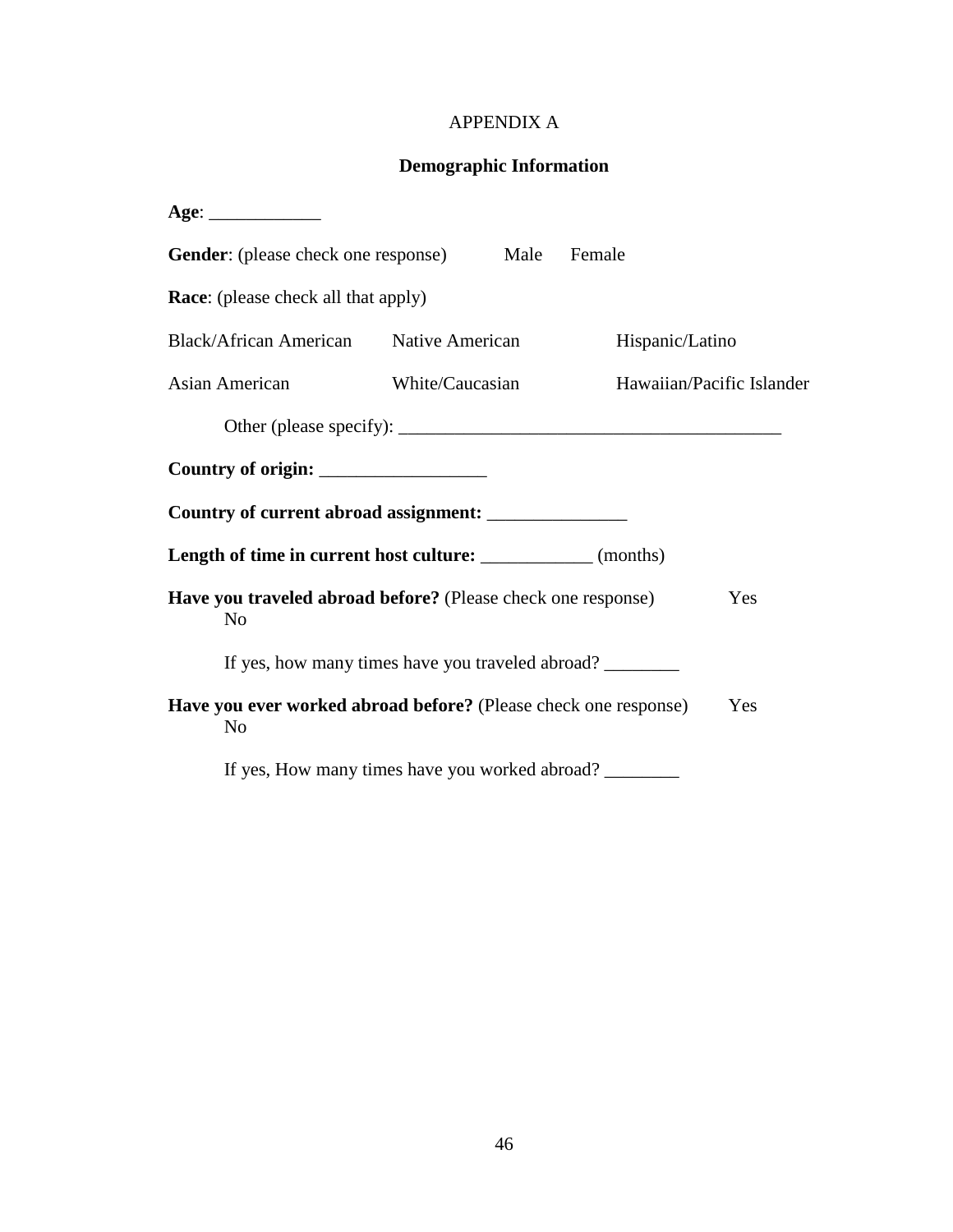APPENDIX A

**Demographic Information**

**Age**: ____________

**Gender**: (please check one response) Male Female

**Race**: (please check all that apply)

| Black/African American | Native American | Hispanic/Latino |
|---|---|---|
| Asian American | White/Caucasian | Hawaiian/Pacific Islander |

Other (please specify): _________________________________________

**Country of origin:** __________________

**Country of current abroad assignment:** _______________

**Length of time in current host culture:** ____________ (months)

**Have you traveled abroad before?** (Please check one response) Yes No

If yes, how many times have you traveled abroad? ________

**Have you ever worked abroad before?** (Please check one response) Yes No

If yes, How many times have you worked abroad? ________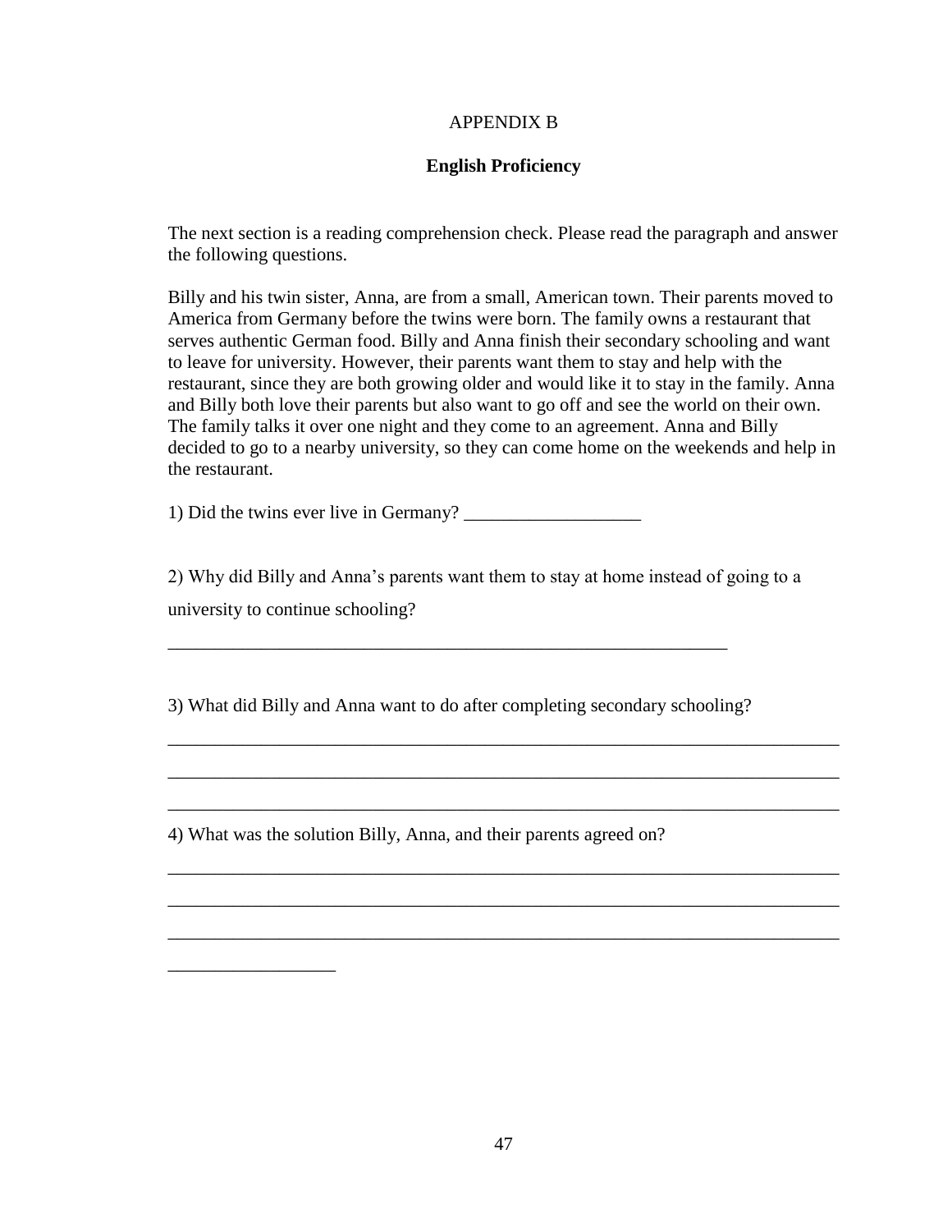# APPENDIX B

## English Proficiency

The next section is a reading comprehension check. Please read the paragraph and answer the following questions.

Billy and his twin sister, Anna, are from a small, American town. Their parents moved to America from Germany before the twins were born. The family owns a restaurant that serves authentic German food. Billy and Anna finish their secondary schooling and want to leave for university. However, their parents want them to stay and help with the restaurant, since they are both growing older and would like it to stay in the family. Anna and Billy both love their parents but also want to go off and see the world on their own. The family talks it over one night and they come to an agreement. Anna and Billy decided to go to a nearby university, so they can come home on the weekends and help in the restaurant.

1) Did the twins ever live in Germany? ___________________

2) Why did Billy and Anna's parents want them to stay at home instead of going to a university to continue schooling?

____________________________________________________________

3) What did Billy and Anna want to do after completing secondary schooling?

________________________________________________________________________

________________________________________________________________________

________________________________________________________________________

4) What was the solution Billy, Anna, and their parents agreed on?

________________________________________________________________________

________________________________________________________________________

________________________________________________________________________

__________________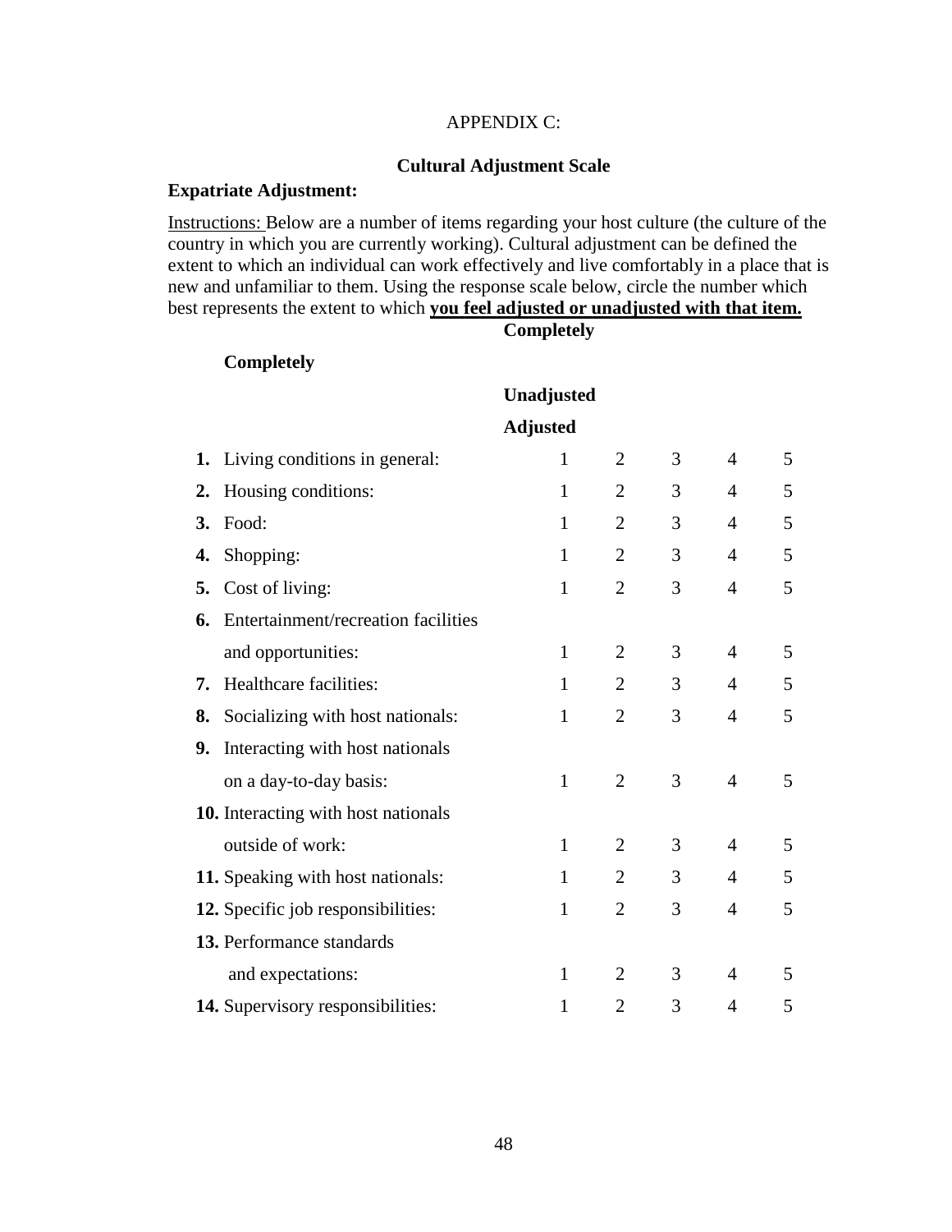APPENDIX C:

**Cultural Adjustment Scale**

**Expatriate Adjustment:**

Instructions: Below are a number of items regarding your host culture (the culture of the country in which you are currently working). Cultural adjustment can be defined the extent to which an individual can work effectively and live comfortably in a place that is new and unfamiliar to them. Using the response scale below, circle the number which best represents the extent to which **you feel adjusted or unadjusted with that item.**

| | Completely Unadjusted | | | | Completely Adjusted |
|---|---|---|---|---|---|
| **1.** Living conditions in general: | 1 | 2 | 3 | 4 | 5 |
| **2.** Housing conditions: | 1 | 2 | 3 | 4 | 5 |
| **3.** Food: | 1 | 2 | 3 | 4 | 5 |
| **4.** Shopping: | 1 | 2 | 3 | 4 | 5 |
| **5.** Cost of living: | 1 | 2 | 3 | 4 | 5 |
| **6.** Entertainment/recreation facilities and opportunities: | 1 | 2 | 3 | 4 | 5 |
| **7.** Healthcare facilities: | 1 | 2 | 3 | 4 | 5 |
| **8.** Socializing with host nationals: | 1 | 2 | 3 | 4 | 5 |
| **9.** Interacting with host nationals on a day-to-day basis: | 1 | 2 | 3 | 4 | 5 |
| **10.** Interacting with host nationals outside of work: | 1 | 2 | 3 | 4 | 5 |
| **11.** Speaking with host nationals: | 1 | 2 | 3 | 4 | 5 |
| **12.** Specific job responsibilities: | 1 | 2 | 3 | 4 | 5 |
| **13.** Performance standards and expectations: | 1 | 2 | 3 | 4 | 5 |
| **14.** Supervisory responsibilities: | 1 | 2 | 3 | 4 | 5 |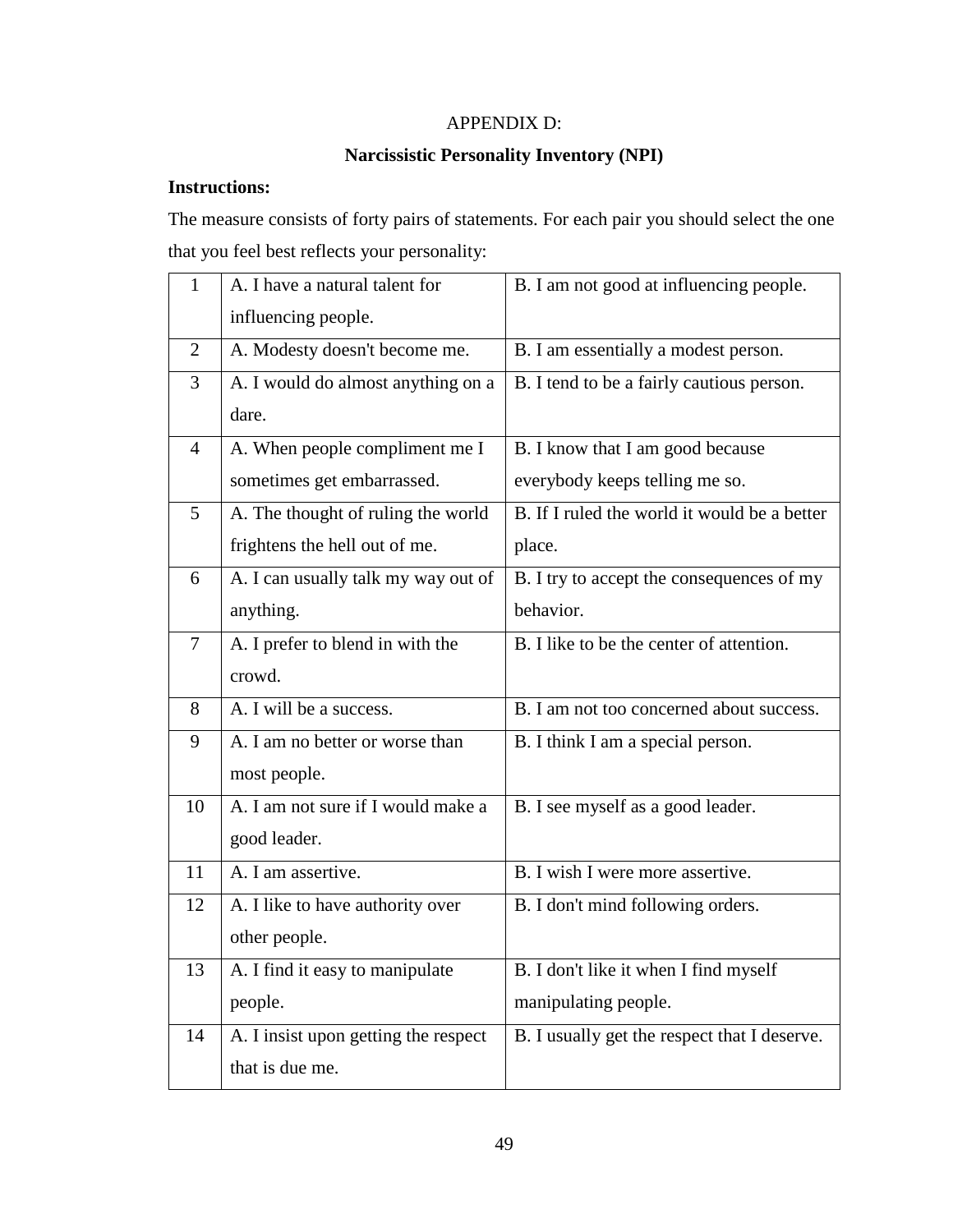APPENDIX D:

**Narcissistic Personality Inventory (NPI)**

**Instructions:**

The measure consists of forty pairs of statements. For each pair you should select the one that you feel best reflects your personality:

| | | |
|---|---|---|
| 1 | A. I have a natural talent for influencing people. | B. I am not good at influencing people. |
| 2 | A. Modesty doesn't become me. | B. I am essentially a modest person. |
| 3 | A. I would do almost anything on a dare. | B. I tend to be a fairly cautious person. |
| 4 | A. When people compliment me I sometimes get embarrassed. | B. I know that I am good because everybody keeps telling me so. |
| 5 | A. The thought of ruling the world frightens the hell out of me. | B. If I ruled the world it would be a better place. |
| 6 | A. I can usually talk my way out of anything. | B. I try to accept the consequences of my behavior. |
| 7 | A. I prefer to blend in with the crowd. | B. I like to be the center of attention. |
| 8 | A. I will be a success. | B. I am not too concerned about success. |
| 9 | A. I am no better or worse than most people. | B. I think I am a special person. |
| 10 | A. I am not sure if I would make a good leader. | B. I see myself as a good leader. |
| 11 | A. I am assertive. | B. I wish I were more assertive. |
| 12 | A. I like to have authority over other people. | B. I don't mind following orders. |
| 13 | A. I find it easy to manipulate people. | B. I don't like it when I find myself manipulating people. |
| 14 | A. I insist upon getting the respect that is due me. | B. I usually get the respect that I deserve. |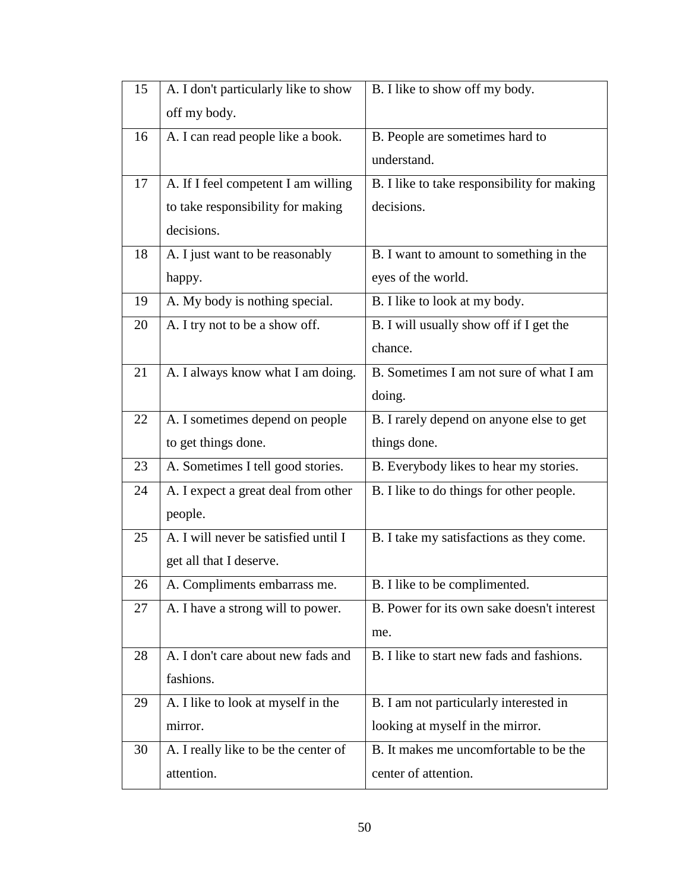| 15 | A. I don't particularly like to show off my body. | B. I like to show off my body. |
|---|---|---|
| 16 | A. I can read people like a book. | B. People are sometimes hard to understand. |
| 17 | A. If I feel competent I am willing to take responsibility for making decisions. | B. I like to take responsibility for making decisions. |
| 18 | A. I just want to be reasonably happy. | B. I want to amount to something in the eyes of the world. |
| 19 | A. My body is nothing special. | B. I like to look at my body. |
| 20 | A. I try not to be a show off. | B. I will usually show off if I get the chance. |
| 21 | A. I always know what I am doing. | B. Sometimes I am not sure of what I am doing. |
| 22 | A. I sometimes depend on people to get things done. | B. I rarely depend on anyone else to get things done. |
| 23 | A. Sometimes I tell good stories. | B. Everybody likes to hear my stories. |
| 24 | A. I expect a great deal from other people. | B. I like to do things for other people. |
| 25 | A. I will never be satisfied until I get all that I deserve. | B. I take my satisfactions as they come. |
| 26 | A. Compliments embarrass me. | B. I like to be complimented. |
| 27 | A. I have a strong will to power. | B. Power for its own sake doesn't interest me. |
| 28 | A. I don't care about new fads and fashions. | B. I like to start new fads and fashions. |
| 29 | A. I like to look at myself in the mirror. | B. I am not particularly interested in looking at myself in the mirror. |
| 30 | A. I really like to be the center of attention. | B. It makes me uncomfortable to be the center of attention. |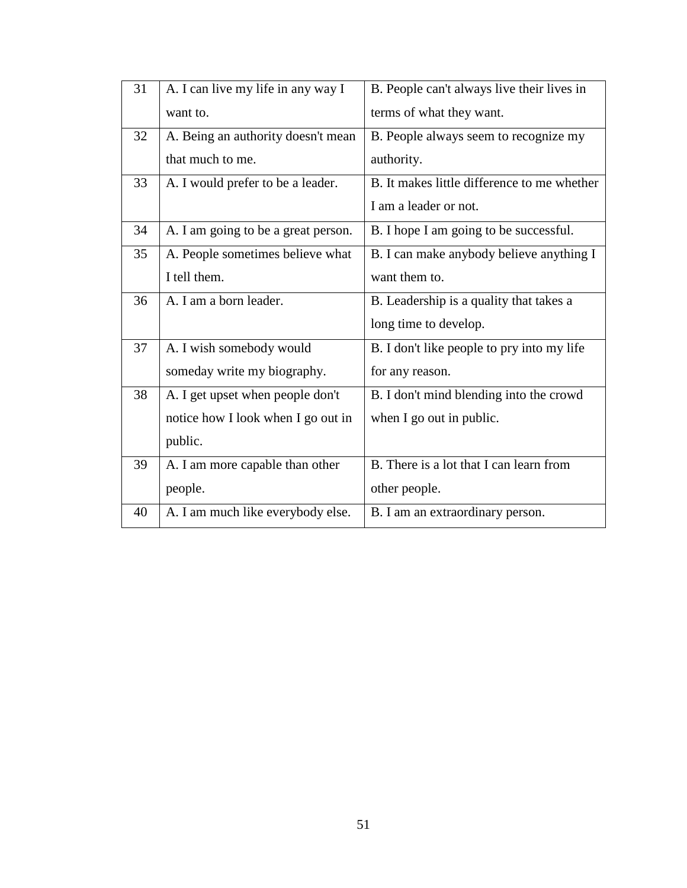| | | |
|---|---|---|
| 31 | A. I can live my life in any way I want to. | B. People can't always live their lives in terms of what they want. |
| 32 | A. Being an authority doesn't mean that much to me. | B. People always seem to recognize my authority. |
| 33 | A. I would prefer to be a leader. | B. It makes little difference to me whether I am a leader or not. |
| 34 | A. I am going to be a great person. | B. I hope I am going to be successful. |
| 35 | A. People sometimes believe what I tell them. | B. I can make anybody believe anything I want them to. |
| 36 | A. I am a born leader. | B. Leadership is a quality that takes a long time to develop. |
| 37 | A. I wish somebody would someday write my biography. | B. I don't like people to pry into my life for any reason. |
| 38 | A. I get upset when people don't notice how I look when I go out in public. | B. I don't mind blending into the crowd when I go out in public. |
| 39 | A. I am more capable than other people. | B. There is a lot that I can learn from other people. |
| 40 | A. I am much like everybody else. | B. I am an extraordinary person. |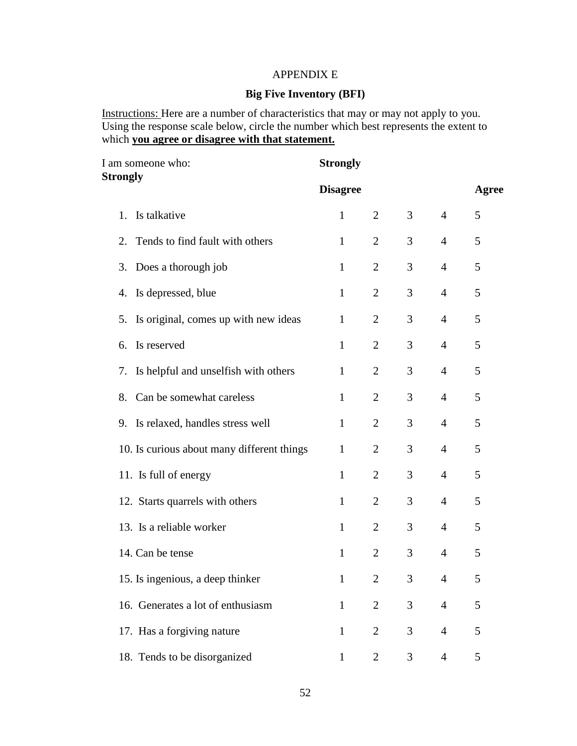APPENDIX E

**Big Five Inventory (BFI)**

Instructions: Here are a number of characteristics that may or may not apply to you. Using the response scale below, circle the number which best represents the extent to which **you agree or disagree with that statement.**

| I am someone who: | **Strongly Disagree** | | | | **Strongly Agree** |
|---|---|---|---|---|---|
| 1. Is talkative | 1 | 2 | 3 | 4 | 5 |
| 2. Tends to find fault with others | 1 | 2 | 3 | 4 | 5 |
| 3. Does a thorough job | 1 | 2 | 3 | 4 | 5 |
| 4. Is depressed, blue | 1 | 2 | 3 | 4 | 5 |
| 5. Is original, comes up with new ideas | 1 | 2 | 3 | 4 | 5 |
| 6. Is reserved | 1 | 2 | 3 | 4 | 5 |
| 7. Is helpful and unselfish with others | 1 | 2 | 3 | 4 | 5 |
| 8. Can be somewhat careless | 1 | 2 | 3 | 4 | 5 |
| 9. Is relaxed, handles stress well | 1 | 2 | 3 | 4 | 5 |
| 10. Is curious about many different things | 1 | 2 | 3 | 4 | 5 |
| 11. Is full of energy | 1 | 2 | 3 | 4 | 5 |
| 12. Starts quarrels with others | 1 | 2 | 3 | 4 | 5 |
| 13. Is a reliable worker | 1 | 2 | 3 | 4 | 5 |
| 14. Can be tense | 1 | 2 | 3 | 4 | 5 |
| 15. Is ingenious, a deep thinker | 1 | 2 | 3 | 4 | 5 |
| 16. Generates a lot of enthusiasm | 1 | 2 | 3 | 4 | 5 |
| 17. Has a forgiving nature | 1 | 2 | 3 | 4 | 5 |
| 18. Tends to be disorganized | 1 | 2 | 3 | 4 | 5 |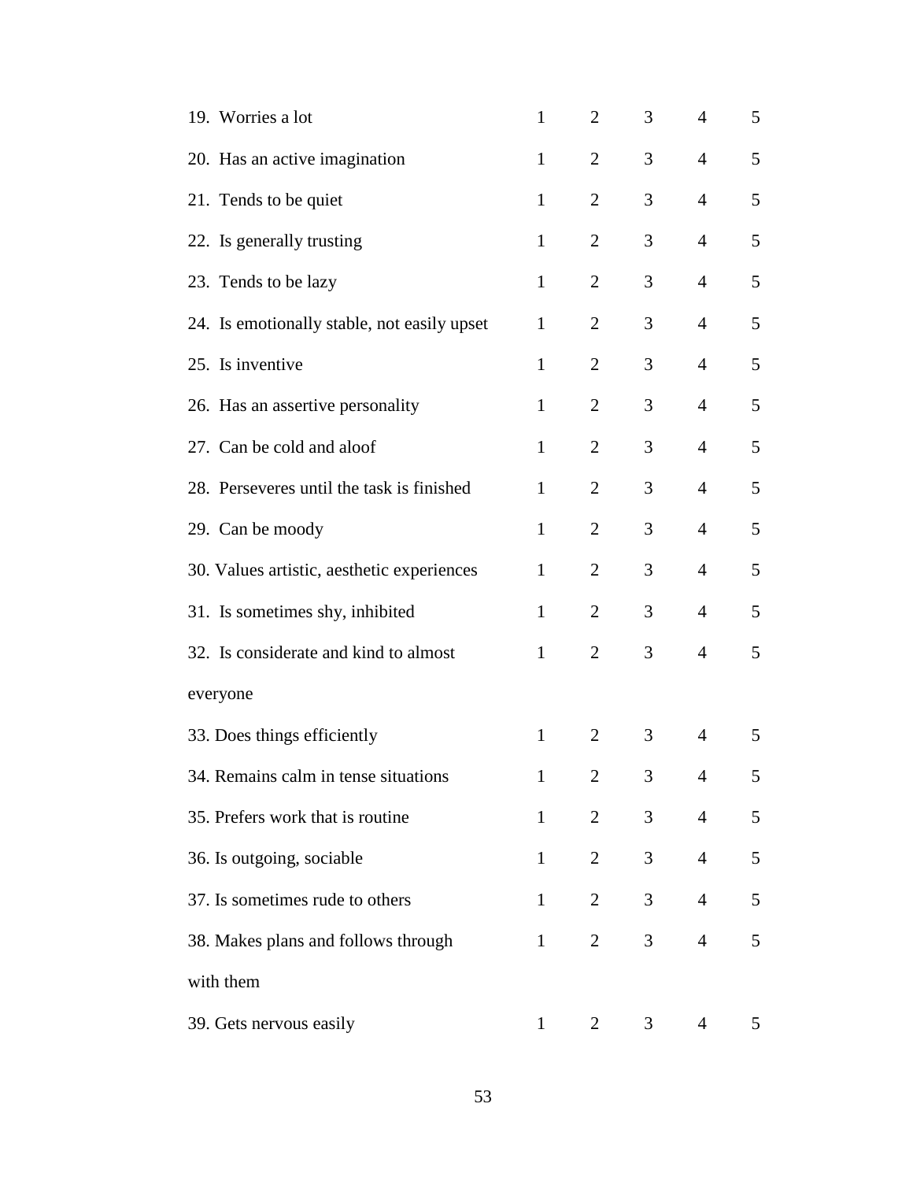| | | | | | |
|---|---|---|---|---|---|
| 19. Worries a lot | 1 | 2 | 3 | 4 | 5 |
| 20. Has an active imagination | 1 | 2 | 3 | 4 | 5 |
| 21. Tends to be quiet | 1 | 2 | 3 | 4 | 5 |
| 22. Is generally trusting | 1 | 2 | 3 | 4 | 5 |
| 23. Tends to be lazy | 1 | 2 | 3 | 4 | 5 |
| 24. Is emotionally stable, not easily upset | 1 | 2 | 3 | 4 | 5 |
| 25. Is inventive | 1 | 2 | 3 | 4 | 5 |
| 26. Has an assertive personality | 1 | 2 | 3 | 4 | 5 |
| 27. Can be cold and aloof | 1 | 2 | 3 | 4 | 5 |
| 28. Perseveres until the task is finished | 1 | 2 | 3 | 4 | 5 |
| 29. Can be moody | 1 | 2 | 3 | 4 | 5 |
| 30. Values artistic, aesthetic experiences | 1 | 2 | 3 | 4 | 5 |
| 31. Is sometimes shy, inhibited | 1 | 2 | 3 | 4 | 5 |
| 32. Is considerate and kind to almost everyone | 1 | 2 | 3 | 4 | 5 |
| 33. Does things efficiently | 1 | 2 | 3 | 4 | 5 |
| 34. Remains calm in tense situations | 1 | 2 | 3 | 4 | 5 |
| 35. Prefers work that is routine | 1 | 2 | 3 | 4 | 5 |
| 36. Is outgoing, sociable | 1 | 2 | 3 | 4 | 5 |
| 37. Is sometimes rude to others | 1 | 2 | 3 | 4 | 5 |
| 38. Makes plans and follows through with them | 1 | 2 | 3 | 4 | 5 |
| 39. Gets nervous easily | 1 | 2 | 3 | 4 | 5 |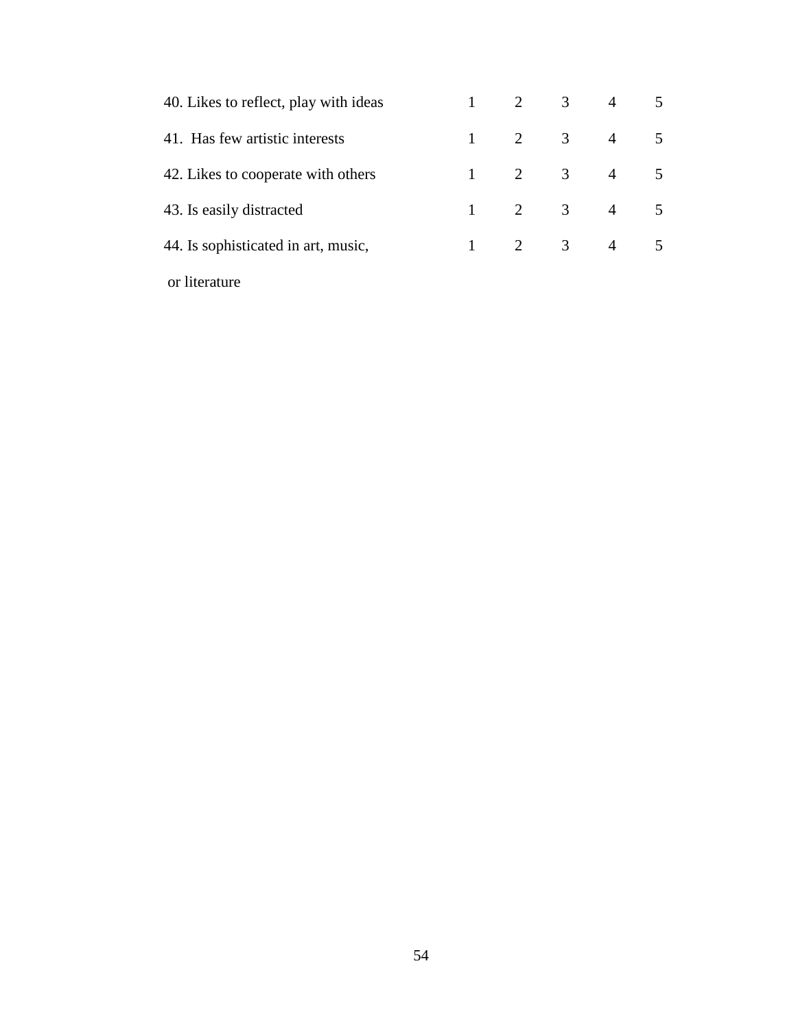| | | | | | |
|---|---|---|---|---|---|
| 40. Likes to reflect, play with ideas | 1 | 2 | 3 | 4 | 5 |
| 41. Has few artistic interests | 1 | 2 | 3 | 4 | 5 |
| 42. Likes to cooperate with others | 1 | 2 | 3 | 4 | 5 |
| 43. Is easily distracted | 1 | 2 | 3 | 4 | 5 |
| 44. Is sophisticated in art, music, or literature | 1 | 2 | 3 | 4 | 5 |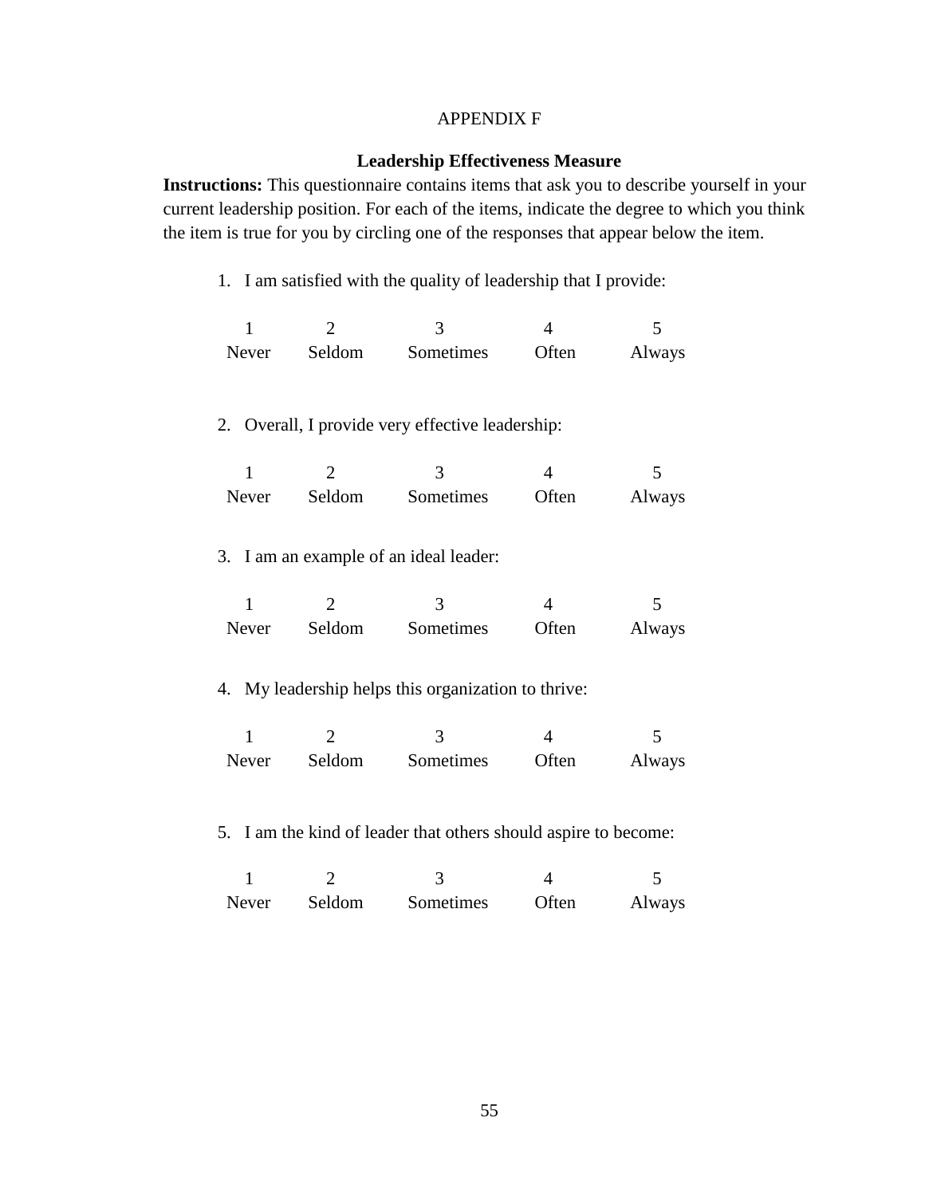APPENDIX F

## Leadership Effectiveness Measure

**Instructions:** This questionnaire contains items that ask you to describe yourself in your current leadership position. For each of the items, indicate the degree to which you think the item is true for you by circling one of the responses that appear below the item.

1. I am satisfied with the quality of leadership that I provide:

| 1 | 2 | 3 | 4 | 5 |
|---|---|---|---|---|
| Never | Seldom | Sometimes | Often | Always |

2. Overall, I provide very effective leadership:

| 1 | 2 | 3 | 4 | 5 |
|---|---|---|---|---|
| Never | Seldom | Sometimes | Often | Always |

3. I am an example of an ideal leader:

| 1 | 2 | 3 | 4 | 5 |
|---|---|---|---|---|
| Never | Seldom | Sometimes | Often | Always |

4. My leadership helps this organization to thrive:

| 1 | 2 | 3 | 4 | 5 |
|---|---|---|---|---|
| Never | Seldom | Sometimes | Often | Always |

5. I am the kind of leader that others should aspire to become:

| 1 | 2 | 3 | 4 | 5 |
|---|---|---|---|---|
| Never | Seldom | Sometimes | Often | Always |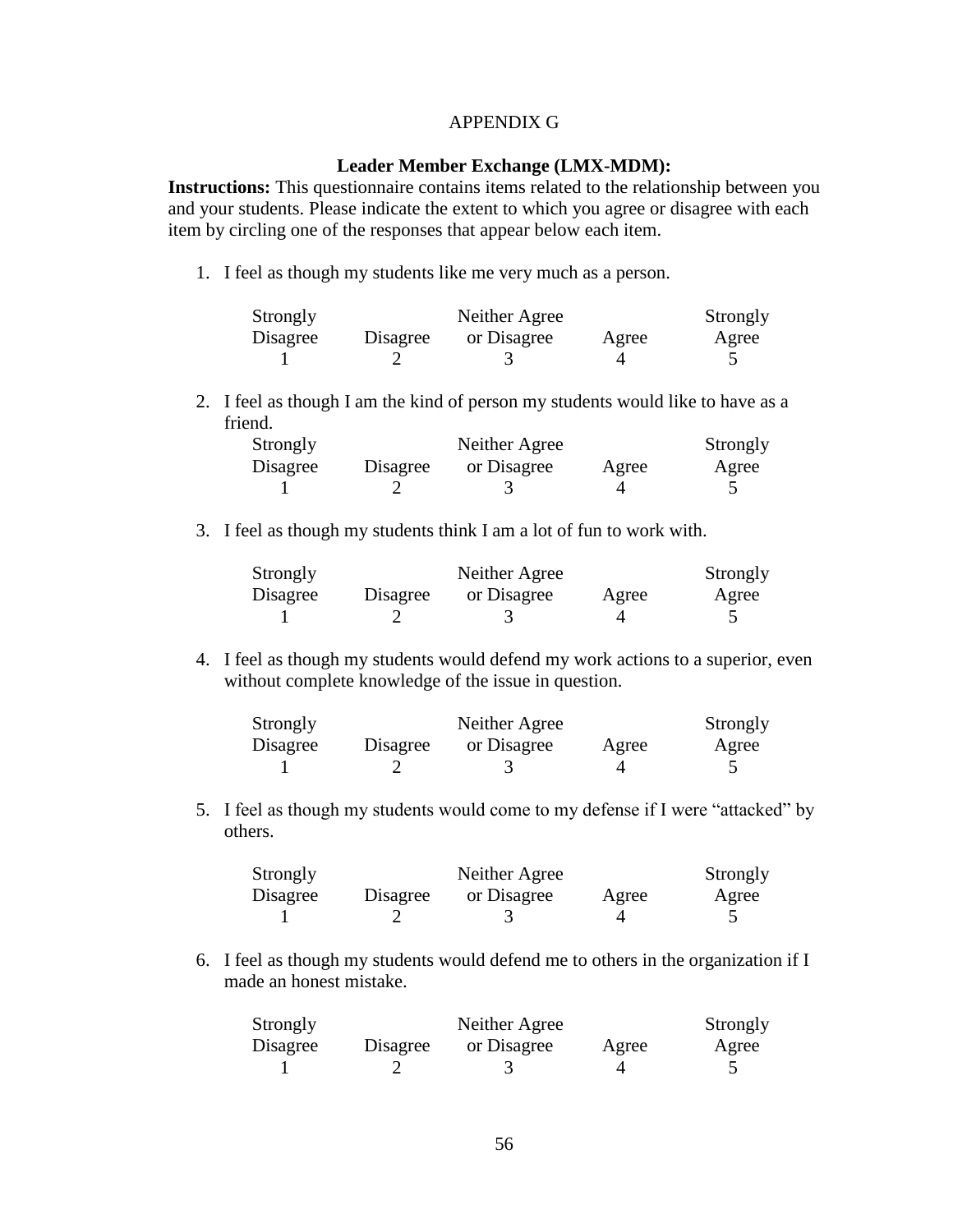APPENDIX G

**Leader Member Exchange (LMX-MDM):**

**Instructions:** This questionnaire contains items related to the relationship between you and your students. Please indicate the extent to which you agree or disagree with each item by circling one of the responses that appear below each item.

1. I feel as though my students like me very much as a person.

| Strongly Disagree | Disagree | Neither Agree or Disagree | Agree | Strongly Agree |
|---|---|---|---|---|
| 1 | 2 | 3 | 4 | 5 |

2. I feel as though I am the kind of person my students would like to have as a friend.

| Strongly Disagree | Disagree | Neither Agree or Disagree | Agree | Strongly Agree |
|---|---|---|---|---|
| 1 | 2 | 3 | 4 | 5 |

3. I feel as though my students think I am a lot of fun to work with.

| Strongly Disagree | Disagree | Neither Agree or Disagree | Agree | Strongly Agree |
|---|---|---|---|---|
| 1 | 2 | 3 | 4 | 5 |

4. I feel as though my students would defend my work actions to a superior, even without complete knowledge of the issue in question.

| Strongly Disagree | Disagree | Neither Agree or Disagree | Agree | Strongly Agree |
|---|---|---|---|---|
| 1 | 2 | 3 | 4 | 5 |

5. I feel as though my students would come to my defense if I were "attacked" by others.

| Strongly Disagree | Disagree | Neither Agree or Disagree | Agree | Strongly Agree |
|---|---|---|---|---|
| 1 | 2 | 3 | 4 | 5 |

6. I feel as though my students would defend me to others in the organization if I made an honest mistake.

| Strongly Disagree | Disagree | Neither Agree or Disagree | Agree | Strongly Agree |
|---|---|---|---|---|
| 1 | 2 | 3 | 4 | 5 |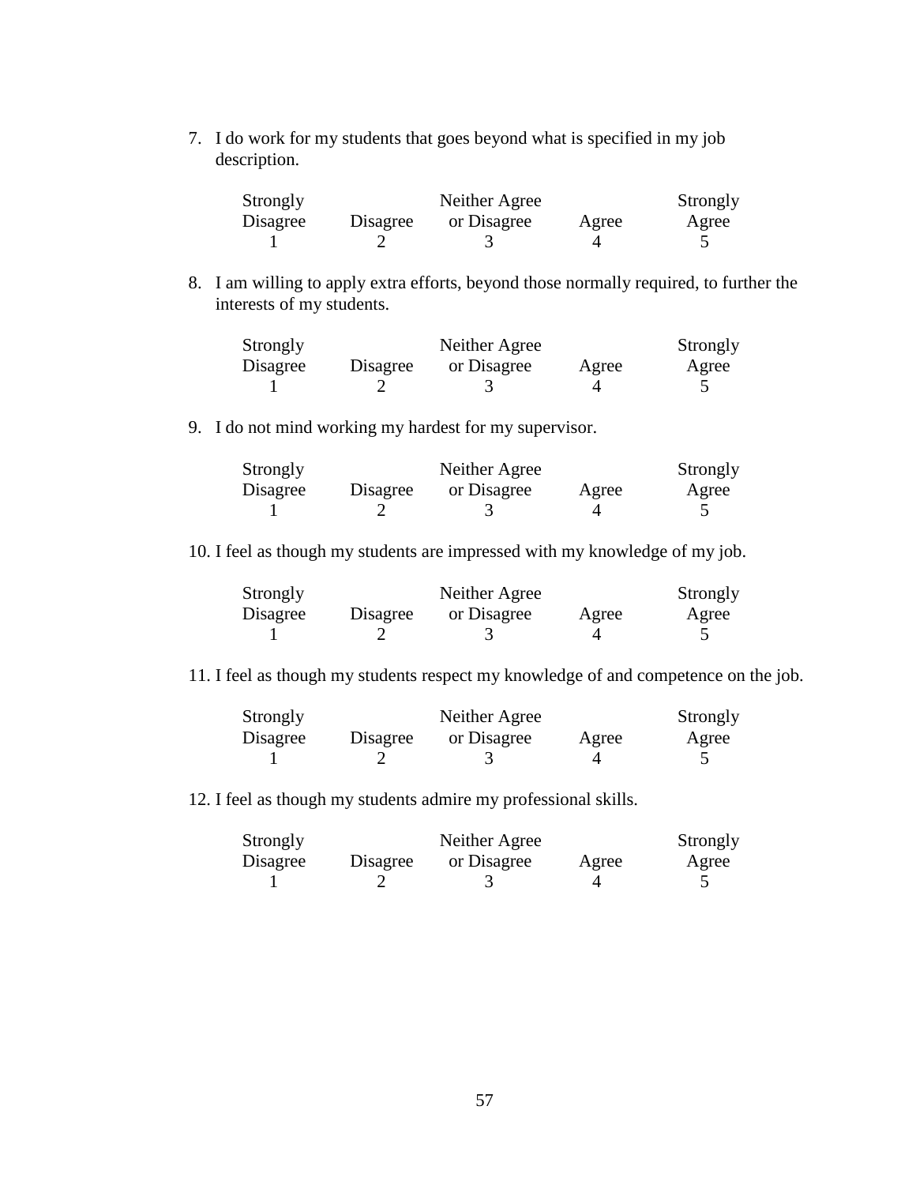7. I do work for my students that goes beyond what is specified in my job description.

| Strongly Disagree | Disagree | Neither Agree or Disagree | Agree | Strongly Agree |
|---|---|---|---|---|
| 1 | 2 | 3 | 4 | 5 |

8. I am willing to apply extra efforts, beyond those normally required, to further the interests of my students.

| Strongly Disagree | Disagree | Neither Agree or Disagree | Agree | Strongly Agree |
|---|---|---|---|---|
| 1 | 2 | 3 | 4 | 5 |

9. I do not mind working my hardest for my supervisor.

| Strongly Disagree | Disagree | Neither Agree or Disagree | Agree | Strongly Agree |
|---|---|---|---|---|
| 1 | 2 | 3 | 4 | 5 |

10. I feel as though my students are impressed with my knowledge of my job.

| Strongly Disagree | Disagree | Neither Agree or Disagree | Agree | Strongly Agree |
|---|---|---|---|---|
| 1 | 2 | 3 | 4 | 5 |

11. I feel as though my students respect my knowledge of and competence on the job.

| Strongly Disagree | Disagree | Neither Agree or Disagree | Agree | Strongly Agree |
|---|---|---|---|---|
| 1 | 2 | 3 | 4 | 5 |

12. I feel as though my students admire my professional skills.

| Strongly Disagree | Disagree | Neither Agree or Disagree | Agree | Strongly Agree |
|---|---|---|---|---|
| 1 | 2 | 3 | 4 | 5 |